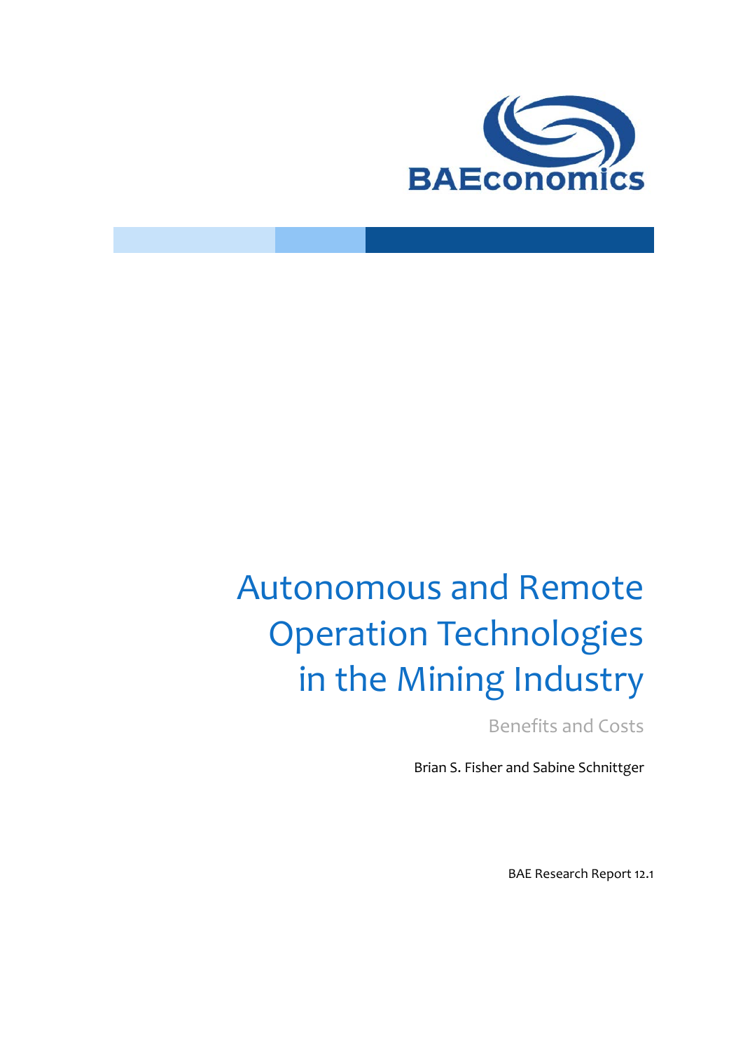BAEconomics

# Autonomous and Remote Operation Technologies in the Mining Industry

## Benefits and Costs

Brian S. Fisher and Sabine Schnittger

BAE Research Report 12.1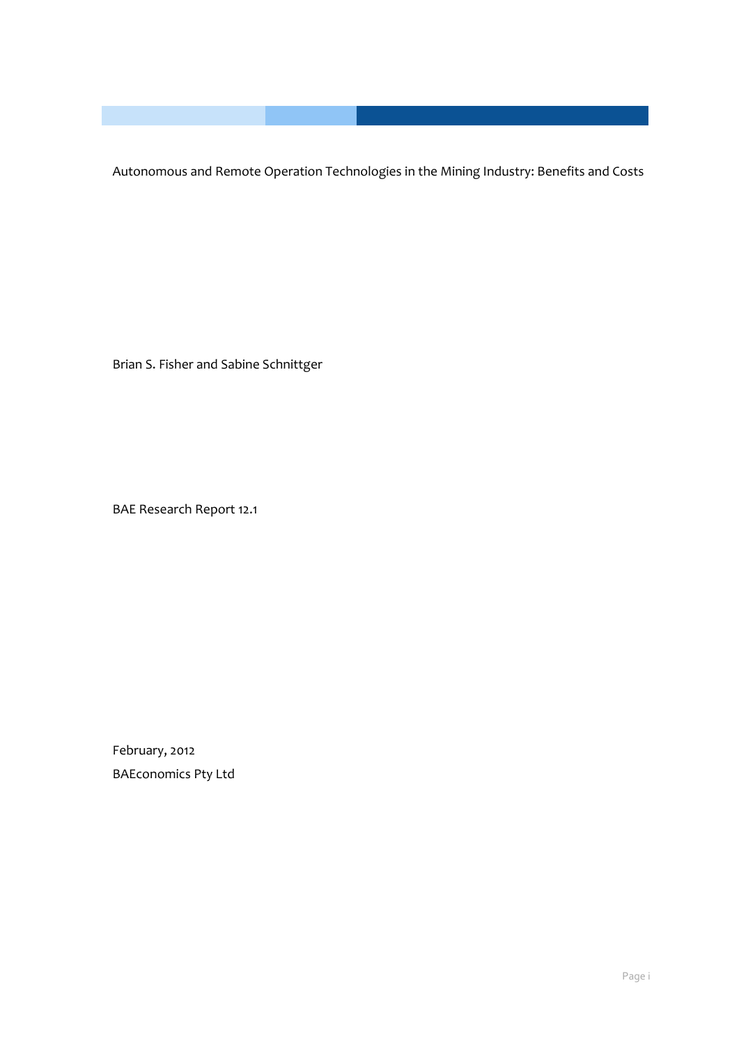# Autonomous and Remote Operation Technologies in the Mining Industry: Benefits and Costs

Brian S. Fisher and Sabine Schnittger

BAE Research Report 12.1

February, 2012

BAEconomics Pty Ltd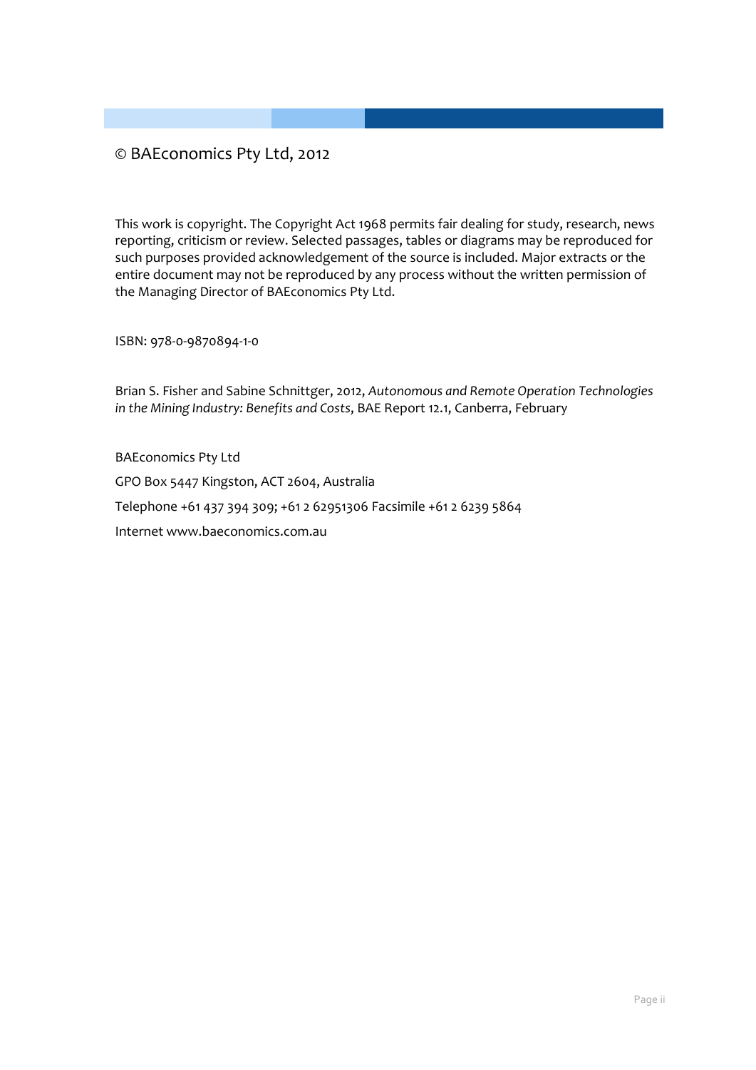© BAEconomics Pty Ltd, 2012

This work is copyright. The Copyright Act 1968 permits fair dealing for study, research, news reporting, criticism or review. Selected passages, tables or diagrams may be reproduced for such purposes provided acknowledgement of the source is included. Major extracts or the entire document may not be reproduced by any process without the written permission of the Managing Director of BAEconomics Pty Ltd.

ISBN: 978-0-9870894-1-0

Brian S. Fisher and Sabine Schnittger, 2012, *Autonomous and Remote Operation Technologies in the Mining Industry: Benefits and Costs*, BAE Report 12.1, Canberra, February

BAEconomics Pty Ltd

GPO Box 5447 Kingston, ACT 2604, Australia

Telephone +61 437 394 309; +61 2 62951306 Facsimile +61 2 6239 5864

Internet www.baeconomics.com.au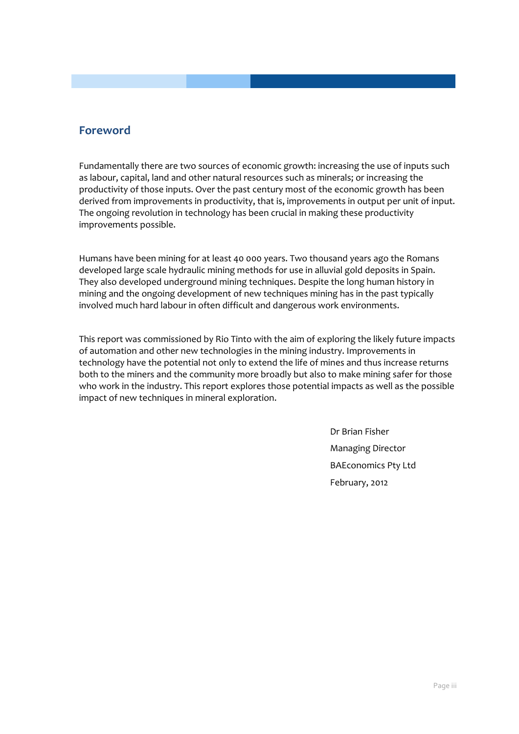## Foreword

Fundamentally there are two sources of economic growth: increasing the use of inputs such as labour, capital, land and other natural resources such as minerals; or increasing the productivity of those inputs. Over the past century most of the economic growth has been derived from improvements in productivity, that is, improvements in output per unit of input. The ongoing revolution in technology has been crucial in making these productivity improvements possible.

Humans have been mining for at least 40 000 years. Two thousand years ago the Romans developed large scale hydraulic mining methods for use in alluvial gold deposits in Spain. They also developed underground mining techniques. Despite the long human history in mining and the ongoing development of new techniques mining has in the past typically involved much hard labour in often difficult and dangerous work environments.

This report was commissioned by Rio Tinto with the aim of exploring the likely future impacts of automation and other new technologies in the mining industry. Improvements in technology have the potential not only to extend the life of mines and thus increase returns both to the miners and the community more broadly but also to make mining safer for those who work in the industry. This report explores those potential impacts as well as the possible impact of new techniques in mineral exploration.

Dr Brian Fisher
Managing Director
BAEconomics Pty Ltd
February, 2012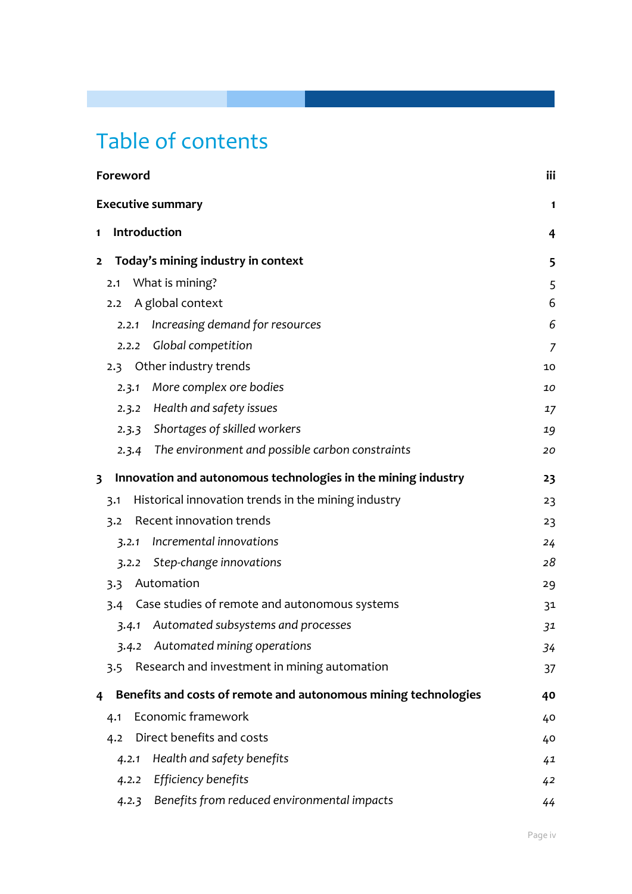# Table of contents

| | |
|---|---|
| **Foreword** | **iii** |
| **Executive summary** | **1** |
| **1 Introduction** | **4** |
| **2 Today's mining industry in context** | **5** |
| 2.1 What is mining? | 5 |
| 2.2 A global context | 6 |
| *2.2.1 Increasing demand for resources* | *6* |
| *2.2.2 Global competition* | *7* |
| 2.3 Other industry trends | 10 |
| *2.3.1 More complex ore bodies* | *10* |
| *2.3.2 Health and safety issues* | *17* |
| *2.3.3 Shortages of skilled workers* | *19* |
| *2.3.4 The environment and possible carbon constraints* | *20* |
| **3 Innovation and autonomous technologies in the mining industry** | **23** |
| 3.1 Historical innovation trends in the mining industry | 23 |
| 3.2 Recent innovation trends | 23 |
| *3.2.1 Incremental innovations* | *24* |
| *3.2.2 Step-change innovations* | *28* |
| 3.3 Automation | 29 |
| 3.4 Case studies of remote and autonomous systems | 31 |
| *3.4.1 Automated subsystems and processes* | *31* |
| *3.4.2 Automated mining operations* | *34* |
| 3.5 Research and investment in mining automation | 37 |
| **4 Benefits and costs of remote and autonomous mining technologies** | **40** |
| 4.1 Economic framework | 40 |
| 4.2 Direct benefits and costs | 40 |
| *4.2.1 Health and safety benefits* | *41* |
| *4.2.2 Efficiency benefits* | *42* |
| *4.2.3 Benefits from reduced environmental impacts* | *44* |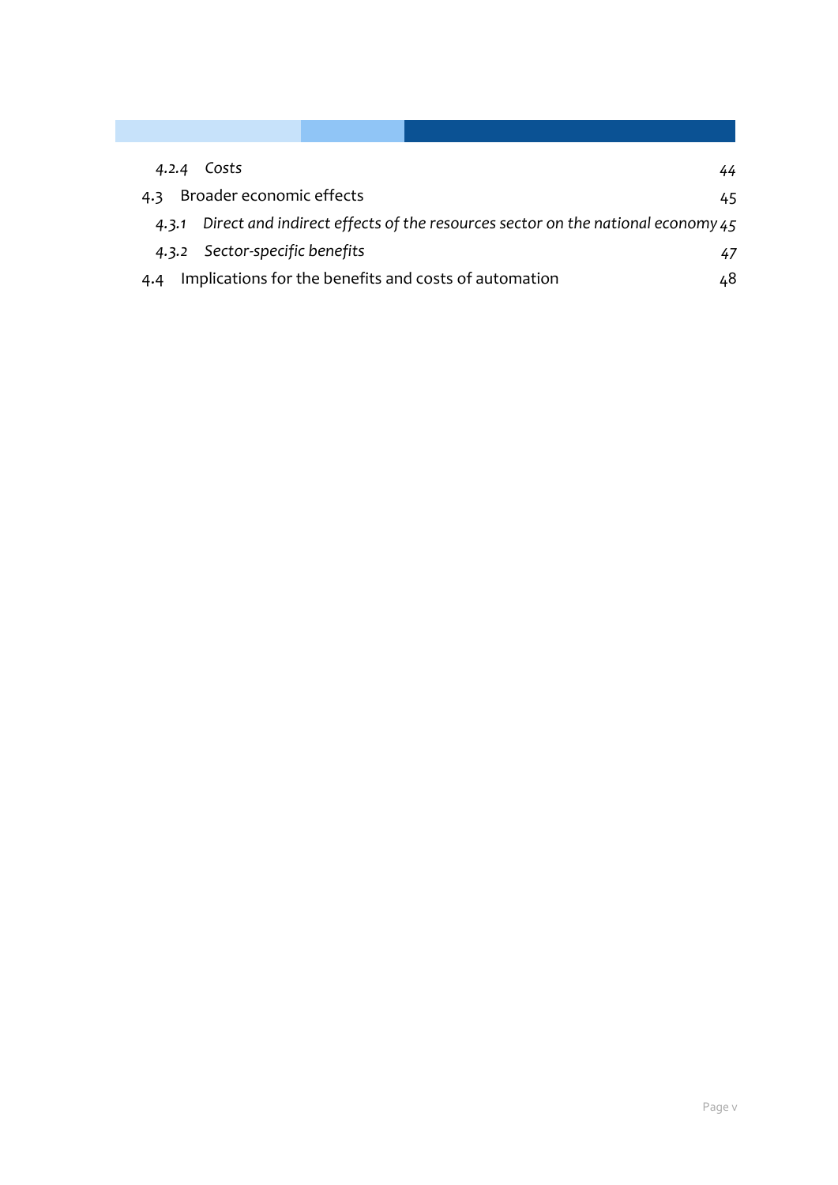*4.2.4 Costs* 44

4.3 Broader economic effects 45

*4.3.1 Direct and indirect effects of the resources sector on the national economy* 45

*4.3.2 Sector-specific benefits* 47

4.4 Implications for the benefits and costs of automation 48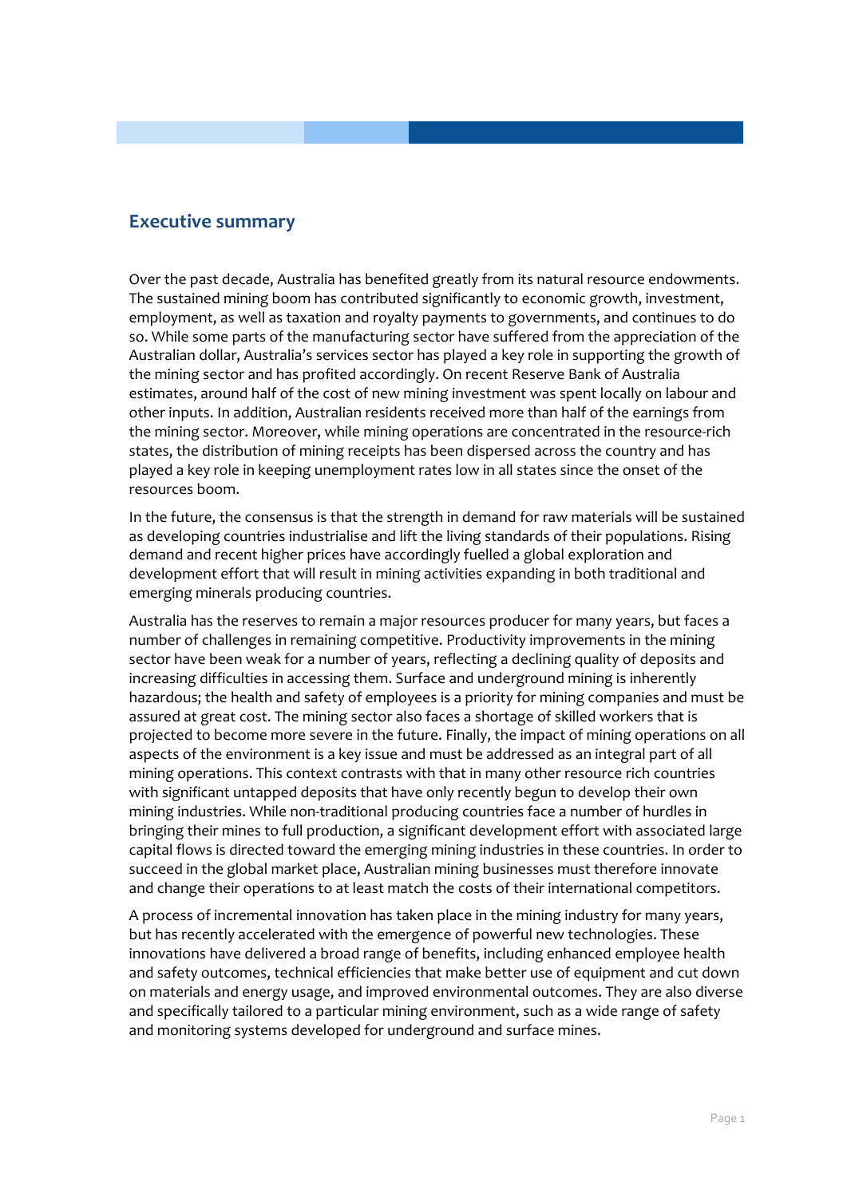## Executive summary

Over the past decade, Australia has benefited greatly from its natural resource endowments. The sustained mining boom has contributed significantly to economic growth, investment, employment, as well as taxation and royalty payments to governments, and continues to do so. While some parts of the manufacturing sector have suffered from the appreciation of the Australian dollar, Australia's services sector has played a key role in supporting the growth of the mining sector and has profited accordingly. On recent Reserve Bank of Australia estimates, around half of the cost of new mining investment was spent locally on labour and other inputs. In addition, Australian residents received more than half of the earnings from the mining sector. Moreover, while mining operations are concentrated in the resource-rich states, the distribution of mining receipts has been dispersed across the country and has played a key role in keeping unemployment rates low in all states since the onset of the resources boom.

In the future, the consensus is that the strength in demand for raw materials will be sustained as developing countries industrialise and lift the living standards of their populations. Rising demand and recent higher prices have accordingly fuelled a global exploration and development effort that will result in mining activities expanding in both traditional and emerging minerals producing countries.

Australia has the reserves to remain a major resources producer for many years, but faces a number of challenges in remaining competitive. Productivity improvements in the mining sector have been weak for a number of years, reflecting a declining quality of deposits and increasing difficulties in accessing them. Surface and underground mining is inherently hazardous; the health and safety of employees is a priority for mining companies and must be assured at great cost. The mining sector also faces a shortage of skilled workers that is projected to become more severe in the future. Finally, the impact of mining operations on all aspects of the environment is a key issue and must be addressed as an integral part of all mining operations. This context contrasts with that in many other resource rich countries with significant untapped deposits that have only recently begun to develop their own mining industries. While non-traditional producing countries face a number of hurdles in bringing their mines to full production, a significant development effort with associated large capital flows is directed toward the emerging mining industries in these countries. In order to succeed in the global market place, Australian mining businesses must therefore innovate and change their operations to at least match the costs of their international competitors.

A process of incremental innovation has taken place in the mining industry for many years, but has recently accelerated with the emergence of powerful new technologies. These innovations have delivered a broad range of benefits, including enhanced employee health and safety outcomes, technical efficiencies that make better use of equipment and cut down on materials and energy usage, and improved environmental outcomes. They are also diverse and specifically tailored to a particular mining environment, such as a wide range of safety and monitoring systems developed for underground and surface mines.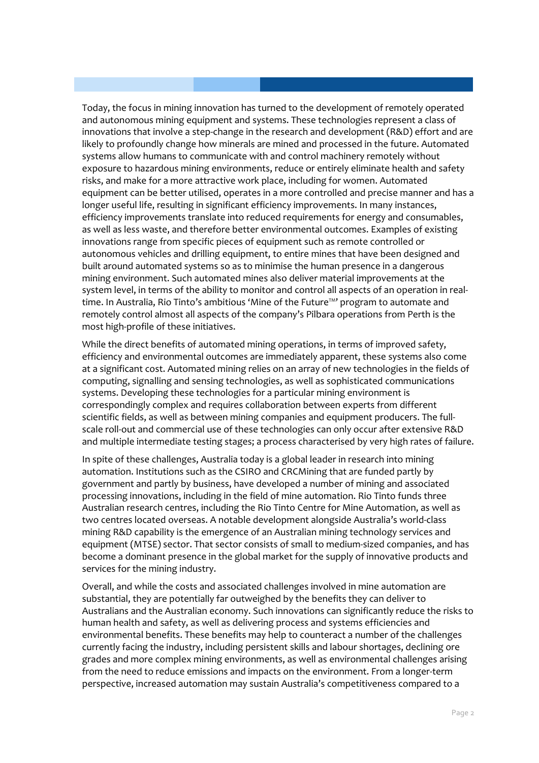Today, the focus in mining innovation has turned to the development of remotely operated and autonomous mining equipment and systems. These technologies represent a class of innovations that involve a step-change in the research and development (R&D) effort and are likely to profoundly change how minerals are mined and processed in the future. Automated systems allow humans to communicate with and control machinery remotely without exposure to hazardous mining environments, reduce or entirely eliminate health and safety risks, and make for a more attractive work place, including for women. Automated equipment can be better utilised, operates in a more controlled and precise manner and has a longer useful life, resulting in significant efficiency improvements. In many instances, efficiency improvements translate into reduced requirements for energy and consumables, as well as less waste, and therefore better environmental outcomes. Examples of existing innovations range from specific pieces of equipment such as remote controlled or autonomous vehicles and drilling equipment, to entire mines that have been designed and built around automated systems so as to minimise the human presence in a dangerous mining environment. Such automated mines also deliver material improvements at the system level, in terms of the ability to monitor and control all aspects of an operation in real-time. In Australia, Rio Tinto's ambitious 'Mine of the Future™' program to automate and remotely control almost all aspects of the company's Pilbara operations from Perth is the most high-profile of these initiatives.

While the direct benefits of automated mining operations, in terms of improved safety, efficiency and environmental outcomes are immediately apparent, these systems also come at a significant cost. Automated mining relies on an array of new technologies in the fields of computing, signalling and sensing technologies, as well as sophisticated communications systems. Developing these technologies for a particular mining environment is correspondingly complex and requires collaboration between experts from different scientific fields, as well as between mining companies and equipment producers. The full-scale roll-out and commercial use of these technologies can only occur after extensive R&D and multiple intermediate testing stages; a process characterised by very high rates of failure.

In spite of these challenges, Australia today is a global leader in research into mining automation. Institutions such as the CSIRO and CRCMining that are funded partly by government and partly by business, have developed a number of mining and associated processing innovations, including in the field of mine automation. Rio Tinto funds three Australian research centres, including the Rio Tinto Centre for Mine Automation, as well as two centres located overseas. A notable development alongside Australia's world-class mining R&D capability is the emergence of an Australian mining technology services and equipment (MTSE) sector. That sector consists of small to medium-sized companies, and has become a dominant presence in the global market for the supply of innovative products and services for the mining industry.

Overall, and while the costs and associated challenges involved in mine automation are substantial, they are potentially far outweighed by the benefits they can deliver to Australians and the Australian economy. Such innovations can significantly reduce the risks to human health and safety, as well as delivering process and systems efficiencies and environmental benefits. These benefits may help to counteract a number of the challenges currently facing the industry, including persistent skills and labour shortages, declining ore grades and more complex mining environments, as well as environmental challenges arising from the need to reduce emissions and impacts on the environment. From a longer-term perspective, increased automation may sustain Australia's competitiveness compared to a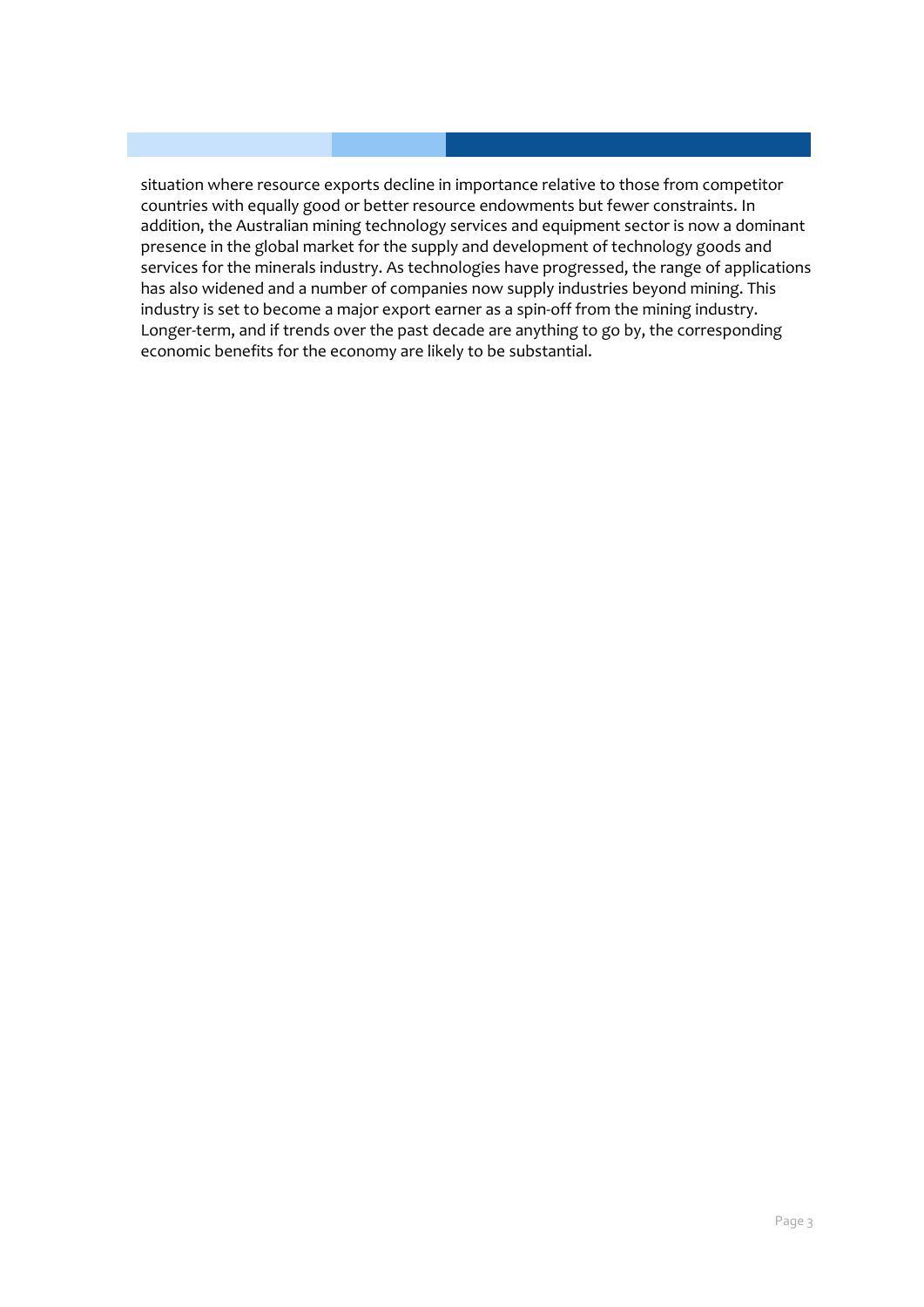situation where resource exports decline in importance relative to those from competitor countries with equally good or better resource endowments but fewer constraints. In addition, the Australian mining technology services and equipment sector is now a dominant presence in the global market for the supply and development of technology goods and services for the minerals industry. As technologies have progressed, the range of applications has also widened and a number of companies now supply industries beyond mining. This industry is set to become a major export earner as a spin-off from the mining industry. Longer-term, and if trends over the past decade are anything to go by, the corresponding economic benefits for the economy are likely to be substantial.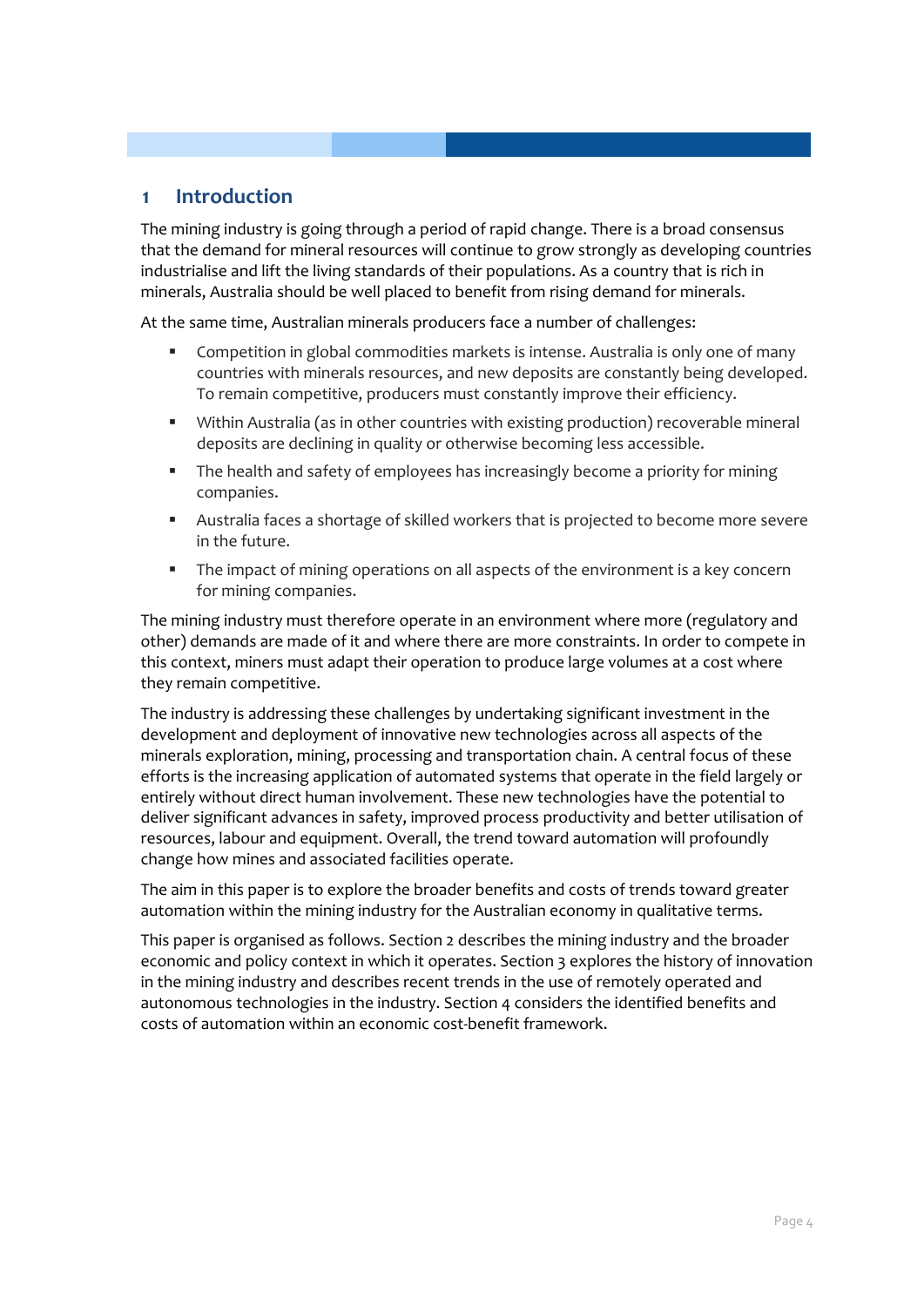# 1 Introduction

The mining industry is going through a period of rapid change. There is a broad consensus that the demand for mineral resources will continue to grow strongly as developing countries industrialise and lift the living standards of their populations. As a country that is rich in minerals, Australia should be well placed to benefit from rising demand for minerals.

At the same time, Australian minerals producers face a number of challenges:

- Competition in global commodities markets is intense. Australia is only one of many countries with minerals resources, and new deposits are constantly being developed. To remain competitive, producers must constantly improve their efficiency.
- Within Australia (as in other countries with existing production) recoverable mineral deposits are declining in quality or otherwise becoming less accessible.
- The health and safety of employees has increasingly become a priority for mining companies.
- Australia faces a shortage of skilled workers that is projected to become more severe in the future.
- The impact of mining operations on all aspects of the environment is a key concern for mining companies.

The mining industry must therefore operate in an environment where more (regulatory and other) demands are made of it and where there are more constraints. In order to compete in this context, miners must adapt their operation to produce large volumes at a cost where they remain competitive.

The industry is addressing these challenges by undertaking significant investment in the development and deployment of innovative new technologies across all aspects of the minerals exploration, mining, processing and transportation chain. A central focus of these efforts is the increasing application of automated systems that operate in the field largely or entirely without direct human involvement. These new technologies have the potential to deliver significant advances in safety, improved process productivity and better utilisation of resources, labour and equipment. Overall, the trend toward automation will profoundly change how mines and associated facilities operate.

The aim in this paper is to explore the broader benefits and costs of trends toward greater automation within the mining industry for the Australian economy in qualitative terms.

This paper is organised as follows. Section 2 describes the mining industry and the broader economic and policy context in which it operates. Section 3 explores the history of innovation in the mining industry and describes recent trends in the use of remotely operated and autonomous technologies in the industry. Section 4 considers the identified benefits and costs of automation within an economic cost-benefit framework.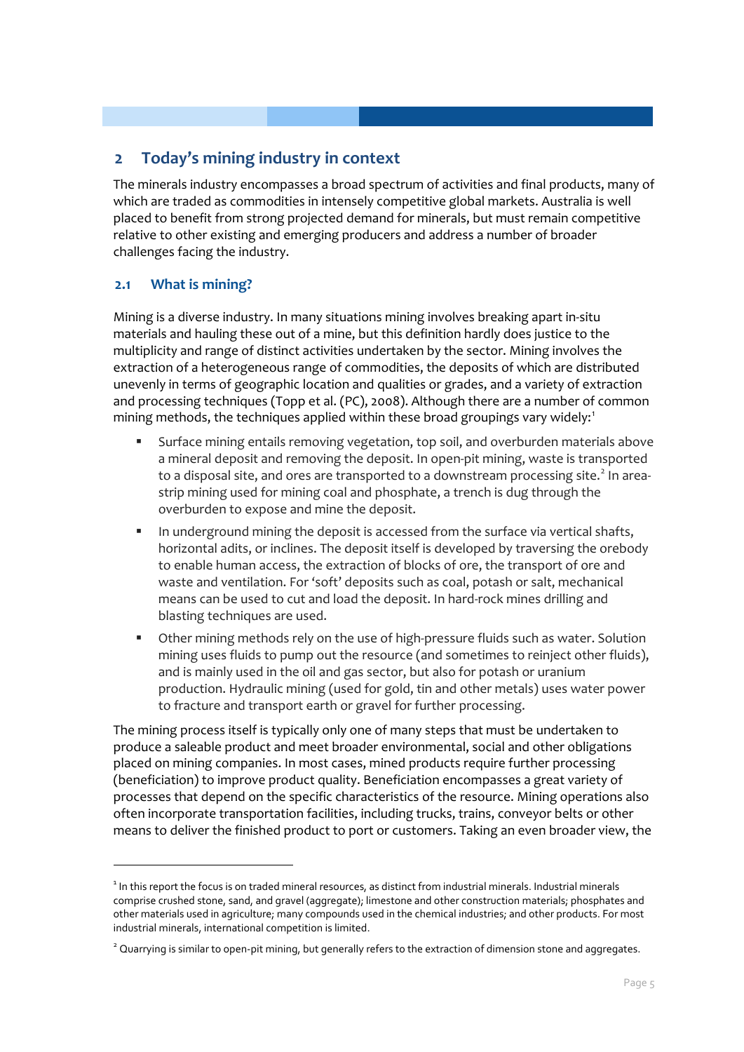## 2 Today's mining industry in context

The minerals industry encompasses a broad spectrum of activities and final products, many of which are traded as commodities in intensely competitive global markets. Australia is well placed to benefit from strong projected demand for minerals, but must remain competitive relative to other existing and emerging producers and address a number of broader challenges facing the industry.

### 2.1 What is mining?

Mining is a diverse industry. In many situations mining involves breaking apart in-situ materials and hauling these out of a mine, but this definition hardly does justice to the multiplicity and range of distinct activities undertaken by the sector. Mining involves the extraction of a heterogeneous range of commodities, the deposits of which are distributed unevenly in terms of geographic location and qualities or grades, and a variety of extraction and processing techniques (Topp et al. (PC), 2008). Although there are a number of common mining methods, the techniques applied within these broad groupings vary widely:[1]

- Surface mining entails removing vegetation, top soil, and overburden materials above a mineral deposit and removing the deposit. In open-pit mining, waste is transported to a disposal site, and ores are transported to a downstream processing site.[2] In area-strip mining used for mining coal and phosphate, a trench is dug through the overburden to expose and mine the deposit.
- In underground mining the deposit is accessed from the surface via vertical shafts, horizontal adits, or inclines. The deposit itself is developed by traversing the orebody to enable human access, the extraction of blocks of ore, the transport of ore and waste and ventilation. For 'soft' deposits such as coal, potash or salt, mechanical means can be used to cut and load the deposit. In hard-rock mines drilling and blasting techniques are used.
- Other mining methods rely on the use of high-pressure fluids such as water. Solution mining uses fluids to pump out the resource (and sometimes to reinject other fluids), and is mainly used in the oil and gas sector, but also for potash or uranium production. Hydraulic mining (used for gold, tin and other metals) uses water power to fracture and transport earth or gravel for further processing.

The mining process itself is typically only one of many steps that must be undertaken to produce a saleable product and meet broader environmental, social and other obligations placed on mining companies. In most cases, mined products require further processing (beneficiation) to improve product quality. Beneficiation encompasses a great variety of processes that depend on the specific characteristics of the resource. Mining operations also often incorporate transportation facilities, including trucks, trains, conveyor belts or other means to deliver the finished product to port or customers. Taking an even broader view, the

---

[1] In this report the focus is on traded mineral resources, as distinct from industrial minerals. Industrial minerals comprise crushed stone, sand, and gravel (aggregate); limestone and other construction materials; phosphates and other materials used in agriculture; many compounds used in the chemical industries; and other products. For most industrial minerals, international competition is limited.

[2] Quarrying is similar to open-pit mining, but generally refers to the extraction of dimension stone and aggregates.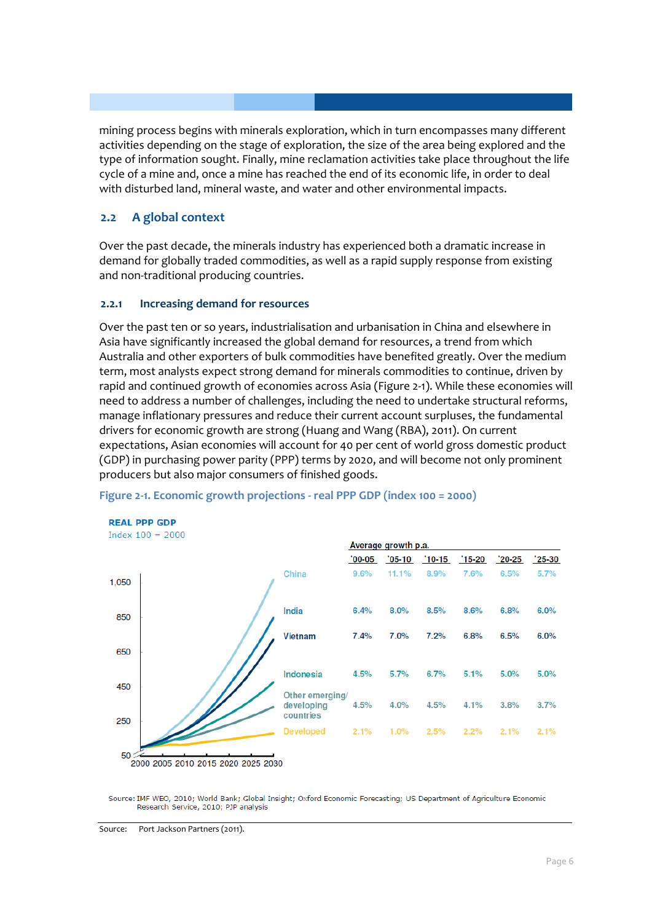mining process begins with minerals exploration, which in turn encompasses many different activities depending on the stage of exploration, the size of the area being explored and the type of information sought. Finally, mine reclamation activities take place throughout the life cycle of a mine and, once a mine has reached the end of its economic life, in order to deal with disturbed land, mineral waste, and water and other environmental impacts.

## 2.2 A global context

Over the past decade, the minerals industry has experienced both a dramatic increase in demand for globally traded commodities, as well as a rapid supply response from existing and non-traditional producing countries.

### 2.2.1 Increasing demand for resources

Over the past ten or so years, industrialisation and urbanisation in China and elsewhere in Asia have significantly increased the global demand for resources, a trend from which Australia and other exporters of bulk commodities have benefited greatly. Over the medium term, most analysts expect strong demand for minerals commodities to continue, driven by rapid and continued growth of economies across Asia (Figure 2-1). While these economies will need to address a number of challenges, including the need to undertake structural reforms, manage inflationary pressures and reduce their current account surpluses, the fundamental drivers for economic growth are strong (Huang and Wang (RBA), 2011). On current expectations, Asian economies will account for 40 per cent of world gross domestic product (GDP) in purchasing power parity (PPP) terms by 2020, and will become not only prominent producers but also major consumers of finished goods.

**Figure 2-1. Economic growth projections - real PPP GDP (index 100 = 2000)**

**REAL PPP GDP**
Index 100 = 2000

Average growth p.a.

| | '00-05 | '05-10 | '10-15 | '15-20 | '20-25 | '25-30 |
|---|---|---|---|---|---|---|
| China | 9.6% | 11.1% | 8.9% | 7.6% | 6.5% | 5.7% |
| India | 6.4% | 8.0% | 8.5% | 8.6% | 6.8% | 6.0% |
| Vietnam | 7.4% | 7.0% | 7.2% | 6.8% | 6.5% | 6.0% |
| Indonesia | 4.5% | 5.7% | 6.7% | 5.1% | 5.0% | 5.0% |
| Other emerging/ developing countries | 4.5% | 4.0% | 4.5% | 4.1% | 3.8% | 3.7% |
| Developed | 2.1% | 1.0% | 2.5% | 2.2% | 2.1% | 2.1% |

Source: IMF WEO, 2010; World Bank; Global Insight; Oxford Economic Forecasting; US Department of Agriculture Economic Research Service, 2010; PJP analysis

Source: Port Jackson Partners (2011).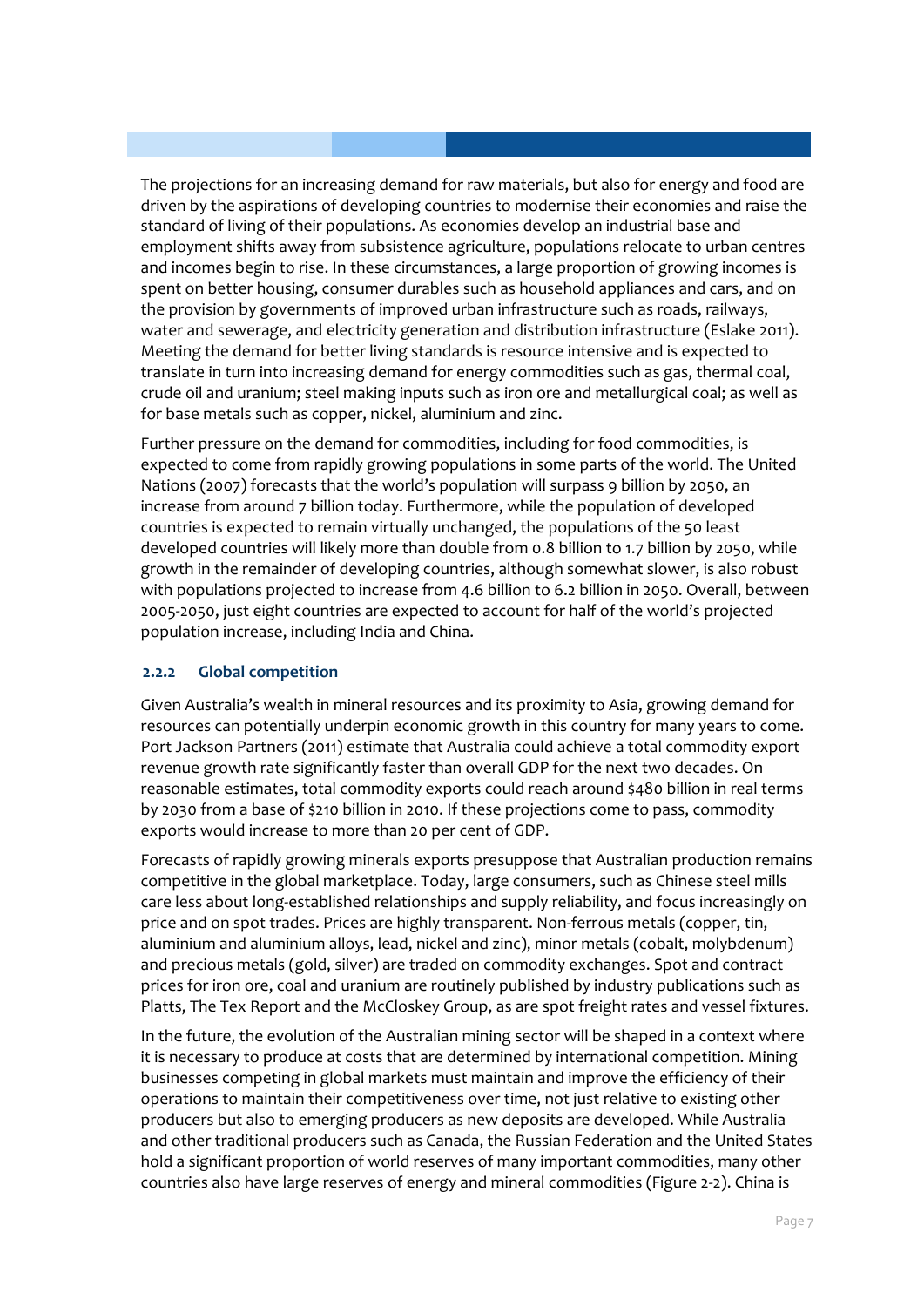The projections for an increasing demand for raw materials, but also for energy and food are driven by the aspirations of developing countries to modernise their economies and raise the standard of living of their populations. As economies develop an industrial base and employment shifts away from subsistence agriculture, populations relocate to urban centres and incomes begin to rise. In these circumstances, a large proportion of growing incomes is spent on better housing, consumer durables such as household appliances and cars, and on the provision by governments of improved urban infrastructure such as roads, railways, water and sewerage, and electricity generation and distribution infrastructure (Eslake 2011). Meeting the demand for better living standards is resource intensive and is expected to translate in turn into increasing demand for energy commodities such as gas, thermal coal, crude oil and uranium; steel making inputs such as iron ore and metallurgical coal; as well as for base metals such as copper, nickel, aluminium and zinc.

Further pressure on the demand for commodities, including for food commodities, is expected to come from rapidly growing populations in some parts of the world. The United Nations (2007) forecasts that the world's population will surpass 9 billion by 2050, an increase from around 7 billion today. Furthermore, while the population of developed countries is expected to remain virtually unchanged, the populations of the 50 least developed countries will likely more than double from 0.8 billion to 1.7 billion by 2050, while growth in the remainder of developing countries, although somewhat slower, is also robust with populations projected to increase from 4.6 billion to 6.2 billion in 2050. Overall, between 2005-2050, just eight countries are expected to account for half of the world's projected population increase, including India and China.

### 2.2.2 Global competition

Given Australia's wealth in mineral resources and its proximity to Asia, growing demand for resources can potentially underpin economic growth in this country for many years to come. Port Jackson Partners (2011) estimate that Australia could achieve a total commodity export revenue growth rate significantly faster than overall GDP for the next two decades. On reasonable estimates, total commodity exports could reach around $480 billion in real terms by 2030 from a base of $210 billion in 2010. If these projections come to pass, commodity exports would increase to more than 20 per cent of GDP.

Forecasts of rapidly growing minerals exports presuppose that Australian production remains competitive in the global marketplace. Today, large consumers, such as Chinese steel mills care less about long-established relationships and supply reliability, and focus increasingly on price and on spot trades. Prices are highly transparent. Non-ferrous metals (copper, tin, aluminium and aluminium alloys, lead, nickel and zinc), minor metals (cobalt, molybdenum) and precious metals (gold, silver) are traded on commodity exchanges. Spot and contract prices for iron ore, coal and uranium are routinely published by industry publications such as Platts, The Tex Report and the McCloskey Group, as are spot freight rates and vessel fixtures.

In the future, the evolution of the Australian mining sector will be shaped in a context where it is necessary to produce at costs that are determined by international competition. Mining businesses competing in global markets must maintain and improve the efficiency of their operations to maintain their competitiveness over time, not just relative to existing other producers but also to emerging producers as new deposits are developed. While Australia and other traditional producers such as Canada, the Russian Federation and the United States hold a significant proportion of world reserves of many important commodities, many other countries also have large reserves of energy and mineral commodities (Figure 2-2). China is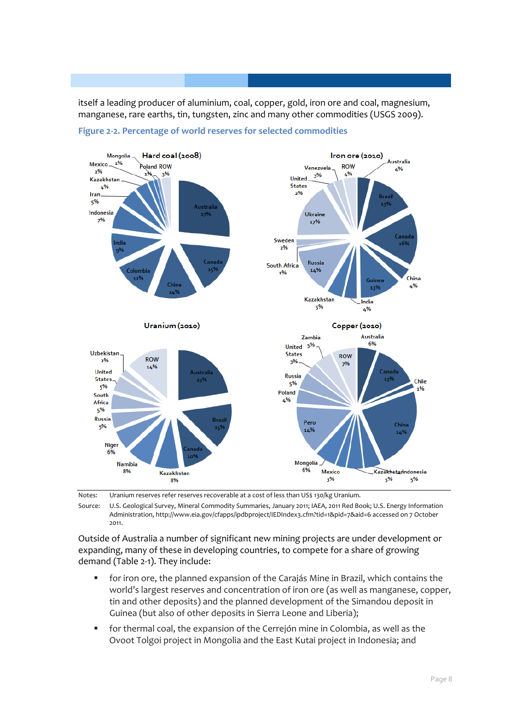itself a leading producer of aluminium, coal, copper, gold, iron ore and coal, magnesium, manganese, rare earths, tin, tungsten, zinc and many other commodities (USGS 2009).

**Figure 2-2. Percentage of world reserves for selected commodities**

Notes: Uranium reserves refer reserves recoverable at a cost of less than US$ 130/kg Uranium.

Source: U.S. Geological Survey, Mineral Commodity Summaries, January 2011; IAEA, 2011 Red Book; U.S. Energy Information Administration, http://www.eia.gov/cfapps/ipdbproject/IEDIndex3.cfm?tid=1&pid=7&aid=6 accessed on 7 October 2011.

Outside of Australia a number of significant new mining projects are under development or expanding, many of these in developing countries, to compete for a share of growing demand (Table 2-1). They include:

- for iron ore, the planned expansion of the Carajás Mine in Brazil, which contains the world's largest reserves and concentration of iron ore (as well as manganese, copper, tin and other deposits) and the planned development of the Simandou deposit in Guinea (but also of other deposits in Sierra Leone and Liberia);
- for thermal coal, the expansion of the Cerrejón mine in Colombia, as well as the Ovoot Tolgoi project in Mongolia and the East Kutai project in Indonesia; and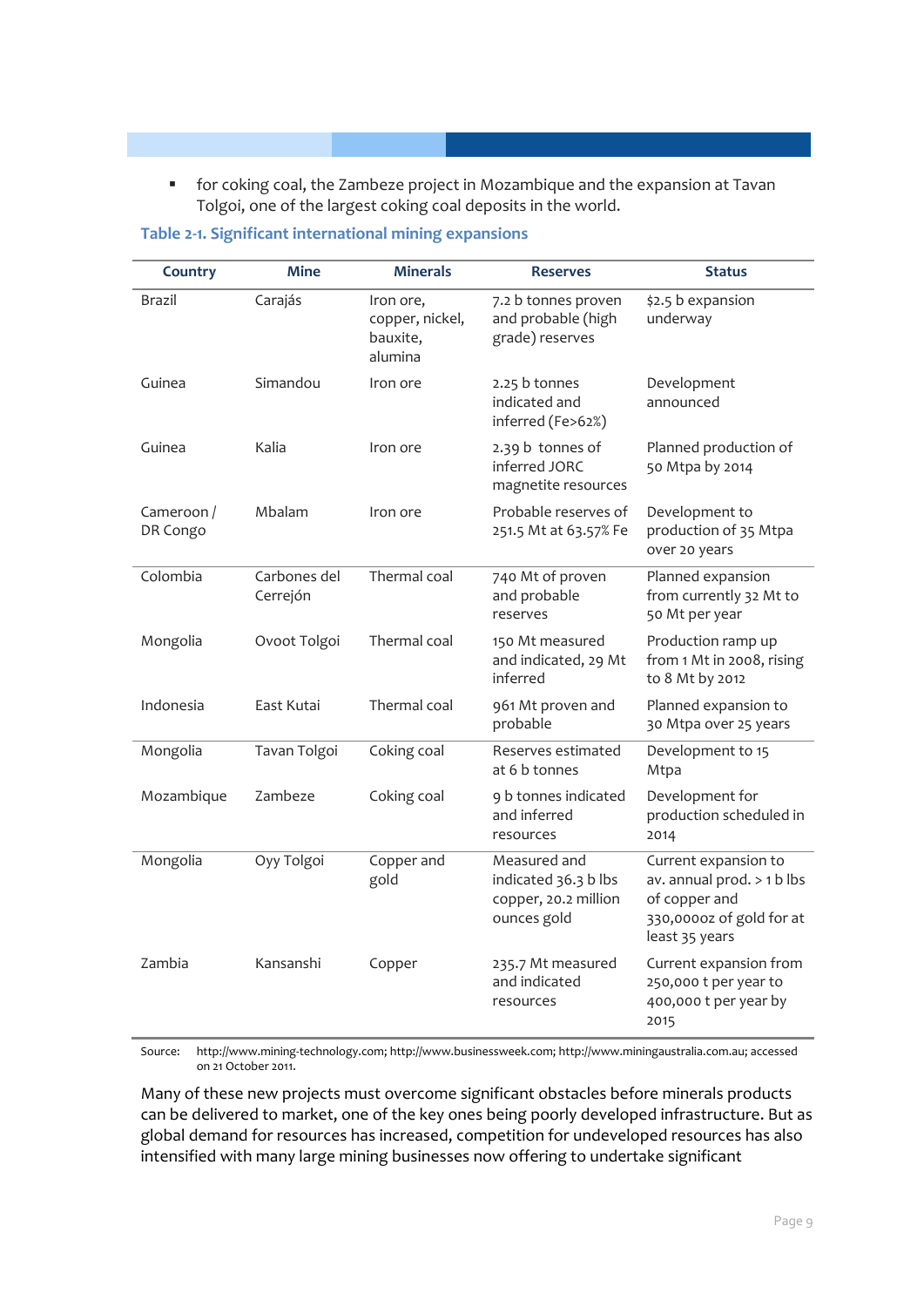- for coking coal, the Zambeze project in Mozambique and the expansion at Tavan Tolgoi, one of the largest coking coal deposits in the world.

**Table 2-1. Significant international mining expansions**

| Country | Mine | Minerals | Reserves | Status |
|---|---|---|---|---|
| Brazil | Carajás | Iron ore, copper, nickel, bauxite, alumina | 7.2 b tonnes proven and probable (high grade) reserves | $2.5 b expansion underway |
| Guinea | Simandou | Iron ore | 2.25 b tonnes indicated and inferred (Fe>62%) | Development announced |
| Guinea | Kalia | Iron ore | 2.39 b tonnes of inferred JORC magnetite resources | Planned production of 50 Mtpa by 2014 |
| Cameroon / DR Congo | Mbalam | Iron ore | Probable reserves of 251.5 Mt at 63.57% Fe | Development to production of 35 Mtpa over 20 years |
| Colombia | Carbones del Cerrejón | Thermal coal | 740 Mt of proven and probable reserves | Planned expansion from currently 32 Mt to 50 Mt per year |
| Mongolia | Ovoot Tolgoi | Thermal coal | 150 Mt measured and indicated, 29 Mt inferred | Production ramp up from 1 Mt in 2008, rising to 8 Mt by 2012 |
| Indonesia | East Kutai | Thermal coal | 961 Mt proven and probable | Planned expansion to 30 Mtpa over 25 years |
| Mongolia | Tavan Tolgoi | Coking coal | Reserves estimated at 6 b tonnes | Development to 15 Mtpa |
| Mozambique | Zambeze | Coking coal | 9 b tonnes indicated and inferred resources | Development for production scheduled in 2014 |
| Mongolia | Oyy Tolgoi | Copper and gold | Measured and indicated 36.3 b lbs copper, 20.2 million ounces gold | Current expansion to av. annual prod. > 1 b lbs of copper and 330,000oz of gold for at least 35 years |
| Zambia | Kansanshi | Copper | 235.7 Mt measured and indicated resources | Current expansion from 250,000 t per year to 400,000 t per year by 2015 |

Source: http://www.mining-technology.com; http://www.businessweek.com; http://www.miningaustralia.com.au; accessed on 21 October 2011.

Many of these new projects must overcome significant obstacles before minerals products can be delivered to market, one of the key ones being poorly developed infrastructure. But as global demand for resources has increased, competition for undeveloped resources has also intensified with many large mining businesses now offering to undertake significant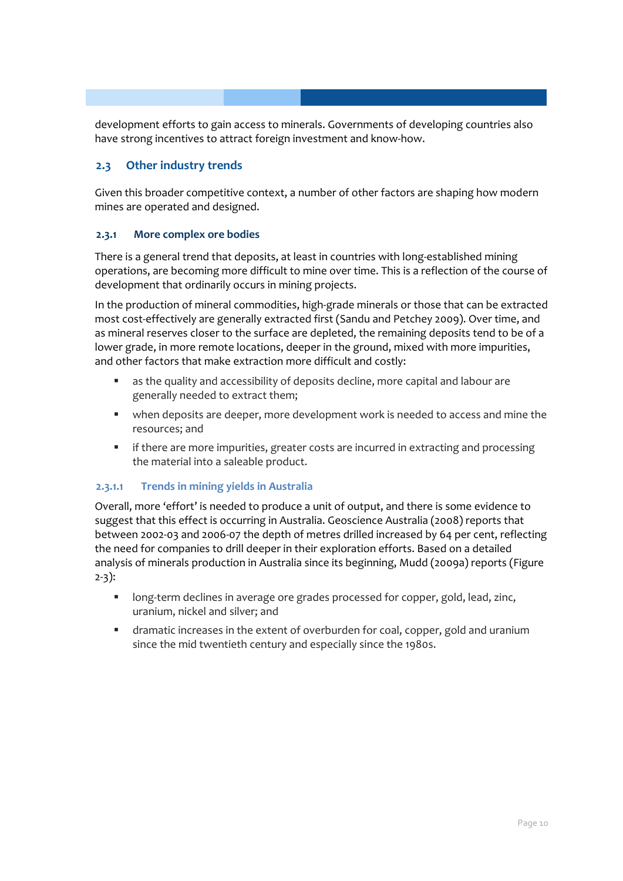development efforts to gain access to minerals. Governments of developing countries also have strong incentives to attract foreign investment and know-how.

## 2.3 Other industry trends

Given this broader competitive context, a number of other factors are shaping how modern mines are operated and designed.

### 2.3.1 More complex ore bodies

There is a general trend that deposits, at least in countries with long-established mining operations, are becoming more difficult to mine over time. This is a reflection of the course of development that ordinarily occurs in mining projects.

In the production of mineral commodities, high-grade minerals or those that can be extracted most cost-effectively are generally extracted first (Sandu and Petchey 2009). Over time, and as mineral reserves closer to the surface are depleted, the remaining deposits tend to be of a lower grade, in more remote locations, deeper in the ground, mixed with more impurities, and other factors that make extraction more difficult and costly:

- as the quality and accessibility of deposits decline, more capital and labour are generally needed to extract them;
- when deposits are deeper, more development work is needed to access and mine the resources; and
- if there are more impurities, greater costs are incurred in extracting and processing the material into a saleable product.

#### 2.3.1.1 Trends in mining yields in Australia

Overall, more 'effort' is needed to produce a unit of output, and there is some evidence to suggest that this effect is occurring in Australia. Geoscience Australia (2008) reports that between 2002-03 and 2006-07 the depth of metres drilled increased by 64 per cent, reflecting the need for companies to drill deeper in their exploration efforts. Based on a detailed analysis of minerals production in Australia since its beginning, Mudd (2009a) reports (Figure 2-3):

- long-term declines in average ore grades processed for copper, gold, lead, zinc, uranium, nickel and silver; and
- dramatic increases in the extent of overburden for coal, copper, gold and uranium since the mid twentieth century and especially since the 1980s.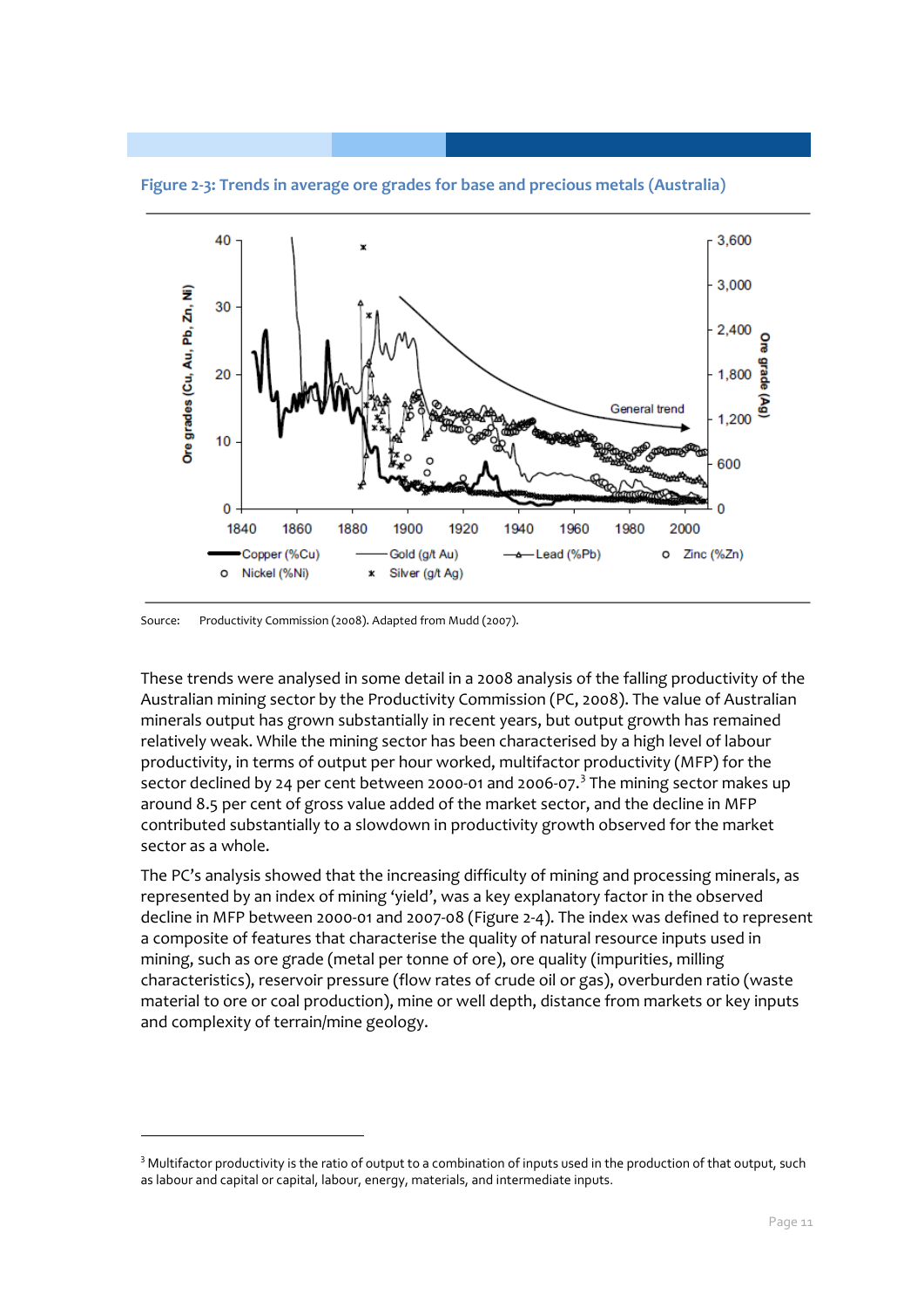**Figure 2-3: Trends in average ore grades for base and precious metals (Australia)**

Source: Productivity Commission (2008). Adapted from Mudd (2007).

These trends were analysed in some detail in a 2008 analysis of the falling productivity of the Australian mining sector by the Productivity Commission (PC, 2008). The value of Australian minerals output has grown substantially in recent years, but output growth has remained relatively weak. While the mining sector has been characterised by a high level of labour productivity, in terms of output per hour worked, multifactor productivity (MFP) for the sector declined by 24 per cent between 2000-01 and 2006-07.[3] The mining sector makes up around 8.5 per cent of gross value added of the market sector, and the decline in MFP contributed substantially to a slowdown in productivity growth observed for the market sector as a whole.

The PC's analysis showed that the increasing difficulty of mining and processing minerals, as represented by an index of mining 'yield', was a key explanatory factor in the observed decline in MFP between 2000-01 and 2007-08 (Figure 2-4). The index was defined to represent a composite of features that characterise the quality of natural resource inputs used in mining, such as ore grade (metal per tonne of ore), ore quality (impurities, milling characteristics), reservoir pressure (flow rates of crude oil or gas), overburden ratio (waste material to ore or coal production), mine or well depth, distance from markets or key inputs and complexity of terrain/mine geology.

[3] Multifactor productivity is the ratio of output to a combination of inputs used in the production of that output, such as labour and capital or capital, labour, energy, materials, and intermediate inputs.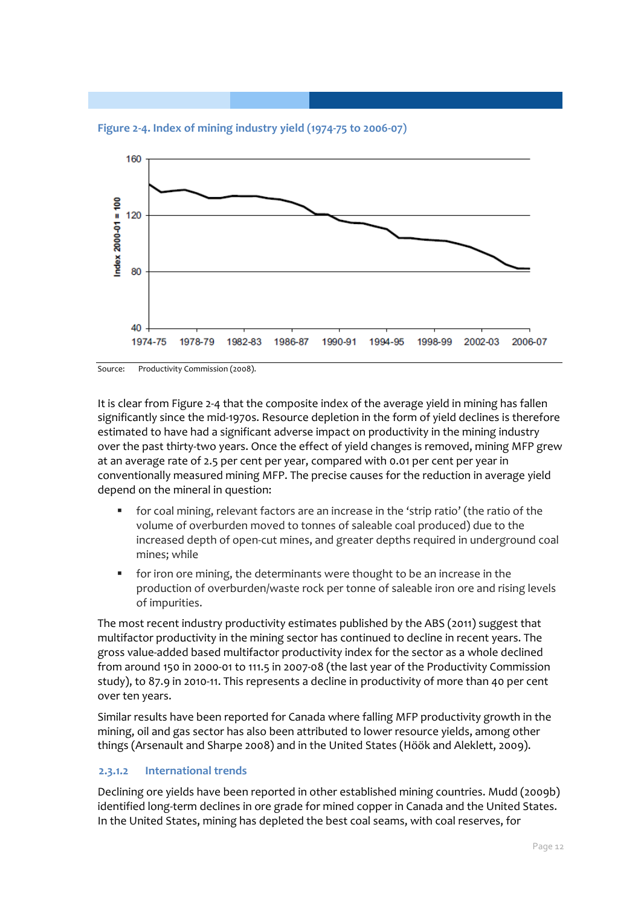Figure 2-4. Index of mining industry yield (1974-75 to 2006-07)

Source: Productivity Commission (2008).

It is clear from Figure 2-4 that the composite index of the average yield in mining has fallen significantly since the mid-1970s. Resource depletion in the form of yield declines is therefore estimated to have had a significant adverse impact on productivity in the mining industry over the past thirty-two years. Once the effect of yield changes is removed, mining MFP grew at an average rate of 2.5 per cent per year, compared with 0.01 per cent per year in conventionally measured mining MFP. The precise causes for the reduction in average yield depend on the mineral in question:

- for coal mining, relevant factors are an increase in the 'strip ratio' (the ratio of the volume of overburden moved to tonnes of saleable coal produced) due to the increased depth of open-cut mines, and greater depths required in underground coal mines; while
- for iron ore mining, the determinants were thought to be an increase in the production of overburden/waste rock per tonne of saleable iron ore and rising levels of impurities.

The most recent industry productivity estimates published by the ABS (2011) suggest that multifactor productivity in the mining sector has continued to decline in recent years. The gross value-added based multifactor productivity index for the sector as a whole declined from around 150 in 2000-01 to 111.5 in 2007-08 (the last year of the Productivity Commission study), to 87.9 in 2010-11. This represents a decline in productivity of more than 40 per cent over ten years.

Similar results have been reported for Canada where falling MFP productivity growth in the mining, oil and gas sector has also been attributed to lower resource yields, among other things (Arsenault and Sharpe 2008) and in the United States (Höök and Aleklett, 2009).

### 2.3.1.2 International trends

Declining ore yields have been reported in other established mining countries. Mudd (2009b) identified long-term declines in ore grade for mined copper in Canada and the United States. In the United States, mining has depleted the best coal seams, with coal reserves, for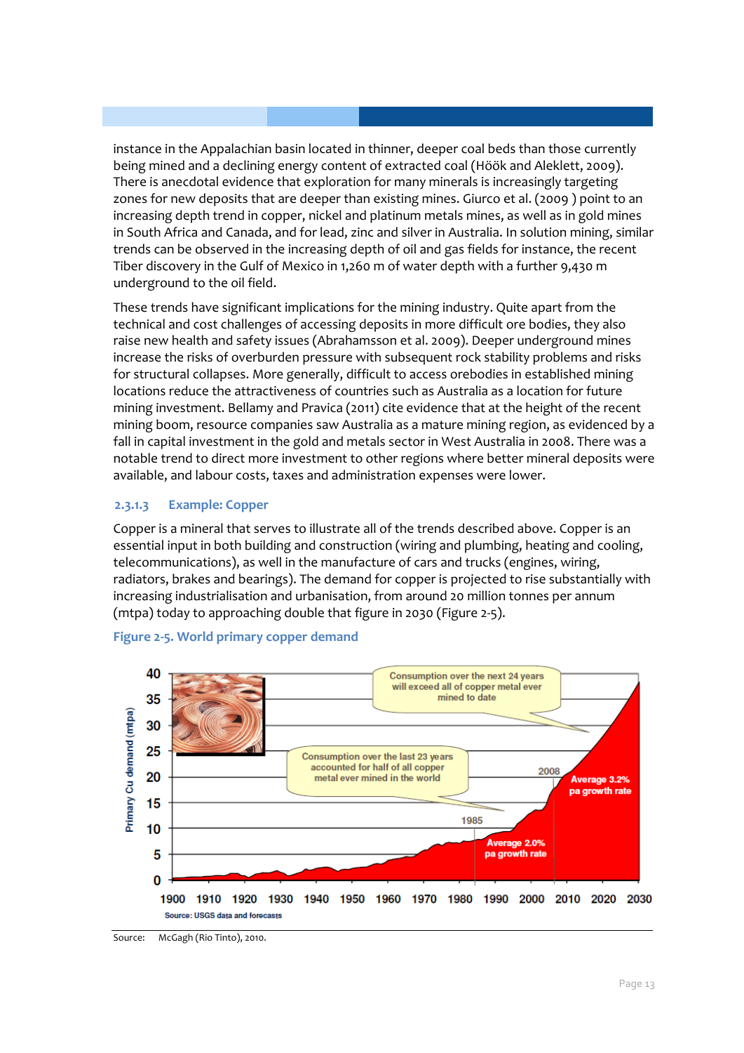instance in the Appalachian basin located in thinner, deeper coal beds than those currently being mined and a declining energy content of extracted coal (Höök and Aleklett, 2009). There is anecdotal evidence that exploration for many minerals is increasingly targeting zones for new deposits that are deeper than existing mines. Giurco et al. (2009 ) point to an increasing depth trend in copper, nickel and platinum metals mines, as well as in gold mines in South Africa and Canada, and for lead, zinc and silver in Australia. In solution mining, similar trends can be observed in the increasing depth of oil and gas fields for instance, the recent Tiber discovery in the Gulf of Mexico in 1,260 m of water depth with a further 9,430 m underground to the oil field.

These trends have significant implications for the mining industry. Quite apart from the technical and cost challenges of accessing deposits in more difficult ore bodies, they also raise new health and safety issues (Abrahamsson et al. 2009). Deeper underground mines increase the risks of overburden pressure with subsequent rock stability problems and risks for structural collapses. More generally, difficult to access orebodies in established mining locations reduce the attractiveness of countries such as Australia as a location for future mining investment. Bellamy and Pravica (2011) cite evidence that at the height of the recent mining boom, resource companies saw Australia as a mature mining region, as evidenced by a fall in capital investment in the gold and metals sector in West Australia in 2008. There was a notable trend to direct more investment to other regions where better mineral deposits were available, and labour costs, taxes and administration expenses were lower.

### 2.3.1.3 Example: Copper

Copper is a mineral that serves to illustrate all of the trends described above. Copper is an essential input in both building and construction (wiring and plumbing, heating and cooling, telecommunications), as well in the manufacture of cars and trucks (engines, wiring, radiators, brakes and bearings). The demand for copper is projected to rise substantially with increasing industrialisation and urbanisation, from around 20 million tonnes per annum (mtpa) today to approaching double that figure in 2030 (Figure 2-5).

**Figure 2-5. World primary copper demand**

Source: McGagh (Rio Tinto), 2010.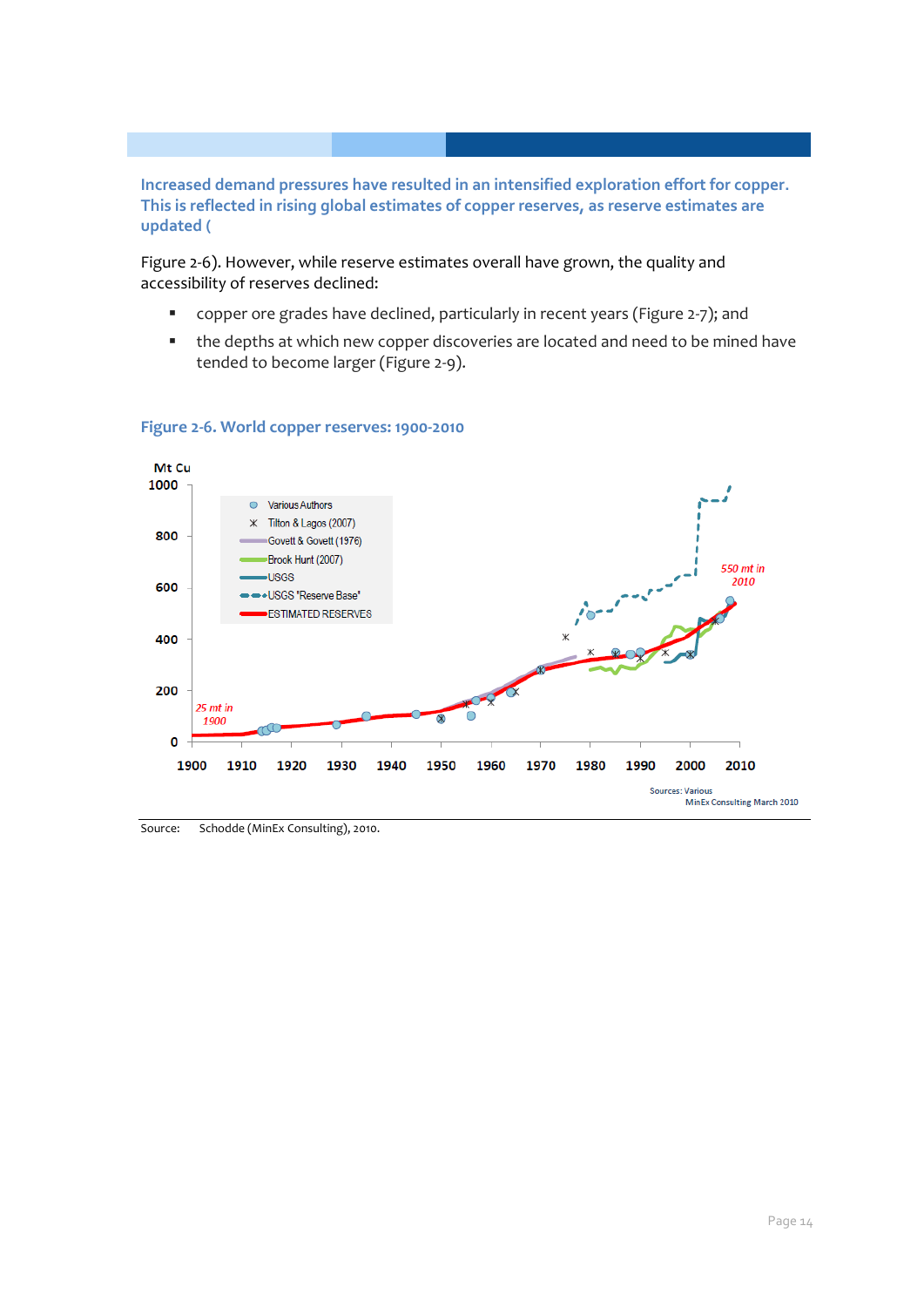**Increased demand pressures have resulted in an intensified exploration effort for copper. This is reflected in rising global estimates of copper reserves, as reserve estimates are updated (**

Figure 2-6). However, while reserve estimates overall have grown, the quality and accessibility of reserves declined:

- copper ore grades have declined, particularly in recent years (Figure 2-7); and
- the depths at which new copper discoveries are located and need to be mined have tended to become larger (Figure 2-9).

### Figure 2-6. World copper reserves: 1900-2010

Source: Schodde (MinEx Consulting), 2010.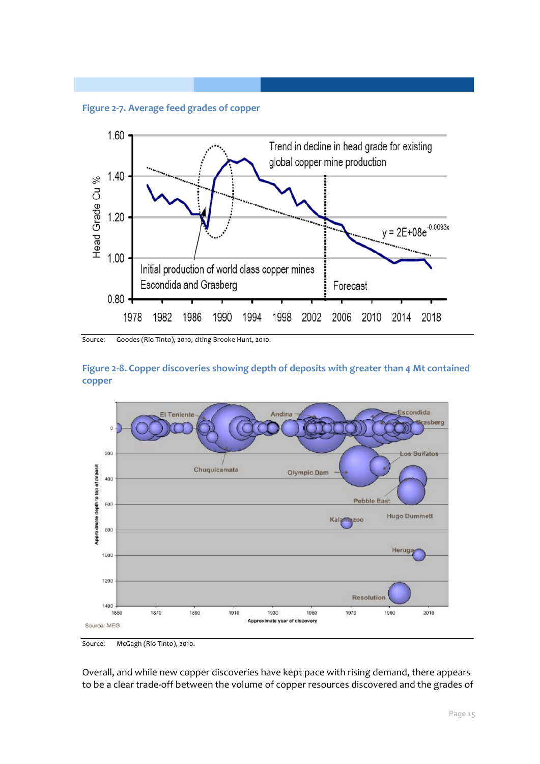**Figure 2-7. Average feed grades of copper**

Source: Goodes (Rio Tinto), 2010, citing Brooke Hunt, 2010.

**Figure 2-8. Copper discoveries showing depth of deposits with greater than 4 Mt contained copper**

Source: McGagh (Rio Tinto), 2010.

Overall, and while new copper discoveries have kept pace with rising demand, there appears to be a clear trade-off between the volume of copper resources discovered and the grades of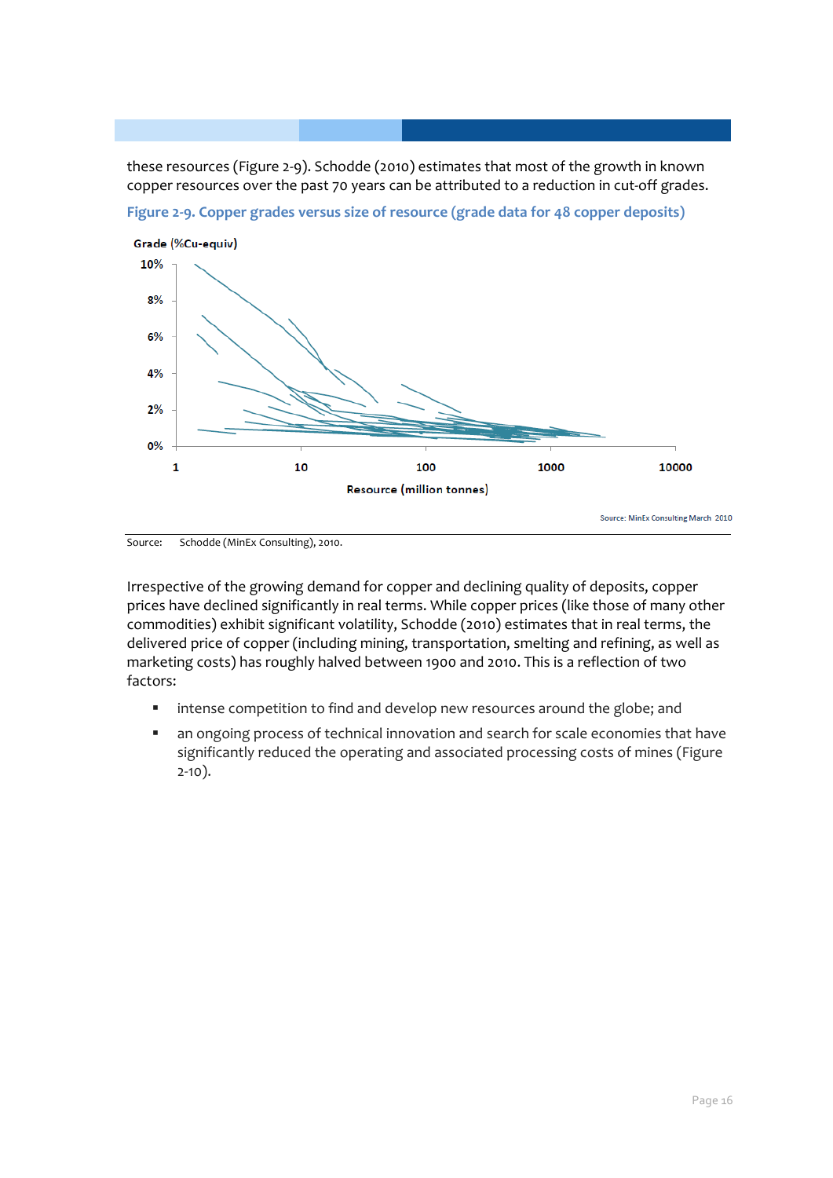these resources (Figure 2-9). Schodde (2010) estimates that most of the growth in known copper resources over the past 70 years can be attributed to a reduction in cut-off grades.

**Figure 2-9. Copper grades versus size of resource (grade data for 48 copper deposits)**

Grade (%Cu-equiv)

Resource (million tonnes)

Source: MinEx Consulting March 2010

Source: Schodde (MinEx Consulting), 2010.

Irrespective of the growing demand for copper and declining quality of deposits, copper prices have declined significantly in real terms. While copper prices (like those of many other commodities) exhibit significant volatility, Schodde (2010) estimates that in real terms, the delivered price of copper (including mining, transportation, smelting and refining, as well as marketing costs) has roughly halved between 1900 and 2010. This is a reflection of two factors:

- intense competition to find and develop new resources around the globe; and
- an ongoing process of technical innovation and search for scale economies that have significantly reduced the operating and associated processing costs of mines (Figure 2-10).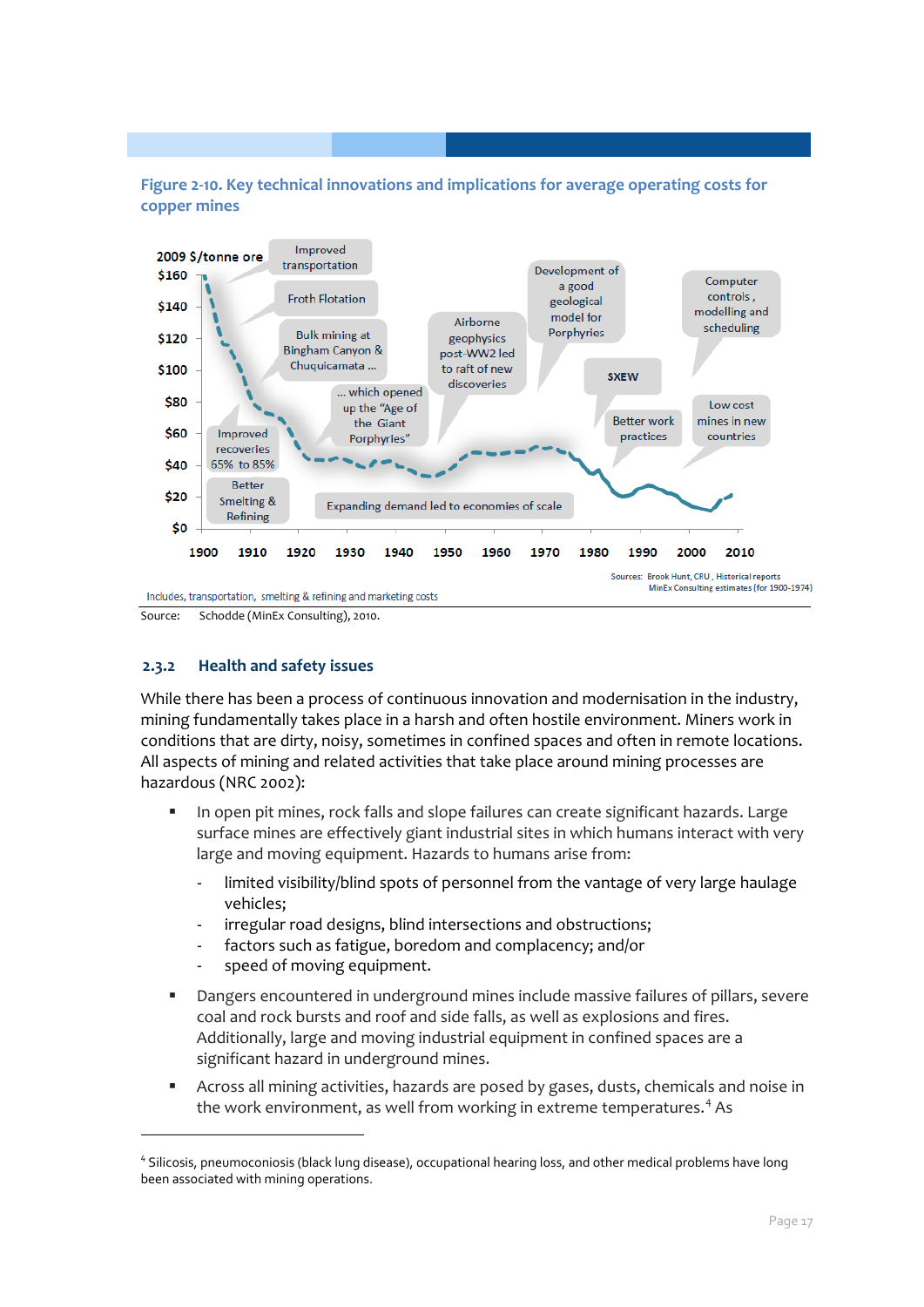**Figure 2-10. Key technical innovations and implications for average operating costs for copper mines**

Source: Schodde (MinEx Consulting), 2010.

### 2.3.2 Health and safety issues

While there has been a process of continuous innovation and modernisation in the industry, mining fundamentally takes place in a harsh and often hostile environment. Miners work in conditions that are dirty, noisy, sometimes in confined spaces and often in remote locations. All aspects of mining and related activities that take place around mining processes are hazardous (NRC 2002):

- In open pit mines, rock falls and slope failures can create significant hazards. Large surface mines are effectively giant industrial sites in which humans interact with very large and moving equipment. Hazards to humans arise from:
  - limited visibility/blind spots of personnel from the vantage of very large haulage vehicles;
  - irregular road designs, blind intersections and obstructions;
  - factors such as fatigue, boredom and complacency; and/or
  - speed of moving equipment.
- Dangers encountered in underground mines include massive failures of pillars, severe coal and rock bursts and roof and side falls, as well as explosions and fires. Additionally, large and moving industrial equipment in confined spaces are a significant hazard in underground mines.
- Across all mining activities, hazards are posed by gases, dusts, chemicals and noise in the work environment, as well from working in extreme temperatures.[4] As

---

[4] Silicosis, pneumoconiosis (black lung disease), occupational hearing loss, and other medical problems have long been associated with mining operations.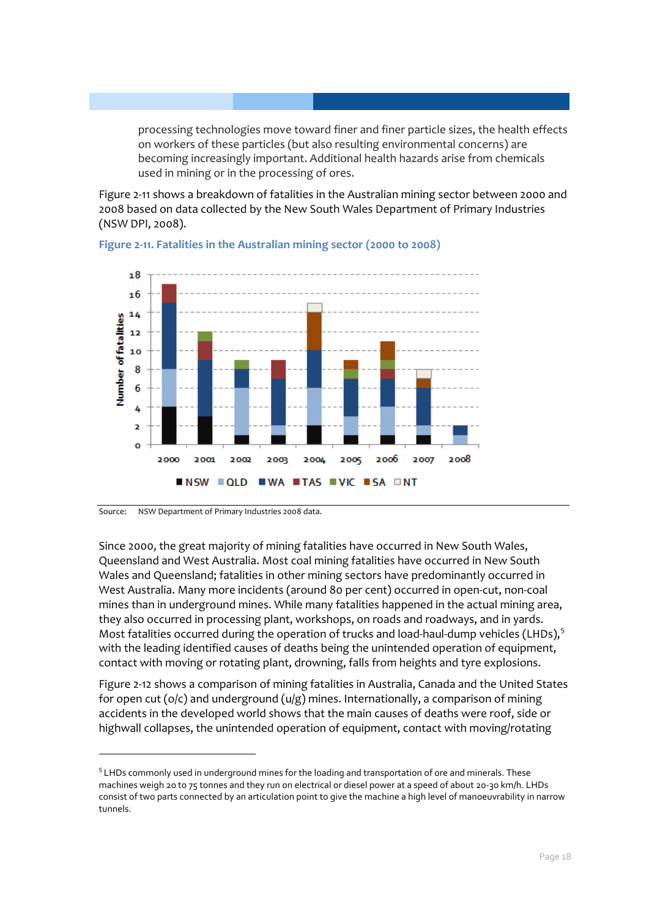processing technologies move toward finer and finer particle sizes, the health effects on workers of these particles (but also resulting environmental concerns) are becoming increasingly important. Additional health hazards arise from chemicals used in mining or in the processing of ores.

Figure 2-11 shows a breakdown of fatalities in the Australian mining sector between 2000 and 2008 based on data collected by the New South Wales Department of Primary Industries (NSW DPI, 2008).

**Figure 2-11. Fatalities in the Australian mining sector (2000 to 2008)**

Source: NSW Department of Primary Industries 2008 data.

Since 2000, the great majority of mining fatalities have occurred in New South Wales, Queensland and West Australia. Most coal mining fatalities have occurred in New South Wales and Queensland; fatalities in other mining sectors have predominantly occurred in West Australia. Many more incidents (around 80 per cent) occurred in open-cut, non-coal mines than in underground mines. While many fatalities happened in the actual mining area, they also occurred in processing plant, workshops, on roads and roadways, and in yards. Most fatalities occurred during the operation of trucks and load-haul-dump vehicles (LHDs),[5] with the leading identified causes of deaths being the unintended operation of equipment, contact with moving or rotating plant, drowning, falls from heights and tyre explosions.

Figure 2-12 shows a comparison of mining fatalities in Australia, Canada and the United States for open cut (o/c) and underground (u/g) mines. Internationally, a comparison of mining accidents in the developed world shows that the main causes of deaths were roof, side or highwall collapses, the unintended operation of equipment, contact with moving/rotating

[5] LHDs commonly used in underground mines for the loading and transportation of ore and minerals. These machines weigh 20 to 75 tonnes and they run on electrical or diesel power at a speed of about 20-30 km/h. LHDs consist of two parts connected by an articulation point to give the machine a high level of manoeuvrability in narrow tunnels.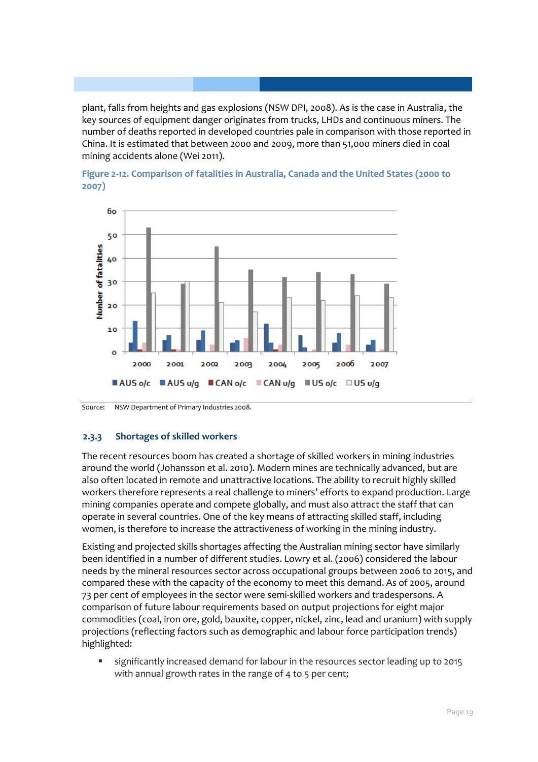plant, falls from heights and gas explosions (NSW DPI, 2008). As is the case in Australia, the key sources of equipment danger originates from trucks, LHDs and continuous miners. The number of deaths reported in developed countries pale in comparison with those reported in China. It is estimated that between 2000 and 2009, more than 51,000 miners died in coal mining accidents alone (Wei 2011).

**Figure 2-12. Comparison of fatalities in Australia, Canada and the United States (2000 to 2007)**

Source: NSW Department of Primary Industries 2008.

### 2.3.3 Shortages of skilled workers

The recent resources boom has created a shortage of skilled workers in mining industries around the world (Johansson et al. 2010). Modern mines are technically advanced, but are also often located in remote and unattractive locations. The ability to recruit highly skilled workers therefore represents a real challenge to miners' efforts to expand production. Large mining companies operate and compete globally, and must also attract the staff that can operate in several countries. One of the key means of attracting skilled staff, including women, is therefore to increase the attractiveness of working in the mining industry.

Existing and projected skills shortages affecting the Australian mining sector have similarly been identified in a number of different studies. Lowry et al. (2006) considered the labour needs by the mineral resources sector across occupational groups between 2006 to 2015, and compared these with the capacity of the economy to meet this demand. As of 2005, around 73 per cent of employees in the sector were semi-skilled workers and tradespersons. A comparison of future labour requirements based on output projections for eight major commodities (coal, iron ore, gold, bauxite, copper, nickel, zinc, lead and uranium) with supply projections (reflecting factors such as demographic and labour force participation trends) highlighted:

- significantly increased demand for labour in the resources sector leading up to 2015 with annual growth rates in the range of 4 to 5 per cent;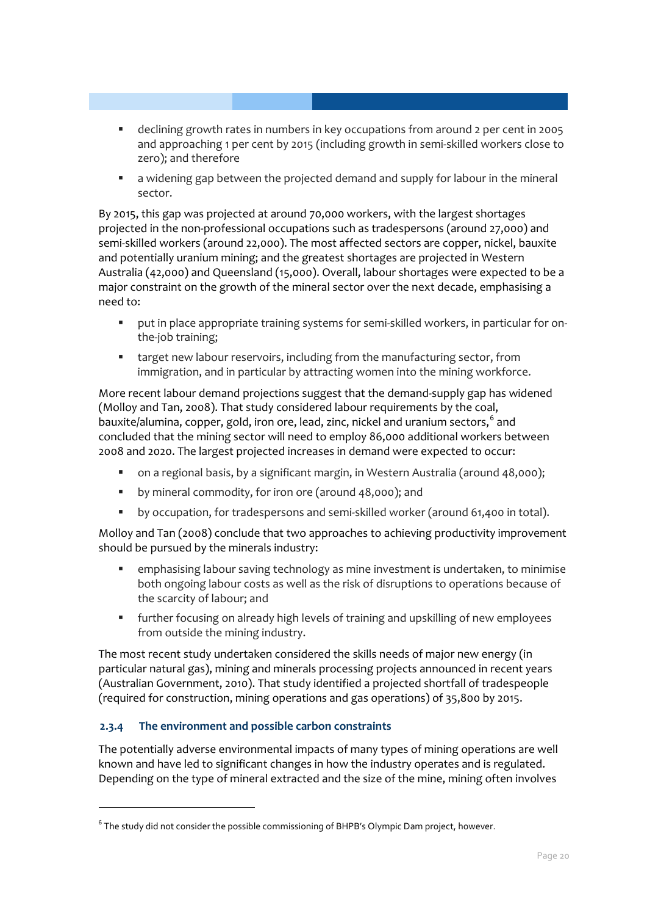- declining growth rates in numbers in key occupations from around 2 per cent in 2005 and approaching 1 per cent by 2015 (including growth in semi-skilled workers close to zero); and therefore
- a widening gap between the projected demand and supply for labour in the mineral sector.

By 2015, this gap was projected at around 70,000 workers, with the largest shortages projected in the non-professional occupations such as tradespersons (around 27,000) and semi-skilled workers (around 22,000). The most affected sectors are copper, nickel, bauxite and potentially uranium mining; and the greatest shortages are projected in Western Australia (42,000) and Queensland (15,000). Overall, labour shortages were expected to be a major constraint on the growth of the mineral sector over the next decade, emphasising a need to:

- put in place appropriate training systems for semi-skilled workers, in particular for on-the-job training;
- target new labour reservoirs, including from the manufacturing sector, from immigration, and in particular by attracting women into the mining workforce.

More recent labour demand projections suggest that the demand-supply gap has widened (Molloy and Tan, 2008). That study considered labour requirements by the coal, bauxite/alumina, copper, gold, iron ore, lead, zinc, nickel and uranium sectors,[6] and concluded that the mining sector will need to employ 86,000 additional workers between 2008 and 2020. The largest projected increases in demand were expected to occur:

- on a regional basis, by a significant margin, in Western Australia (around 48,000);
- by mineral commodity, for iron ore (around 48,000); and
- by occupation, for tradespersons and semi-skilled worker (around 61,400 in total).

Molloy and Tan (2008) conclude that two approaches to achieving productivity improvement should be pursued by the minerals industry:

- emphasising labour saving technology as mine investment is undertaken, to minimise both ongoing labour costs as well as the risk of disruptions to operations because of the scarcity of labour; and
- further focusing on already high levels of training and upskilling of new employees from outside the mining industry.

The most recent study undertaken considered the skills needs of major new energy (in particular natural gas), mining and minerals processing projects announced in recent years (Australian Government, 2010). That study identified a projected shortfall of tradespeople (required for construction, mining operations and gas operations) of 35,800 by 2015.

### 2.3.4 The environment and possible carbon constraints

The potentially adverse environmental impacts of many types of mining operations are well known and have led to significant changes in how the industry operates and is regulated. Depending on the type of mineral extracted and the size of the mine, mining often involves

---

[6] The study did not consider the possible commissioning of BHPB's Olympic Dam project, however.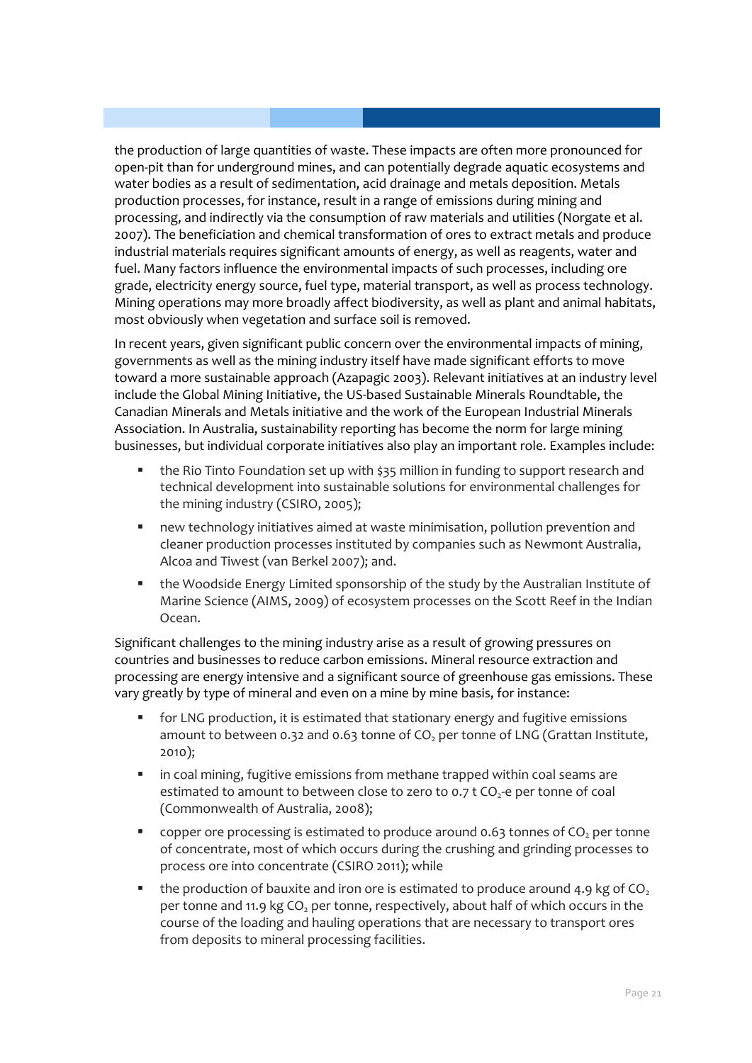the production of large quantities of waste. These impacts are often more pronounced for open-pit than for underground mines, and can potentially degrade aquatic ecosystems and water bodies as a result of sedimentation, acid drainage and metals deposition. Metals production processes, for instance, result in a range of emissions during mining and processing, and indirectly via the consumption of raw materials and utilities (Norgate et al. 2007). The beneficiation and chemical transformation of ores to extract metals and produce industrial materials requires significant amounts of energy, as well as reagents, water and fuel. Many factors influence the environmental impacts of such processes, including ore grade, electricity energy source, fuel type, material transport, as well as process technology. Mining operations may more broadly affect biodiversity, as well as plant and animal habitats, most obviously when vegetation and surface soil is removed.

In recent years, given significant public concern over the environmental impacts of mining, governments as well as the mining industry itself have made significant efforts to move toward a more sustainable approach (Azapagic 2003). Relevant initiatives at an industry level include the Global Mining Initiative, the US-based Sustainable Minerals Roundtable, the Canadian Minerals and Metals initiative and the work of the European Industrial Minerals Association. In Australia, sustainability reporting has become the norm for large mining businesses, but individual corporate initiatives also play an important role. Examples include:

- the Rio Tinto Foundation set up with $35 million in funding to support research and technical development into sustainable solutions for environmental challenges for the mining industry (CSIRO, 2005);
- new technology initiatives aimed at waste minimisation, pollution prevention and cleaner production processes instituted by companies such as Newmont Australia, Alcoa and Tiwest (van Berkel 2007); and.
- the Woodside Energy Limited sponsorship of the study by the Australian Institute of Marine Science (AIMS, 2009) of ecosystem processes on the Scott Reef in the Indian Ocean.

Significant challenges to the mining industry arise as a result of growing pressures on countries and businesses to reduce carbon emissions. Mineral resource extraction and processing are energy intensive and a significant source of greenhouse gas emissions. These vary greatly by type of mineral and even on a mine by mine basis, for instance:

- for LNG production, it is estimated that stationary energy and fugitive emissions amount to between 0.32 and 0.63 tonne of $CO_2$ per tonne of LNG (Grattan Institute, 2010);
- in coal mining, fugitive emissions from methane trapped within coal seams are estimated to amount to between close to zero to 0.7 t $CO_2$-e per tonne of coal (Commonwealth of Australia, 2008);
- copper ore processing is estimated to produce around 0.63 tonnes of $CO_2$ per tonne of concentrate, most of which occurs during the crushing and grinding processes to process ore into concentrate (CSIRO 2011); while
- the production of bauxite and iron ore is estimated to produce around 4.9 kg of $CO_2$ per tonne and 11.9 kg $CO_2$ per tonne, respectively, about half of which occurs in the course of the loading and hauling operations that are necessary to transport ores from deposits to mineral processing facilities.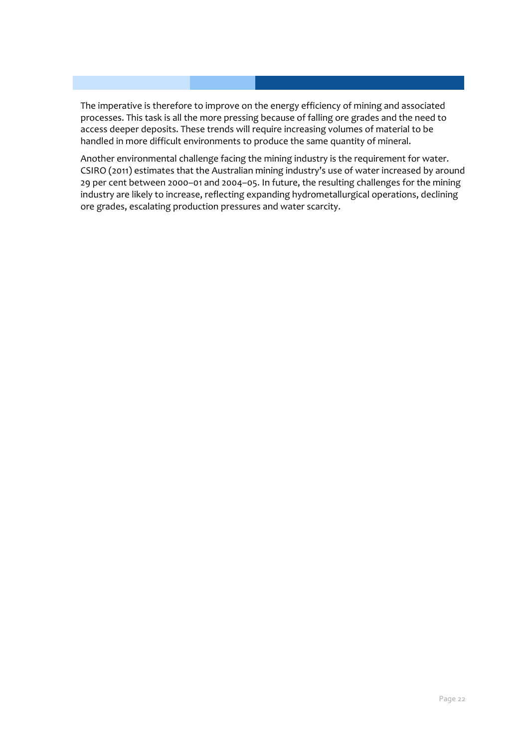The imperative is therefore to improve on the energy efficiency of mining and associated processes. This task is all the more pressing because of falling ore grades and the need to access deeper deposits. These trends will require increasing volumes of material to be handled in more difficult environments to produce the same quantity of mineral.

Another environmental challenge facing the mining industry is the requirement for water. CSIRO (2011) estimates that the Australian mining industry's use of water increased by around 29 per cent between 2000–01 and 2004–05. In future, the resulting challenges for the mining industry are likely to increase, reflecting expanding hydrometallurgical operations, declining ore grades, escalating production pressures and water scarcity.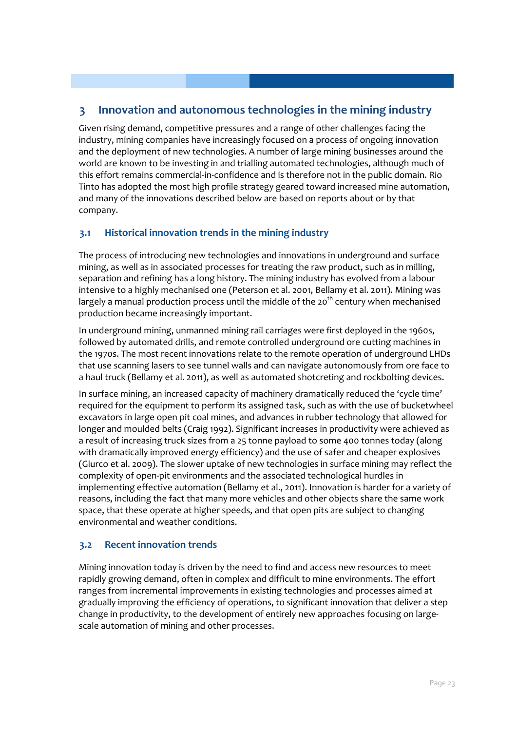# 3 Innovation and autonomous technologies in the mining industry

Given rising demand, competitive pressures and a range of other challenges facing the industry, mining companies have increasingly focused on a process of ongoing innovation and the deployment of new technologies. A number of large mining businesses around the world are known to be investing in and trialling automated technologies, although much of this effort remains commercial-in-confidence and is therefore not in the public domain. Rio Tinto has adopted the most high profile strategy geared toward increased mine automation, and many of the innovations described below are based on reports about or by that company.

## 3.1 Historical innovation trends in the mining industry

The process of introducing new technologies and innovations in underground and surface mining, as well as in associated processes for treating the raw product, such as in milling, separation and refining has a long history. The mining industry has evolved from a labour intensive to a highly mechanised one (Peterson et al. 2001, Bellamy et al. 2011). Mining was largely a manual production process until the middle of the 20th century when mechanised production became increasingly important.

In underground mining, unmanned mining rail carriages were first deployed in the 1960s, followed by automated drills, and remote controlled underground ore cutting machines in the 1970s. The most recent innovations relate to the remote operation of underground LHDs that use scanning lasers to see tunnel walls and can navigate autonomously from ore face to a haul truck (Bellamy et al. 2011), as well as automated shotcreting and rockbolting devices.

In surface mining, an increased capacity of machinery dramatically reduced the 'cycle time' required for the equipment to perform its assigned task, such as with the use of bucketwheel excavators in large open pit coal mines, and advances in rubber technology that allowed for longer and moulded belts (Craig 1992). Significant increases in productivity were achieved as a result of increasing truck sizes from a 25 tonne payload to some 400 tonnes today (along with dramatically improved energy efficiency) and the use of safer and cheaper explosives (Giurco et al. 2009). The slower uptake of new technologies in surface mining may reflect the complexity of open-pit environments and the associated technological hurdles in implementing effective automation (Bellamy et al., 2011). Innovation is harder for a variety of reasons, including the fact that many more vehicles and other objects share the same work space, that these operate at higher speeds, and that open pits are subject to changing environmental and weather conditions.

## 3.2 Recent innovation trends

Mining innovation today is driven by the need to find and access new resources to meet rapidly growing demand, often in complex and difficult to mine environments. The effort ranges from incremental improvements in existing technologies and processes aimed at gradually improving the efficiency of operations, to significant innovation that deliver a step change in productivity, to the development of entirely new approaches focusing on large-scale automation of mining and other processes.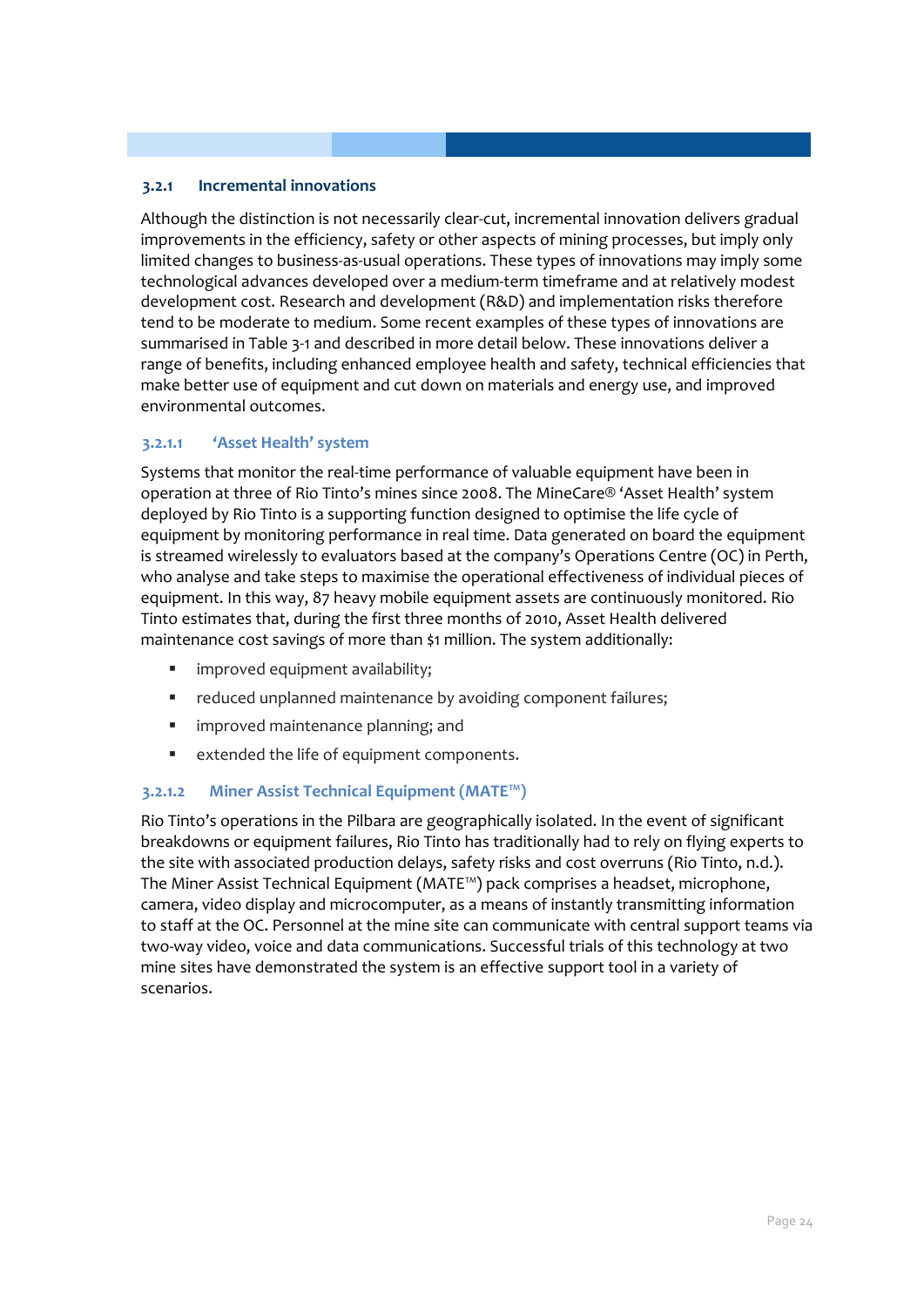### 3.2.1 Incremental innovations

Although the distinction is not necessarily clear-cut, incremental innovation delivers gradual improvements in the efficiency, safety or other aspects of mining processes, but imply only limited changes to business-as-usual operations. These types of innovations may imply some technological advances developed over a medium-term timeframe and at relatively modest development cost. Research and development (R&D) and implementation risks therefore tend to be moderate to medium. Some recent examples of these types of innovations are summarised in Table 3-1 and described in more detail below. These innovations deliver a range of benefits, including enhanced employee health and safety, technical efficiencies that make better use of equipment and cut down on materials and energy use, and improved environmental outcomes.

#### 3.2.1.1 'Asset Health' system

Systems that monitor the real-time performance of valuable equipment have been in operation at three of Rio Tinto's mines since 2008. The MineCare® 'Asset Health' system deployed by Rio Tinto is a supporting function designed to optimise the life cycle of equipment by monitoring performance in real time. Data generated on board the equipment is streamed wirelessly to evaluators based at the company's Operations Centre (OC) in Perth, who analyse and take steps to maximise the operational effectiveness of individual pieces of equipment. In this way, 87 heavy mobile equipment assets are continuously monitored. Rio Tinto estimates that, during the first three months of 2010, Asset Health delivered maintenance cost savings of more than $1 million. The system additionally:

- improved equipment availability;
- reduced unplanned maintenance by avoiding component failures;
- improved maintenance planning; and
- extended the life of equipment components.

#### 3.2.1.2 Miner Assist Technical Equipment (MATE™)

Rio Tinto's operations in the Pilbara are geographically isolated. In the event of significant breakdowns or equipment failures, Rio Tinto has traditionally had to rely on flying experts to the site with associated production delays, safety risks and cost overruns (Rio Tinto, n.d.). The Miner Assist Technical Equipment (MATE™) pack comprises a headset, microphone, camera, video display and microcomputer, as a means of instantly transmitting information to staff at the OC. Personnel at the mine site can communicate with central support teams via two-way video, voice and data communications. Successful trials of this technology at two mine sites have demonstrated the system is an effective support tool in a variety of scenarios.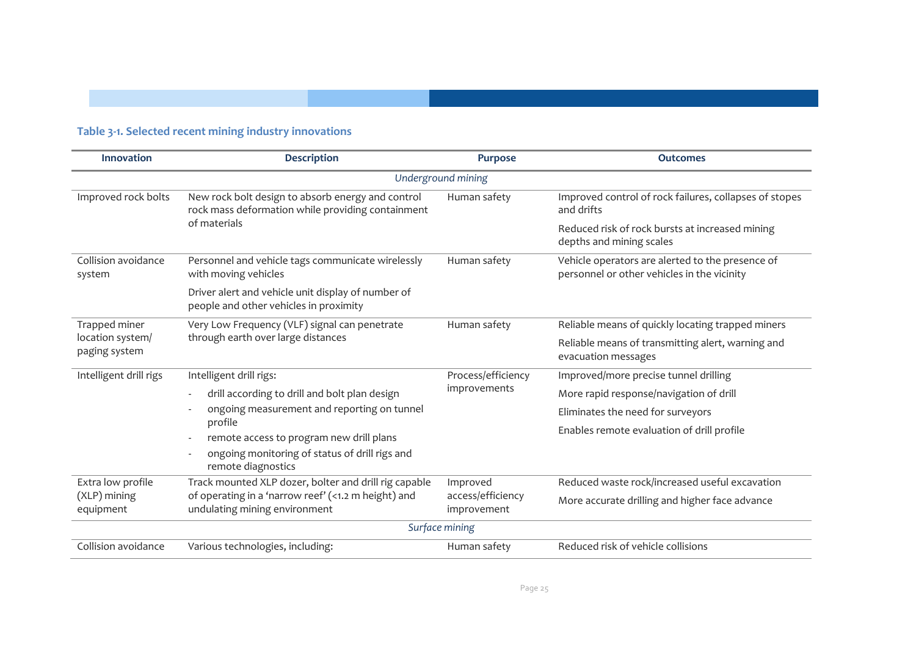**Table 3-1. Selected recent mining industry innovations**

| Innovation | Description | Purpose | Outcomes |
|---|---|---|---|
| | *Underground mining* | | |
| Improved rock bolts | New rock bolt design to absorb energy and control rock mass deformation while providing containment of materials | Human safety | Improved control of rock failures, collapses of stopes and drifts<br>Reduced risk of rock bursts at increased mining depths and mining scales |
| Collision avoidance system | Personnel and vehicle tags communicate wirelessly with moving vehicles<br>Driver alert and vehicle unit display of number of people and other vehicles in proximity | Human safety | Vehicle operators are alerted to the presence of personnel or other vehicles in the vicinity |
| Trapped miner location system/ paging system | Very Low Frequency (VLF) signal can penetrate through earth over large distances | Human safety | Reliable means of quickly locating trapped miners<br>Reliable means of transmitting alert, warning and evacuation messages |
| Intelligent drill rigs | Intelligent drill rigs:<br>- drill according to drill and bolt plan design<br>- ongoing measurement and reporting on tunnel profile<br>- remote access to program new drill plans<br>- ongoing monitoring of status of drill rigs and remote diagnostics | Process/efficiency improvements | Improved/more precise tunnel drilling<br>More rapid response/navigation of drill<br>Eliminates the need for surveyors<br>Enables remote evaluation of drill profile |
| Extra low profile (XLP) mining equipment | Track mounted XLP dozer, bolter and drill rig capable of operating in a 'narrow reef' (<1.2 m height) and undulating mining environment | Improved access/efficiency improvement | Reduced waste rock/increased useful excavation<br>More accurate drilling and higher face advance |
| | *Surface mining* | | |
| Collision avoidance | Various technologies, including: | Human safety | Reduced risk of vehicle collisions |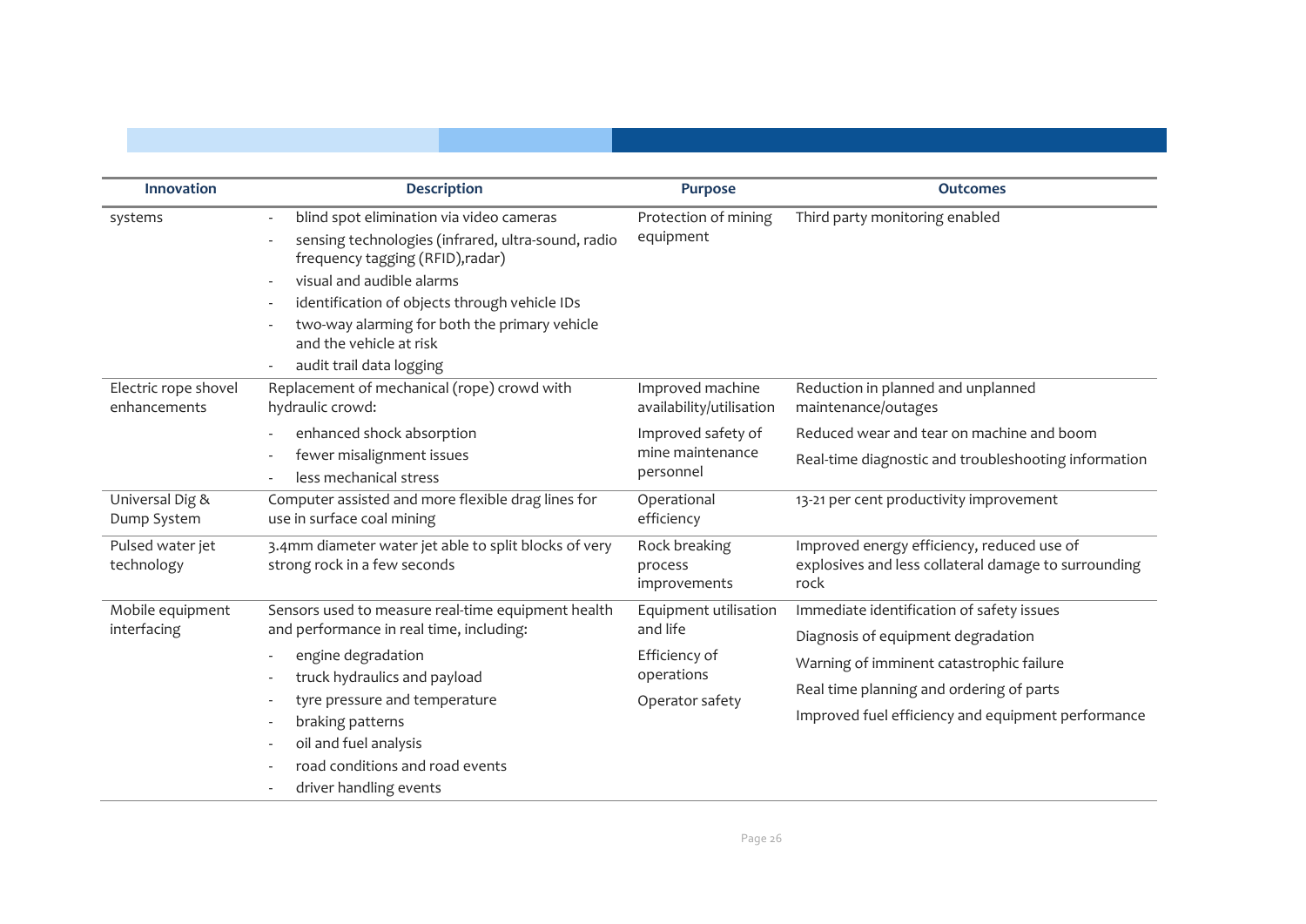| Innovation | Description | Purpose | Outcomes |
|---|---|---|---|
| systems | - blind spot elimination via video cameras<br>- sensing technologies (infrared, ultra-sound, radio frequency tagging (RFID),radar)<br>- visual and audible alarms<br>- identification of objects through vehicle IDs<br>- two-way alarming for both the primary vehicle and the vehicle at risk<br>- audit trail data logging | Protection of mining equipment | Third party monitoring enabled |
| Electric rope shovel enhancements | Replacement of mechanical (rope) crowd with hydraulic crowd:<br>- enhanced shock absorption<br>- fewer misalignment issues<br>- less mechanical stress | Improved machine availability/utilisation<br>Improved safety of mine maintenance personnel | Reduction in planned and unplanned maintenance/outages<br>Reduced wear and tear on machine and boom<br>Real-time diagnostic and troubleshooting information |
| Universal Dig & Dump System | Computer assisted and more flexible drag lines for use in surface coal mining | Operational efficiency | 13-21 per cent productivity improvement |
| Pulsed water jet technology | 3.4mm diameter water jet able to split blocks of very strong rock in a few seconds | Rock breaking process improvements | Improved energy efficiency, reduced use of explosives and less collateral damage to surrounding rock |
| Mobile equipment interfacing | Sensors used to measure real-time equipment health and performance in real time, including:<br>- engine degradation<br>- truck hydraulics and payload<br>- tyre pressure and temperature<br>- braking patterns<br>- oil and fuel analysis<br>- road conditions and road events<br>- driver handling events | Equipment utilisation and life<br>Efficiency of operations<br>Operator safety | Immediate identification of safety issues<br>Diagnosis of equipment degradation<br>Warning of imminent catastrophic failure<br>Real time planning and ordering of parts<br>Improved fuel efficiency and equipment performance |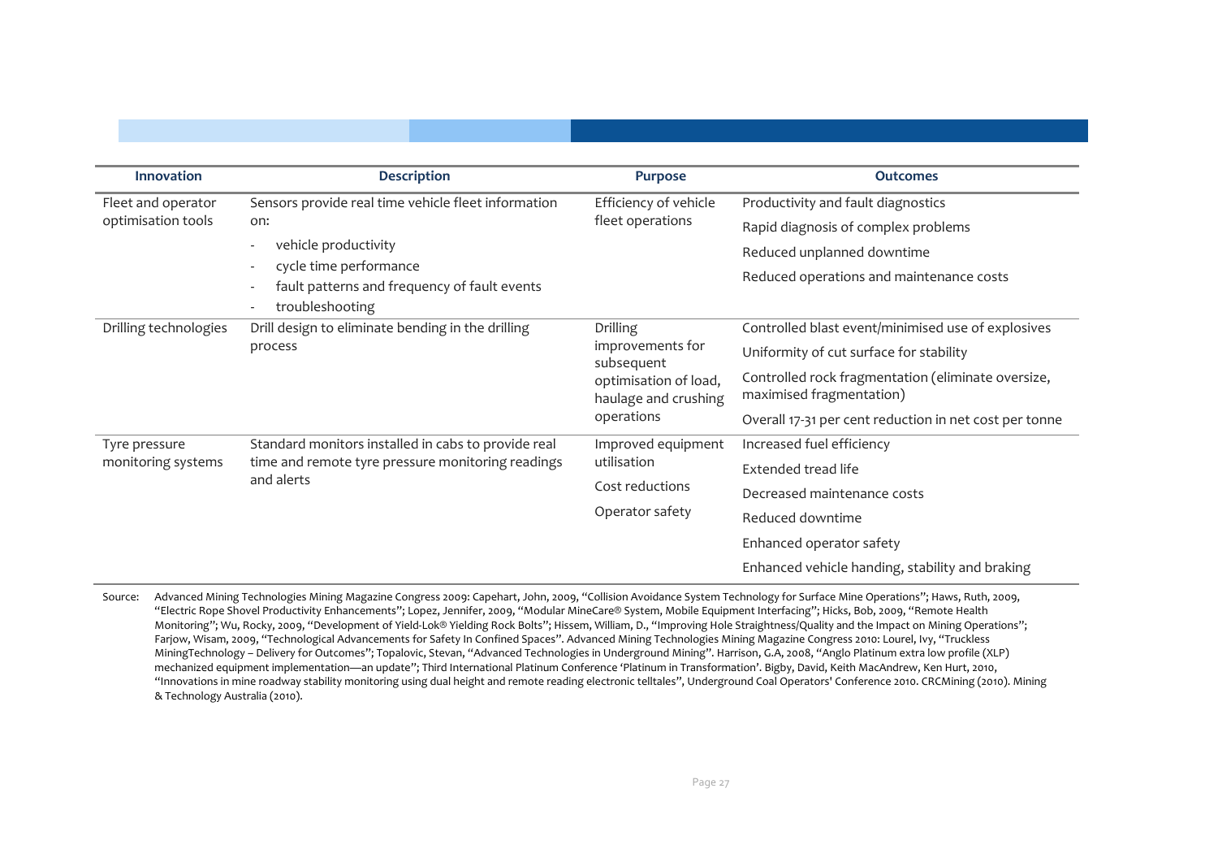| Innovation | Description | Purpose | Outcomes |
|---|---|---|---|
| Fleet and operator optimisation tools | Sensors provide real time vehicle fleet information on:<br>- vehicle productivity<br>- cycle time performance<br>- fault patterns and frequency of fault events<br>- troubleshooting | Efficiency of vehicle fleet operations | Productivity and fault diagnostics<br>Rapid diagnosis of complex problems<br>Reduced unplanned downtime<br>Reduced operations and maintenance costs |
| Drilling technologies | Drill design to eliminate bending in the drilling process | Drilling improvements for subsequent optimisation of load, haulage and crushing operations | Controlled blast event/minimised use of explosives<br>Uniformity of cut surface for stability<br>Controlled rock fragmentation (eliminate oversize, maximised fragmentation)<br>Overall 17-31 per cent reduction in net cost per tonne |
| Tyre pressure monitoring systems | Standard monitors installed in cabs to provide real time and remote tyre pressure monitoring readings and alerts | Improved equipment utilisation<br>Cost reductions<br>Operator safety | Increased fuel efficiency<br>Extended tread life<br>Decreased maintenance costs<br>Reduced downtime<br>Enhanced operator safety<br>Enhanced vehicle handing, stability and braking |

Source: Advanced Mining Technologies Mining Magazine Congress 2009: Capehart, John, 2009, "Collision Avoidance System Technology for Surface Mine Operations"; Haws, Ruth, 2009, "Electric Rope Shovel Productivity Enhancements"; Lopez, Jennifer, 2009, "Modular MineCare® System, Mobile Equipment Interfacing"; Hicks, Bob, 2009, "Remote Health Monitoring"; Wu, Rocky, 2009, "Development of Yield-Lok® Yielding Rock Bolts"; Hissem, William, D., "Improving Hole Straightness/Quality and the Impact on Mining Operations"; Farjow, Wisam, 2009, "Technological Advancements for Safety In Confined Spaces". Advanced Mining Technologies Mining Magazine Congress 2010: Lourel, Ivy, "Truckless MiningTechnology – Delivery for Outcomes"; Topalovic, Stevan, "Advanced Technologies in Underground Mining". Harrison, G.A, 2008, "Anglo Platinum extra low profile (XLP) mechanized equipment implementation—an update"; Third International Platinum Conference 'Platinum in Transformation'. Bigby, David, Keith MacAndrew, Ken Hurt, 2010, "Innovations in mine roadway stability monitoring using dual height and remote reading electronic telltales", Underground Coal Operators' Conference 2010. CRCMining (2010). Mining & Technology Australia (2010).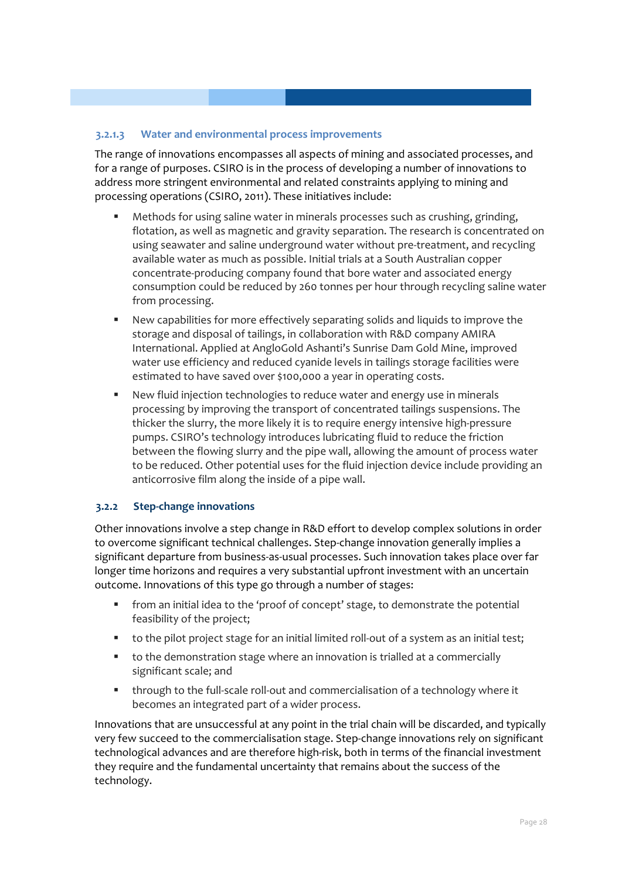#### 3.2.1.3 Water and environmental process improvements

The range of innovations encompasses all aspects of mining and associated processes, and for a range of purposes. CSIRO is in the process of developing a number of innovations to address more stringent environmental and related constraints applying to mining and processing operations (CSIRO, 2011). These initiatives include:

- Methods for using saline water in minerals processes such as crushing, grinding, flotation, as well as magnetic and gravity separation. The research is concentrated on using seawater and saline underground water without pre-treatment, and recycling available water as much as possible. Initial trials at a South Australian copper concentrate-producing company found that bore water and associated energy consumption could be reduced by 260 tonnes per hour through recycling saline water from processing.
- New capabilities for more effectively separating solids and liquids to improve the storage and disposal of tailings, in collaboration with R&D company AMIRA International. Applied at AngloGold Ashanti's Sunrise Dam Gold Mine, improved water use efficiency and reduced cyanide levels in tailings storage facilities were estimated to have saved over $100,000 a year in operating costs.
- New fluid injection technologies to reduce water and energy use in minerals processing by improving the transport of concentrated tailings suspensions. The thicker the slurry, the more likely it is to require energy intensive high-pressure pumps. CSIRO's technology introduces lubricating fluid to reduce the friction between the flowing slurry and the pipe wall, allowing the amount of process water to be reduced. Other potential uses for the fluid injection device include providing an anticorrosive film along the inside of a pipe wall.

### 3.2.2 Step-change innovations

Other innovations involve a step change in R&D effort to develop complex solutions in order to overcome significant technical challenges. Step-change innovation generally implies a significant departure from business-as-usual processes. Such innovation takes place over far longer time horizons and requires a very substantial upfront investment with an uncertain outcome. Innovations of this type go through a number of stages:

- from an initial idea to the 'proof of concept' stage, to demonstrate the potential feasibility of the project;
- to the pilot project stage for an initial limited roll-out of a system as an initial test;
- to the demonstration stage where an innovation is trialled at a commercially significant scale; and
- through to the full-scale roll-out and commercialisation of a technology where it becomes an integrated part of a wider process.

Innovations that are unsuccessful at any point in the trial chain will be discarded, and typically very few succeed to the commercialisation stage. Step-change innovations rely on significant technological advances and are therefore high-risk, both in terms of the financial investment they require and the fundamental uncertainty that remains about the success of the technology.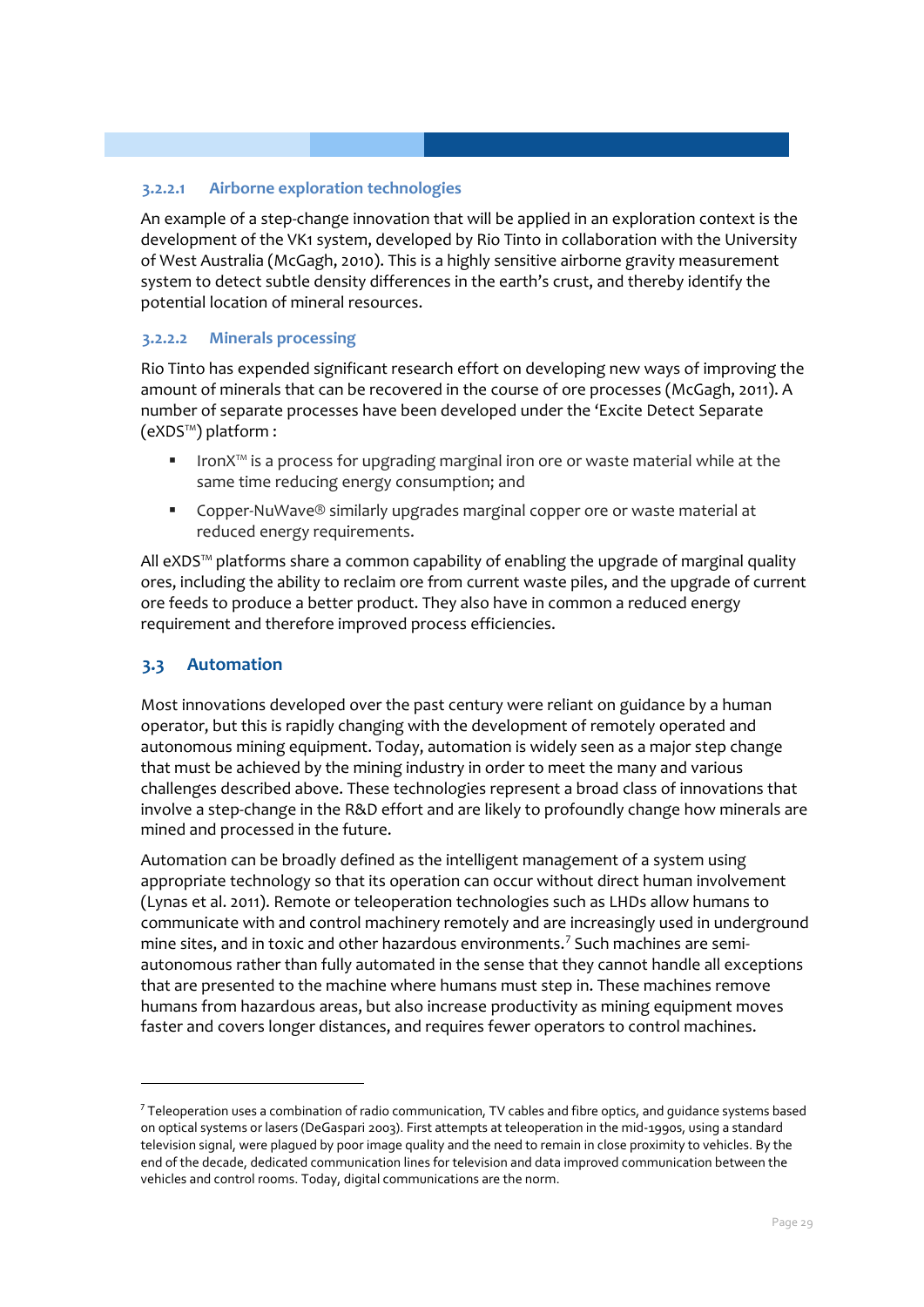#### 3.2.2.1 Airborne exploration technologies

An example of a step-change innovation that will be applied in an exploration context is the development of the VK1 system, developed by Rio Tinto in collaboration with the University of West Australia (McGagh, 2010). This is a highly sensitive airborne gravity measurement system to detect subtle density differences in the earth's crust, and thereby identify the potential location of mineral resources.

#### 3.2.2.2 Minerals processing

Rio Tinto has expended significant research effort on developing new ways of improving the amount of minerals that can be recovered in the course of ore processes (McGagh, 2011). A number of separate processes have been developed under the 'Excite Detect Separate (eXDS™) platform :

- IronX™ is a process for upgrading marginal iron ore or waste material while at the same time reducing energy consumption; and
- Copper-NuWave® similarly upgrades marginal copper ore or waste material at reduced energy requirements.

All eXDS™ platforms share a common capability of enabling the upgrade of marginal quality ores, including the ability to reclaim ore from current waste piles, and the upgrade of current ore feeds to produce a better product. They also have in common a reduced energy requirement and therefore improved process efficiencies.

## 3.3 Automation

Most innovations developed over the past century were reliant on guidance by a human operator, but this is rapidly changing with the development of remotely operated and autonomous mining equipment. Today, automation is widely seen as a major step change that must be achieved by the mining industry in order to meet the many and various challenges described above. These technologies represent a broad class of innovations that involve a step-change in the R&D effort and are likely to profoundly change how minerals are mined and processed in the future.

Automation can be broadly defined as the intelligent management of a system using appropriate technology so that its operation can occur without direct human involvement (Lynas et al. 2011). Remote or teleoperation technologies such as LHDs allow humans to communicate with and control machinery remotely and are increasingly used in underground mine sites, and in toxic and other hazardous environments.[7] Such machines are semi-autonomous rather than fully automated in the sense that they cannot handle all exceptions that are presented to the machine where humans must step in. These machines remove humans from hazardous areas, but also increase productivity as mining equipment moves faster and covers longer distances, and requires fewer operators to control machines.

---

[7] Teleoperation uses a combination of radio communication, TV cables and fibre optics, and guidance systems based on optical systems or lasers (DeGaspari 2003). First attempts at teleoperation in the mid-1990s, using a standard television signal, were plagued by poor image quality and the need to remain in close proximity to vehicles. By the end of the decade, dedicated communication lines for television and data improved communication between the vehicles and control rooms. Today, digital communications are the norm.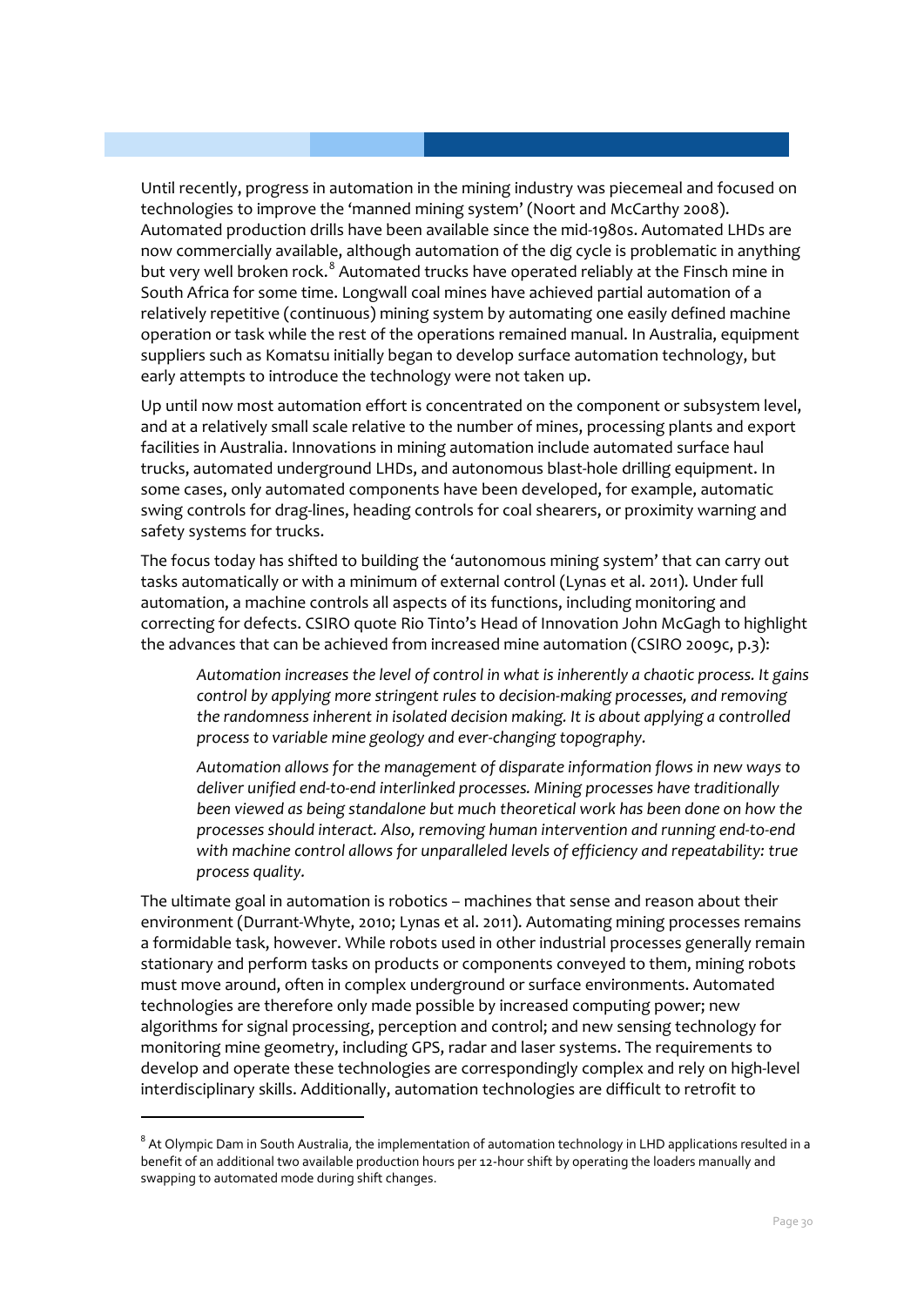Until recently, progress in automation in the mining industry was piecemeal and focused on technologies to improve the 'manned mining system' (Noort and McCarthy 2008). Automated production drills have been available since the mid-1980s. Automated LHDs are now commercially available, although automation of the dig cycle is problematic in anything but very well broken rock.[8] Automated trucks have operated reliably at the Finsch mine in South Africa for some time. Longwall coal mines have achieved partial automation of a relatively repetitive (continuous) mining system by automating one easily defined machine operation or task while the rest of the operations remained manual. In Australia, equipment suppliers such as Komatsu initially began to develop surface automation technology, but early attempts to introduce the technology were not taken up.

Up until now most automation effort is concentrated on the component or subsystem level, and at a relatively small scale relative to the number of mines, processing plants and export facilities in Australia. Innovations in mining automation include automated surface haul trucks, automated underground LHDs, and autonomous blast-hole drilling equipment. In some cases, only automated components have been developed, for example, automatic swing controls for drag-lines, heading controls for coal shearers, or proximity warning and safety systems for trucks.

The focus today has shifted to building the 'autonomous mining system' that can carry out tasks automatically or with a minimum of external control (Lynas et al. 2011). Under full automation, a machine controls all aspects of its functions, including monitoring and correcting for defects. CSIRO quote Rio Tinto's Head of Innovation John McGagh to highlight the advances that can be achieved from increased mine automation (CSIRO 2009c, p.3):

> *Automation increases the level of control in what is inherently a chaotic process. It gains control by applying more stringent rules to decision-making processes, and removing the randomness inherent in isolated decision making. It is about applying a controlled process to variable mine geology and ever-changing topography.*
>
> *Automation allows for the management of disparate information flows in new ways to deliver unified end-to-end interlinked processes. Mining processes have traditionally been viewed as being standalone but much theoretical work has been done on how the processes should interact. Also, removing human intervention and running end-to-end with machine control allows for unparalleled levels of efficiency and repeatability: true process quality.*

The ultimate goal in automation is robotics – machines that sense and reason about their environment (Durrant-Whyte, 2010; Lynas et al. 2011). Automating mining processes remains a formidable task, however. While robots used in other industrial processes generally remain stationary and perform tasks on products or components conveyed to them, mining robots must move around, often in complex underground or surface environments. Automated technologies are therefore only made possible by increased computing power; new algorithms for signal processing, perception and control; and new sensing technology for monitoring mine geometry, including GPS, radar and laser systems. The requirements to develop and operate these technologies are correspondingly complex and rely on high-level interdisciplinary skills. Additionally, automation technologies are difficult to retrofit to

---

[8] At Olympic Dam in South Australia, the implementation of automation technology in LHD applications resulted in a benefit of an additional two available production hours per 12-hour shift by operating the loaders manually and swapping to automated mode during shift changes.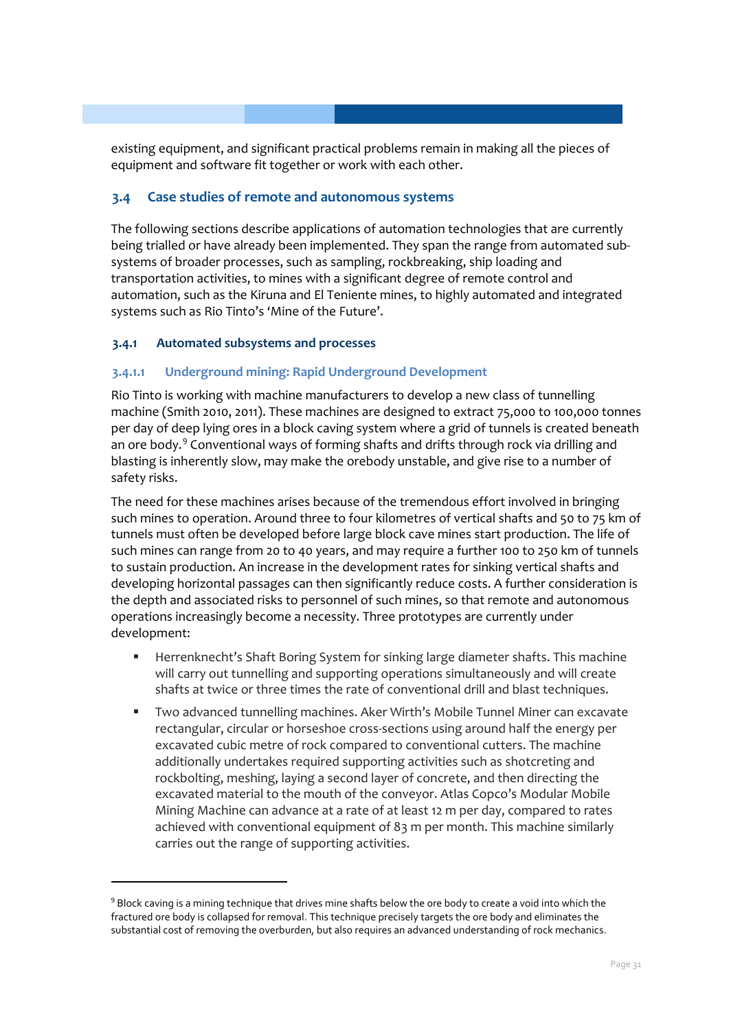existing equipment, and significant practical problems remain in making all the pieces of equipment and software fit together or work with each other.

## 3.4 Case studies of remote and autonomous systems

The following sections describe applications of automation technologies that are currently being trialled or have already been implemented. They span the range from automated sub-systems of broader processes, such as sampling, rockbreaking, ship loading and transportation activities, to mines with a significant degree of remote control and automation, such as the Kiruna and El Teniente mines, to highly automated and integrated systems such as Rio Tinto's 'Mine of the Future'.

### 3.4.1 Automated subsystems and processes

#### 3.4.1.1 Underground mining: Rapid Underground Development

Rio Tinto is working with machine manufacturers to develop a new class of tunnelling machine (Smith 2010, 2011). These machines are designed to extract 75,000 to 100,000 tonnes per day of deep lying ores in a block caving system where a grid of tunnels is created beneath an ore body.[9] Conventional ways of forming shafts and drifts through rock via drilling and blasting is inherently slow, may make the orebody unstable, and give rise to a number of safety risks.

The need for these machines arises because of the tremendous effort involved in bringing such mines to operation. Around three to four kilometres of vertical shafts and 50 to 75 km of tunnels must often be developed before large block cave mines start production. The life of such mines can range from 20 to 40 years, and may require a further 100 to 250 km of tunnels to sustain production. An increase in the development rates for sinking vertical shafts and developing horizontal passages can then significantly reduce costs. A further consideration is the depth and associated risks to personnel of such mines, so that remote and autonomous operations increasingly become a necessity. Three prototypes are currently under development:

- Herrenknecht's Shaft Boring System for sinking large diameter shafts. This machine will carry out tunnelling and supporting operations simultaneously and will create shafts at twice or three times the rate of conventional drill and blast techniques.
- Two advanced tunnelling machines. Aker Wirth's Mobile Tunnel Miner can excavate rectangular, circular or horseshoe cross-sections using around half the energy per excavated cubic metre of rock compared to conventional cutters. The machine additionally undertakes required supporting activities such as shotcreting and rockbolting, meshing, laying a second layer of concrete, and then directing the excavated material to the mouth of the conveyor. Atlas Copco's Modular Mobile Mining Machine can advance at a rate of at least 12 m per day, compared to rates achieved with conventional equipment of 83 m per month. This machine similarly carries out the range of supporting activities.

---

[9] Block caving is a mining technique that drives mine shafts below the ore body to create a void into which the fractured ore body is collapsed for removal. This technique precisely targets the ore body and eliminates the substantial cost of removing the overburden, but also requires an advanced understanding of rock mechanics.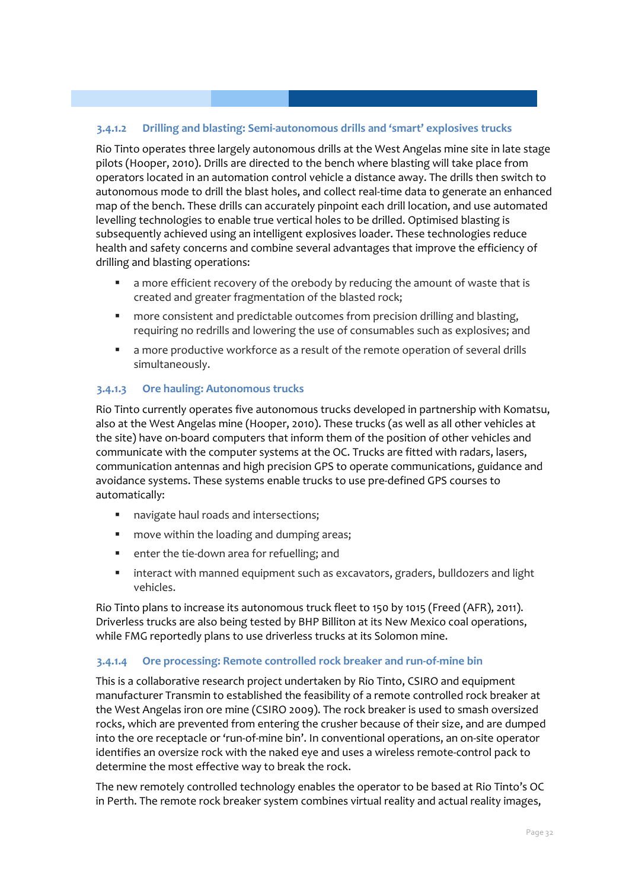#### 3.4.1.2 Drilling and blasting: Semi-autonomous drills and 'smart' explosives trucks

Rio Tinto operates three largely autonomous drills at the West Angelas mine site in late stage pilots (Hooper, 2010). Drills are directed to the bench where blasting will take place from operators located in an automation control vehicle a distance away. The drills then switch to autonomous mode to drill the blast holes, and collect real-time data to generate an enhanced map of the bench. These drills can accurately pinpoint each drill location, and use automated levelling technologies to enable true vertical holes to be drilled. Optimised blasting is subsequently achieved using an intelligent explosives loader. These technologies reduce health and safety concerns and combine several advantages that improve the efficiency of drilling and blasting operations:

- a more efficient recovery of the orebody by reducing the amount of waste that is created and greater fragmentation of the blasted rock;
- more consistent and predictable outcomes from precision drilling and blasting, requiring no redrills and lowering the use of consumables such as explosives; and
- a more productive workforce as a result of the remote operation of several drills simultaneously.

#### 3.4.1.3 Ore hauling: Autonomous trucks

Rio Tinto currently operates five autonomous trucks developed in partnership with Komatsu, also at the West Angelas mine (Hooper, 2010). These trucks (as well as all other vehicles at the site) have on-board computers that inform them of the position of other vehicles and communicate with the computer systems at the OC. Trucks are fitted with radars, lasers, communication antennas and high precision GPS to operate communications, guidance and avoidance systems. These systems enable trucks to use pre-defined GPS courses to automatically:

- navigate haul roads and intersections;
- move within the loading and dumping areas;
- enter the tie-down area for refuelling; and
- interact with manned equipment such as excavators, graders, bulldozers and light vehicles.

Rio Tinto plans to increase its autonomous truck fleet to 150 by 1015 (Freed (AFR), 2011). Driverless trucks are also being tested by BHP Billiton at its New Mexico coal operations, while FMG reportedly plans to use driverless trucks at its Solomon mine.

#### 3.4.1.4 Ore processing: Remote controlled rock breaker and run-of-mine bin

This is a collaborative research project undertaken by Rio Tinto, CSIRO and equipment manufacturer Transmin to established the feasibility of a remote controlled rock breaker at the West Angelas iron ore mine (CSIRO 2009). The rock breaker is used to smash oversized rocks, which are prevented from entering the crusher because of their size, and are dumped into the ore receptacle or 'run-of-mine bin'. In conventional operations, an on-site operator identifies an oversize rock with the naked eye and uses a wireless remote-control pack to determine the most effective way to break the rock.

The new remotely controlled technology enables the operator to be based at Rio Tinto's OC in Perth. The remote rock breaker system combines virtual reality and actual reality images,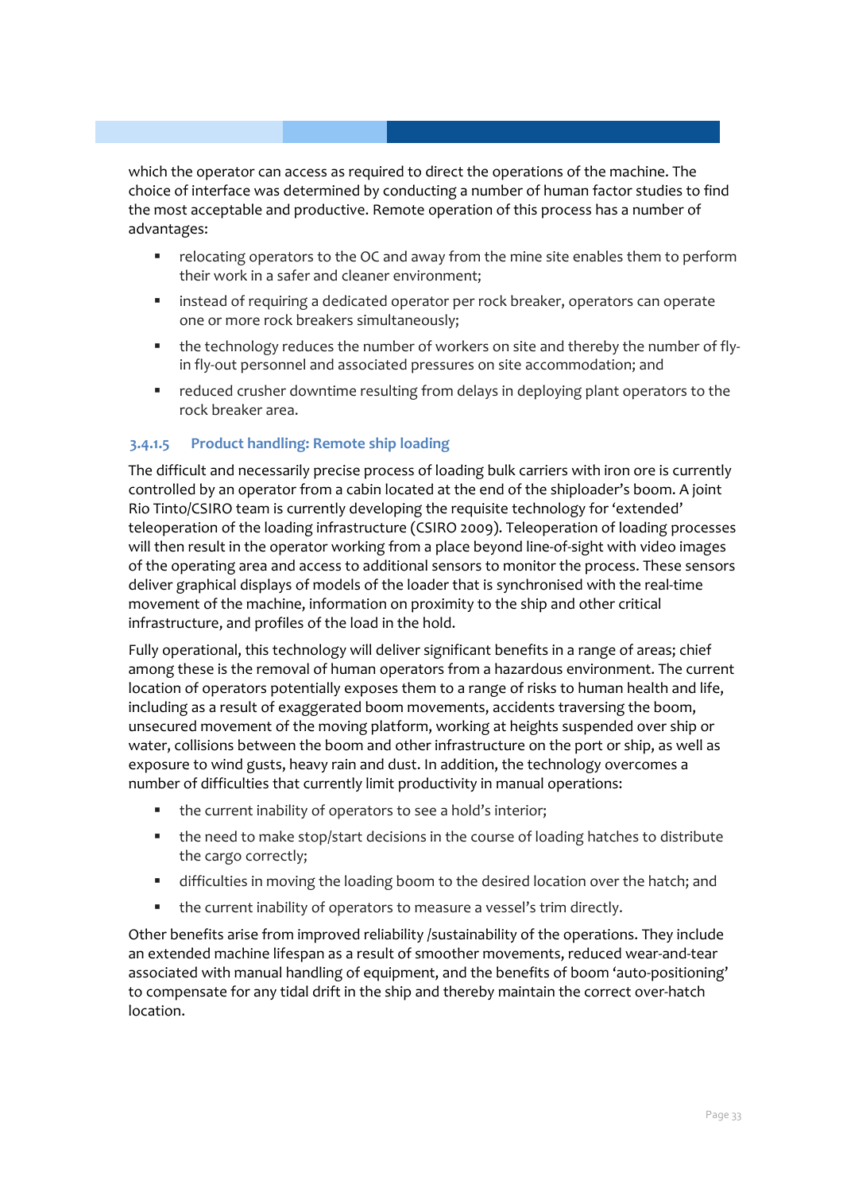which the operator can access as required to direct the operations of the machine. The choice of interface was determined by conducting a number of human factor studies to find the most acceptable and productive. Remote operation of this process has a number of advantages:

- relocating operators to the OC and away from the mine site enables them to perform their work in a safer and cleaner environment;
- instead of requiring a dedicated operator per rock breaker, operators can operate one or more rock breakers simultaneously;
- the technology reduces the number of workers on site and thereby the number of fly-in fly-out personnel and associated pressures on site accommodation; and
- reduced crusher downtime resulting from delays in deploying plant operators to the rock breaker area.

#### 3.4.1.5 Product handling: Remote ship loading

The difficult and necessarily precise process of loading bulk carriers with iron ore is currently controlled by an operator from a cabin located at the end of the shiploader's boom. A joint Rio Tinto/CSIRO team is currently developing the requisite technology for 'extended' teleoperation of the loading infrastructure (CSIRO 2009). Teleoperation of loading processes will then result in the operator working from a place beyond line-of-sight with video images of the operating area and access to additional sensors to monitor the process. These sensors deliver graphical displays of models of the loader that is synchronised with the real-time movement of the machine, information on proximity to the ship and other critical infrastructure, and profiles of the load in the hold.

Fully operational, this technology will deliver significant benefits in a range of areas; chief among these is the removal of human operators from a hazardous environment. The current location of operators potentially exposes them to a range of risks to human health and life, including as a result of exaggerated boom movements, accidents traversing the boom, unsecured movement of the moving platform, working at heights suspended over ship or water, collisions between the boom and other infrastructure on the port or ship, as well as exposure to wind gusts, heavy rain and dust. In addition, the technology overcomes a number of difficulties that currently limit productivity in manual operations:

- the current inability of operators to see a hold's interior;
- the need to make stop/start decisions in the course of loading hatches to distribute the cargo correctly;
- difficulties in moving the loading boom to the desired location over the hatch; and
- the current inability of operators to measure a vessel's trim directly.

Other benefits arise from improved reliability /sustainability of the operations. They include an extended machine lifespan as a result of smoother movements, reduced wear-and-tear associated with manual handling of equipment, and the benefits of boom 'auto-positioning' to compensate for any tidal drift in the ship and thereby maintain the correct over-hatch location.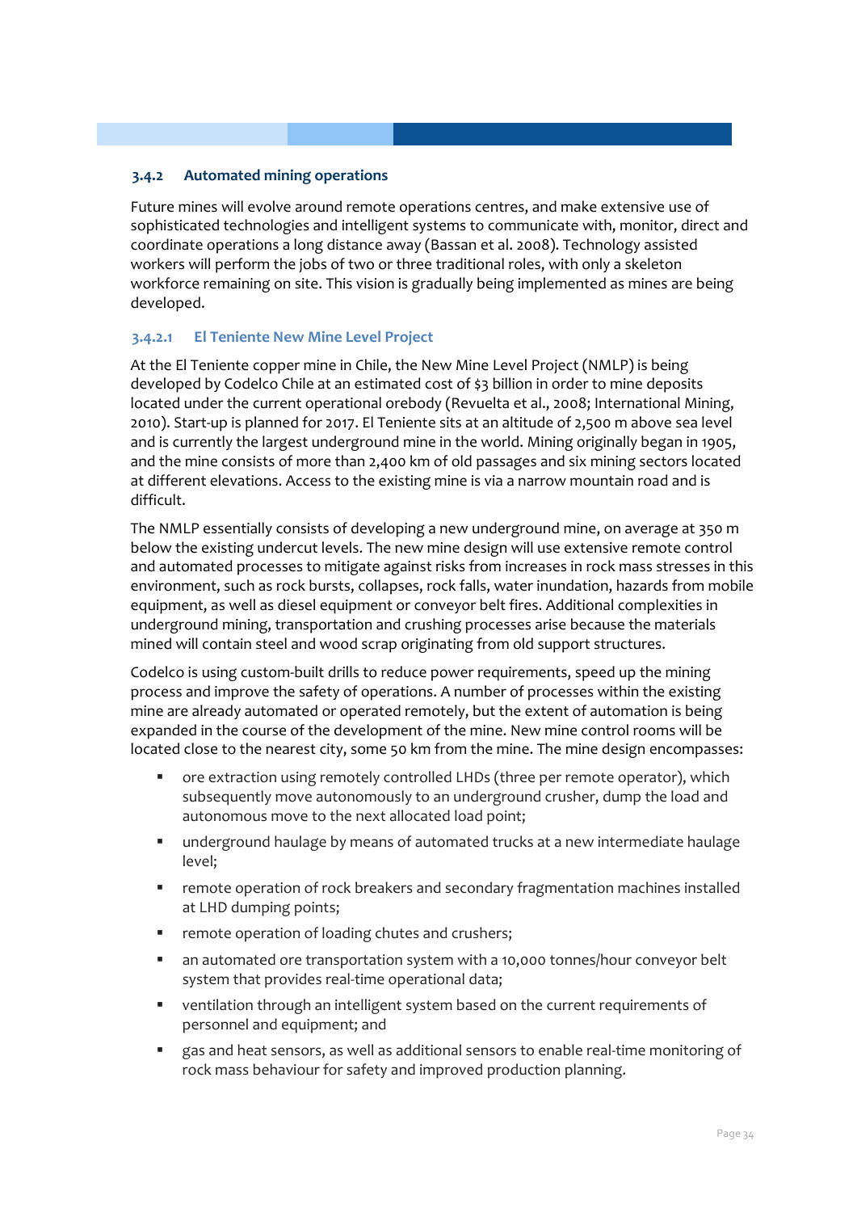### 3.4.2 Automated mining operations

Future mines will evolve around remote operations centres, and make extensive use of sophisticated technologies and intelligent systems to communicate with, monitor, direct and coordinate operations a long distance away (Bassan et al. 2008). Technology assisted workers will perform the jobs of two or three traditional roles, with only a skeleton workforce remaining on site. This vision is gradually being implemented as mines are being developed.

#### 3.4.2.1 El Teniente New Mine Level Project

At the El Teniente copper mine in Chile, the New Mine Level Project (NMLP) is being developed by Codelco Chile at an estimated cost of $3 billion in order to mine deposits located under the current operational orebody (Revuelta et al., 2008; International Mining, 2010). Start-up is planned for 2017. El Teniente sits at an altitude of 2,500 m above sea level and is currently the largest underground mine in the world. Mining originally began in 1905, and the mine consists of more than 2,400 km of old passages and six mining sectors located at different elevations. Access to the existing mine is via a narrow mountain road and is difficult.

The NMLP essentially consists of developing a new underground mine, on average at 350 m below the existing undercut levels. The new mine design will use extensive remote control and automated processes to mitigate against risks from increases in rock mass stresses in this environment, such as rock bursts, collapses, rock falls, water inundation, hazards from mobile equipment, as well as diesel equipment or conveyor belt fires. Additional complexities in underground mining, transportation and crushing processes arise because the materials mined will contain steel and wood scrap originating from old support structures.

Codelco is using custom-built drills to reduce power requirements, speed up the mining process and improve the safety of operations. A number of processes within the existing mine are already automated or operated remotely, but the extent of automation is being expanded in the course of the development of the mine. New mine control rooms will be located close to the nearest city, some 50 km from the mine. The mine design encompasses:

- ore extraction using remotely controlled LHDs (three per remote operator), which subsequently move autonomously to an underground crusher, dump the load and autonomous move to the next allocated load point;
- underground haulage by means of automated trucks at a new intermediate haulage level;
- remote operation of rock breakers and secondary fragmentation machines installed at LHD dumping points;
- remote operation of loading chutes and crushers;
- an automated ore transportation system with a 10,000 tonnes/hour conveyor belt system that provides real-time operational data;
- ventilation through an intelligent system based on the current requirements of personnel and equipment; and
- gas and heat sensors, as well as additional sensors to enable real-time monitoring of rock mass behaviour for safety and improved production planning.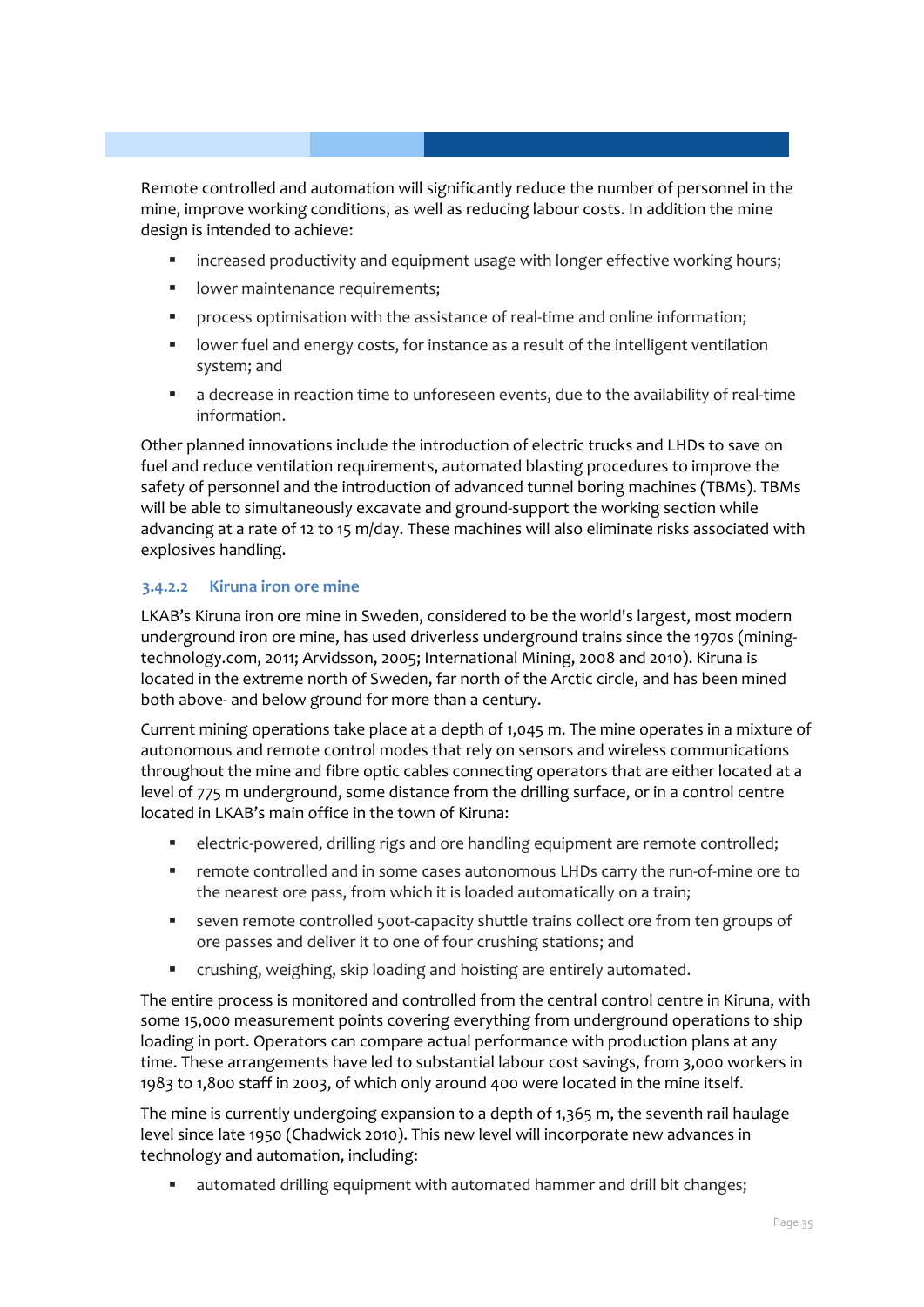Remote controlled and automation will significantly reduce the number of personnel in the mine, improve working conditions, as well as reducing labour costs. In addition the mine design is intended to achieve:

- increased productivity and equipment usage with longer effective working hours;
- lower maintenance requirements;
- process optimisation with the assistance of real-time and online information;
- lower fuel and energy costs, for instance as a result of the intelligent ventilation system; and
- a decrease in reaction time to unforeseen events, due to the availability of real-time information.

Other planned innovations include the introduction of electric trucks and LHDs to save on fuel and reduce ventilation requirements, automated blasting procedures to improve the safety of personnel and the introduction of advanced tunnel boring machines (TBMs). TBMs will be able to simultaneously excavate and ground-support the working section while advancing at a rate of 12 to 15 m/day. These machines will also eliminate risks associated with explosives handling.

#### 3.4.2.2 Kiruna iron ore mine

LKAB's Kiruna iron ore mine in Sweden, considered to be the world's largest, most modern underground iron ore mine, has used driverless underground trains since the 1970s (mining-technology.com, 2011; Arvidsson, 2005; International Mining, 2008 and 2010). Kiruna is located in the extreme north of Sweden, far north of the Arctic circle, and has been mined both above- and below ground for more than a century.

Current mining operations take place at a depth of 1,045 m. The mine operates in a mixture of autonomous and remote control modes that rely on sensors and wireless communications throughout the mine and fibre optic cables connecting operators that are either located at a level of 775 m underground, some distance from the drilling surface, or in a control centre located in LKAB's main office in the town of Kiruna:

- electric-powered, drilling rigs and ore handling equipment are remote controlled;
- remote controlled and in some cases autonomous LHDs carry the run-of-mine ore to the nearest ore pass, from which it is loaded automatically on a train;
- seven remote controlled 500t-capacity shuttle trains collect ore from ten groups of ore passes and deliver it to one of four crushing stations; and
- crushing, weighing, skip loading and hoisting are entirely automated.

The entire process is monitored and controlled from the central control centre in Kiruna, with some 15,000 measurement points covering everything from underground operations to ship loading in port. Operators can compare actual performance with production plans at any time. These arrangements have led to substantial labour cost savings, from 3,000 workers in 1983 to 1,800 staff in 2003, of which only around 400 were located in the mine itself.

The mine is currently undergoing expansion to a depth of 1,365 m, the seventh rail haulage level since late 1950 (Chadwick 2010). This new level will incorporate new advances in technology and automation, including:

- automated drilling equipment with automated hammer and drill bit changes;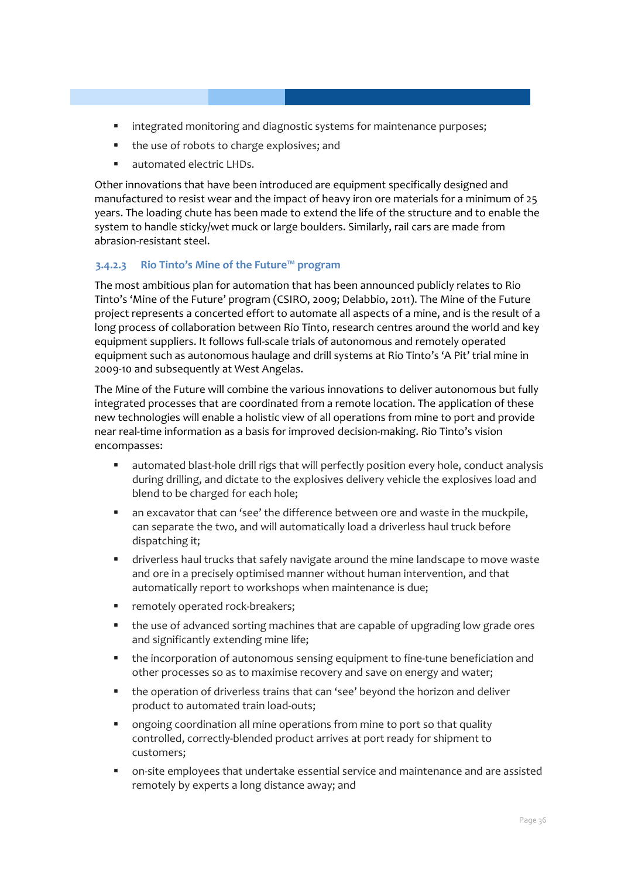- integrated monitoring and diagnostic systems for maintenance purposes;
- the use of robots to charge explosives; and
- automated electric LHDs.

Other innovations that have been introduced are equipment specifically designed and manufactured to resist wear and the impact of heavy iron ore materials for a minimum of 25 years. The loading chute has been made to extend the life of the structure and to enable the system to handle sticky/wet muck or large boulders. Similarly, rail cars are made from abrasion-resistant steel.

#### 3.4.2.3 Rio Tinto's Mine of the Future™ program

The most ambitious plan for automation that has been announced publicly relates to Rio Tinto's 'Mine of the Future' program (CSIRO, 2009; Delabbio, 2011). The Mine of the Future project represents a concerted effort to automate all aspects of a mine, and is the result of a long process of collaboration between Rio Tinto, research centres around the world and key equipment suppliers. It follows full-scale trials of autonomous and remotely operated equipment such as autonomous haulage and drill systems at Rio Tinto's 'A Pit' trial mine in 2009-10 and subsequently at West Angelas.

The Mine of the Future will combine the various innovations to deliver autonomous but fully integrated processes that are coordinated from a remote location. The application of these new technologies will enable a holistic view of all operations from mine to port and provide near real-time information as a basis for improved decision-making. Rio Tinto's vision encompasses:

- automated blast-hole drill rigs that will perfectly position every hole, conduct analysis during drilling, and dictate to the explosives delivery vehicle the explosives load and blend to be charged for each hole;
- an excavator that can 'see' the difference between ore and waste in the muckpile, can separate the two, and will automatically load a driverless haul truck before dispatching it;
- driverless haul trucks that safely navigate around the mine landscape to move waste and ore in a precisely optimised manner without human intervention, and that automatically report to workshops when maintenance is due;
- remotely operated rock-breakers;
- the use of advanced sorting machines that are capable of upgrading low grade ores and significantly extending mine life;
- the incorporation of autonomous sensing equipment to fine-tune beneficiation and other processes so as to maximise recovery and save on energy and water;
- the operation of driverless trains that can 'see' beyond the horizon and deliver product to automated train load-outs;
- ongoing coordination all mine operations from mine to port so that quality controlled, correctly-blended product arrives at port ready for shipment to customers;
- on-site employees that undertake essential service and maintenance and are assisted remotely by experts a long distance away; and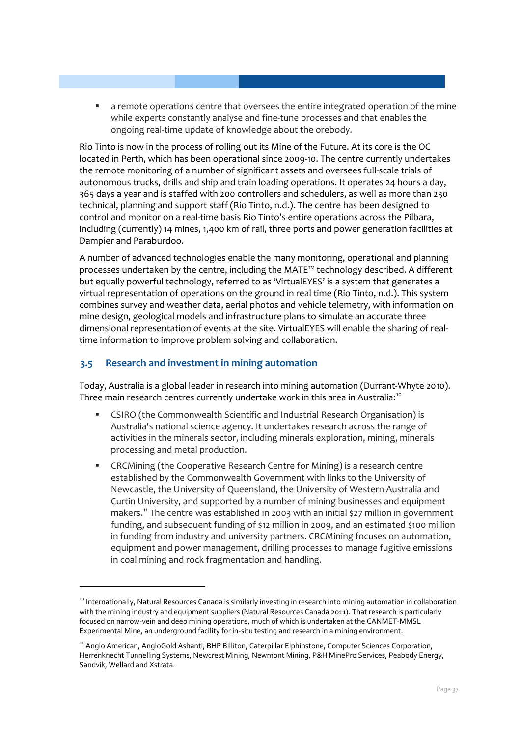- a remote operations centre that oversees the entire integrated operation of the mine while experts constantly analyse and fine-tune processes and that enables the ongoing real-time update of knowledge about the orebody.

Rio Tinto is now in the process of rolling out its Mine of the Future. At its core is the OC located in Perth, which has been operational since 2009-10. The centre currently undertakes the remote monitoring of a number of significant assets and oversees full-scale trials of autonomous trucks, drills and ship and train loading operations. It operates 24 hours a day, 365 days a year and is staffed with 200 controllers and schedulers, as well as more than 230 technical, planning and support staff (Rio Tinto, n.d.). The centre has been designed to control and monitor on a real-time basis Rio Tinto's entire operations across the Pilbara, including (currently) 14 mines, 1,400 km of rail, three ports and power generation facilities at Dampier and Paraburdoo.

A number of advanced technologies enable the many monitoring, operational and planning processes undertaken by the centre, including the MATE™ technology described. A different but equally powerful technology, referred to as 'VirtualEYES' is a system that generates a virtual representation of operations on the ground in real time (Rio Tinto, n.d.). This system combines survey and weather data, aerial photos and vehicle telemetry, with information on mine design, geological models and infrastructure plans to simulate an accurate three dimensional representation of events at the site. VirtualEYES will enable the sharing of real-time information to improve problem solving and collaboration.

## 3.5 Research and investment in mining automation

Today, Australia is a global leader in research into mining automation (Durrant-Whyte 2010). Three main research centres currently undertake work in this area in Australia:[10]

- CSIRO (the Commonwealth Scientific and Industrial Research Organisation) is Australia's national science agency. It undertakes research across the range of activities in the minerals sector, including minerals exploration, mining, minerals processing and metal production.
- CRCMining (the Cooperative Research Centre for Mining) is a research centre established by the Commonwealth Government with links to the University of Newcastle, the University of Queensland, the University of Western Australia and Curtin University, and supported by a number of mining businesses and equipment makers.[11] The centre was established in 2003 with an initial $27 million in government funding, and subsequent funding of $12 million in 2009, and an estimated $100 million in funding from industry and university partners. CRCMining focuses on automation, equipment and power management, drilling processes to manage fugitive emissions in coal mining and rock fragmentation and handling.

---

[10] Internationally, Natural Resources Canada is similarly investing in research into mining automation in collaboration with the mining industry and equipment suppliers (Natural Resources Canada 2011). That research is particularly focused on narrow-vein and deep mining operations, much of which is undertaken at the CANMET-MMSL Experimental Mine, an underground facility for in-situ testing and research in a mining environment.

[11] Anglo American, AngloGold Ashanti, BHP Billiton, Caterpillar Elphinstone, Computer Sciences Corporation, Herrenknecht Tunnelling Systems, Newcrest Mining, Newmont Mining, P&H MinePro Services, Peabody Energy, Sandvik, Wellard and Xstrata.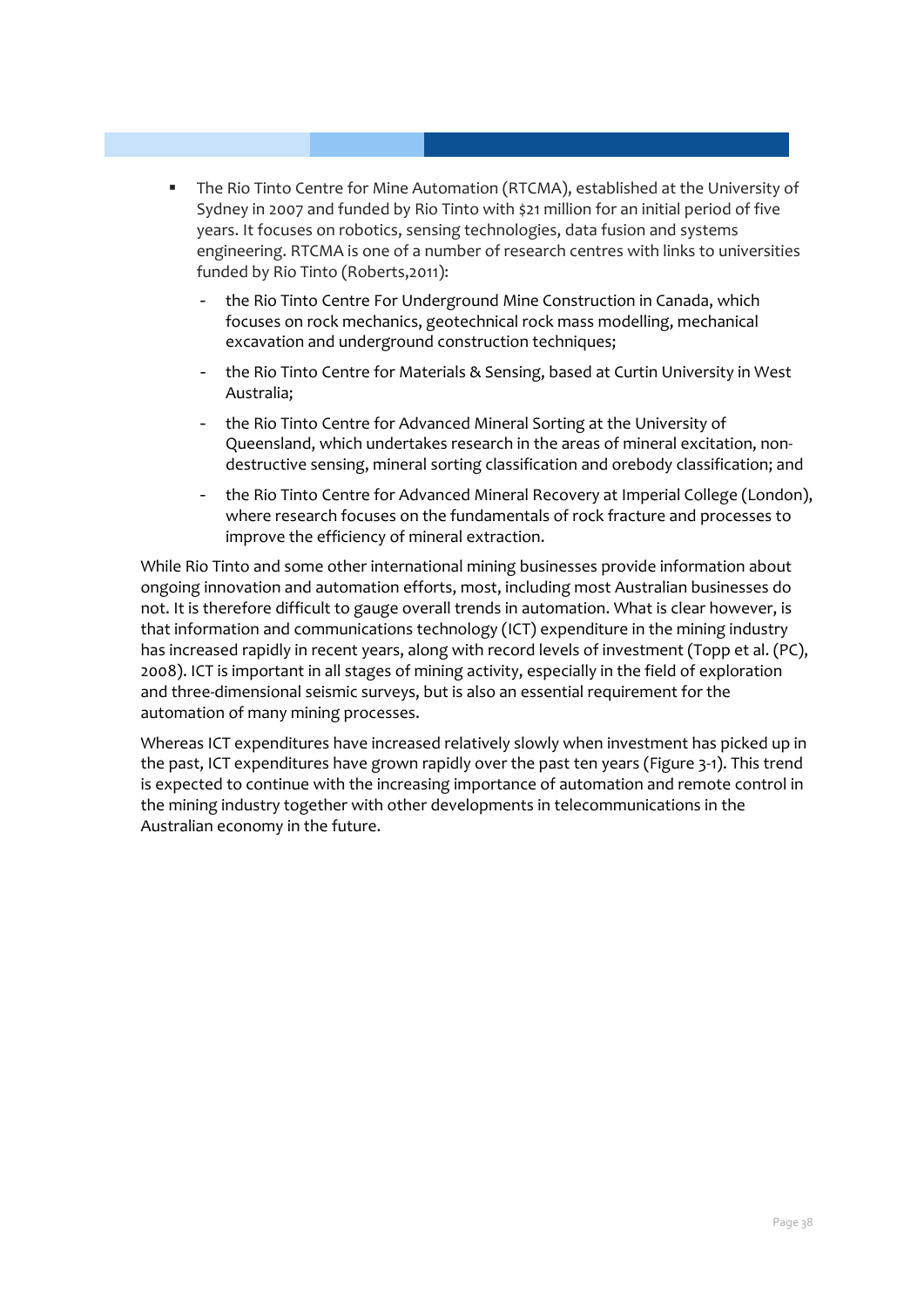- The Rio Tinto Centre for Mine Automation (RTCMA), established at the University of Sydney in 2007 and funded by Rio Tinto with $21 million for an initial period of five years. It focuses on robotics, sensing technologies, data fusion and systems engineering. RTCMA is one of a number of research centres with links to universities funded by Rio Tinto (Roberts,2011):
  - the Rio Tinto Centre For Underground Mine Construction in Canada, which focuses on rock mechanics, geotechnical rock mass modelling, mechanical excavation and underground construction techniques;
  - the Rio Tinto Centre for Materials & Sensing, based at Curtin University in West Australia;
  - the Rio Tinto Centre for Advanced Mineral Sorting at the University of Queensland, which undertakes research in the areas of mineral excitation, non-destructive sensing, mineral sorting classification and orebody classification; and
  - the Rio Tinto Centre for Advanced Mineral Recovery at Imperial College (London), where research focuses on the fundamentals of rock fracture and processes to improve the efficiency of mineral extraction.

While Rio Tinto and some other international mining businesses provide information about ongoing innovation and automation efforts, most, including most Australian businesses do not. It is therefore difficult to gauge overall trends in automation. What is clear however, is that information and communications technology (ICT) expenditure in the mining industry has increased rapidly in recent years, along with record levels of investment (Topp et al. (PC), 2008). ICT is important in all stages of mining activity, especially in the field of exploration and three-dimensional seismic surveys, but is also an essential requirement for the automation of many mining processes.

Whereas ICT expenditures have increased relatively slowly when investment has picked up in the past, ICT expenditures have grown rapidly over the past ten years (Figure 3-1). This trend is expected to continue with the increasing importance of automation and remote control in the mining industry together with other developments in telecommunications in the Australian economy in the future.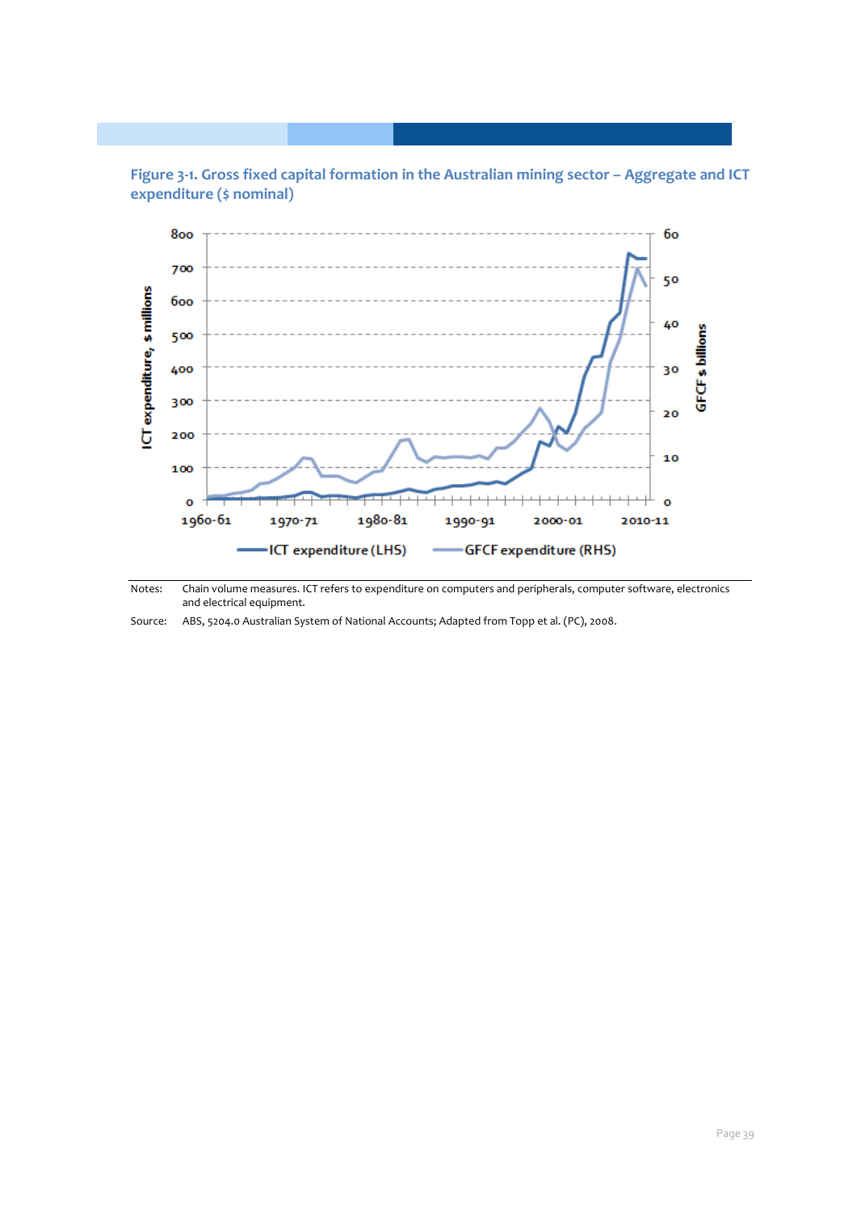**Figure 3-1. Gross fixed capital formation in the Australian mining sector – Aggregate and ICT expenditure ($ nominal)**

| | |
|---|---|
| Notes: | Chain volume measures. ICT refers to expenditure on computers and peripherals, computer software, electronics and electrical equipment. |
| Source: | ABS, 5204.0 Australian System of National Accounts; Adapted from Topp et al. (PC), 2008. |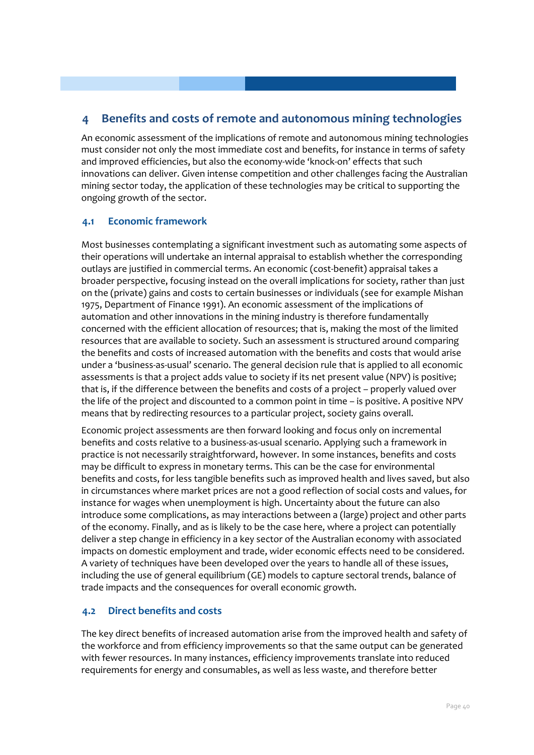# 4 Benefits and costs of remote and autonomous mining technologies

An economic assessment of the implications of remote and autonomous mining technologies must consider not only the most immediate cost and benefits, for instance in terms of safety and improved efficiencies, but also the economy-wide 'knock-on' effects that such innovations can deliver. Given intense competition and other challenges facing the Australian mining sector today, the application of these technologies may be critical to supporting the ongoing growth of the sector.

## 4.1 Economic framework

Most businesses contemplating a significant investment such as automating some aspects of their operations will undertake an internal appraisal to establish whether the corresponding outlays are justified in commercial terms. An economic (cost-benefit) appraisal takes a broader perspective, focusing instead on the overall implications for society, rather than just on the (private) gains and costs to certain businesses or individuals (see for example Mishan 1975, Department of Finance 1991). An economic assessment of the implications of automation and other innovations in the mining industry is therefore fundamentally concerned with the efficient allocation of resources; that is, making the most of the limited resources that are available to society. Such an assessment is structured around comparing the benefits and costs of increased automation with the benefits and costs that would arise under a 'business-as-usual' scenario. The general decision rule that is applied to all economic assessments is that a project adds value to society if its net present value (NPV) is positive; that is, if the difference between the benefits and costs of a project – properly valued over the life of the project and discounted to a common point in time – is positive. A positive NPV means that by redirecting resources to a particular project, society gains overall.

Economic project assessments are then forward looking and focus only on incremental benefits and costs relative to a business-as-usual scenario. Applying such a framework in practice is not necessarily straightforward, however. In some instances, benefits and costs may be difficult to express in monetary terms. This can be the case for environmental benefits and costs, for less tangible benefits such as improved health and lives saved, but also in circumstances where market prices are not a good reflection of social costs and values, for instance for wages when unemployment is high. Uncertainty about the future can also introduce some complications, as may interactions between a (large) project and other parts of the economy. Finally, and as is likely to be the case here, where a project can potentially deliver a step change in efficiency in a key sector of the Australian economy with associated impacts on domestic employment and trade, wider economic effects need to be considered. A variety of techniques have been developed over the years to handle all of these issues, including the use of general equilibrium (GE) models to capture sectoral trends, balance of trade impacts and the consequences for overall economic growth.

## 4.2 Direct benefits and costs

The key direct benefits of increased automation arise from the improved health and safety of the workforce and from efficiency improvements so that the same output can be generated with fewer resources. In many instances, efficiency improvements translate into reduced requirements for energy and consumables, as well as less waste, and therefore better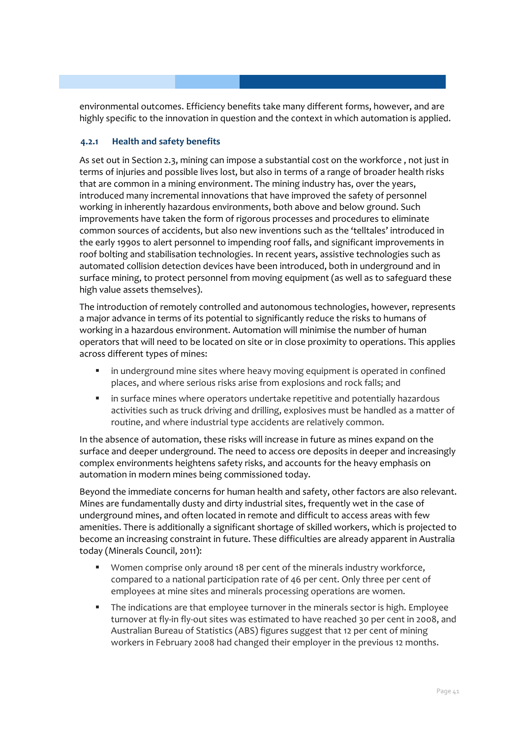environmental outcomes. Efficiency benefits take many different forms, however, and are highly specific to the innovation in question and the context in which automation is applied.

### 4.2.1 Health and safety benefits

As set out in Section 2.3, mining can impose a substantial cost on the workforce , not just in terms of injuries and possible lives lost, but also in terms of a range of broader health risks that are common in a mining environment. The mining industry has, over the years, introduced many incremental innovations that have improved the safety of personnel working in inherently hazardous environments, both above and below ground. Such improvements have taken the form of rigorous processes and procedures to eliminate common sources of accidents, but also new inventions such as the 'telltales' introduced in the early 1990s to alert personnel to impending roof falls, and significant improvements in roof bolting and stabilisation technologies. In recent years, assistive technologies such as automated collision detection devices have been introduced, both in underground and in surface mining, to protect personnel from moving equipment (as well as to safeguard these high value assets themselves).

The introduction of remotely controlled and autonomous technologies, however, represents a major advance in terms of its potential to significantly reduce the risks to humans of working in a hazardous environment. Automation will minimise the number of human operators that will need to be located on site or in close proximity to operations. This applies across different types of mines:

- in underground mine sites where heavy moving equipment is operated in confined places, and where serious risks arise from explosions and rock falls; and
- in surface mines where operators undertake repetitive and potentially hazardous activities such as truck driving and drilling, explosives must be handled as a matter of routine, and where industrial type accidents are relatively common.

In the absence of automation, these risks will increase in future as mines expand on the surface and deeper underground. The need to access ore deposits in deeper and increasingly complex environments heightens safety risks, and accounts for the heavy emphasis on automation in modern mines being commissioned today.

Beyond the immediate concerns for human health and safety, other factors are also relevant. Mines are fundamentally dusty and dirty industrial sites, frequently wet in the case of underground mines, and often located in remote and difficult to access areas with few amenities. There is additionally a significant shortage of skilled workers, which is projected to become an increasing constraint in future. These difficulties are already apparent in Australia today (Minerals Council, 2011):

- Women comprise only around 18 per cent of the minerals industry workforce, compared to a national participation rate of 46 per cent. Only three per cent of employees at mine sites and minerals processing operations are women.
- The indications are that employee turnover in the minerals sector is high. Employee turnover at fly-in fly-out sites was estimated to have reached 30 per cent in 2008, and Australian Bureau of Statistics (ABS) figures suggest that 12 per cent of mining workers in February 2008 had changed their employer in the previous 12 months.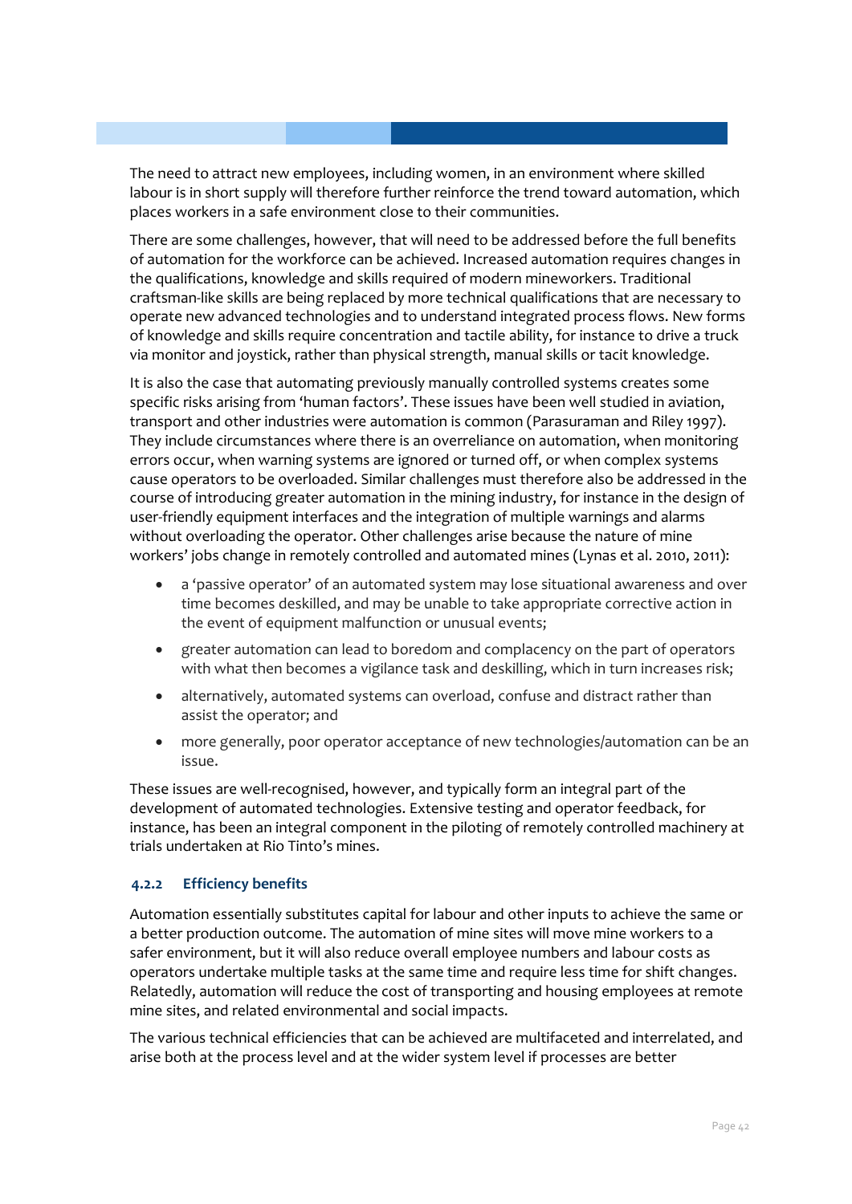The need to attract new employees, including women, in an environment where skilled labour is in short supply will therefore further reinforce the trend toward automation, which places workers in a safe environment close to their communities.

There are some challenges, however, that will need to be addressed before the full benefits of automation for the workforce can be achieved. Increased automation requires changes in the qualifications, knowledge and skills required of modern mineworkers. Traditional craftsman-like skills are being replaced by more technical qualifications that are necessary to operate new advanced technologies and to understand integrated process flows. New forms of knowledge and skills require concentration and tactile ability, for instance to drive a truck via monitor and joystick, rather than physical strength, manual skills or tacit knowledge.

It is also the case that automating previously manually controlled systems creates some specific risks arising from 'human factors'. These issues have been well studied in aviation, transport and other industries were automation is common (Parasuraman and Riley 1997). They include circumstances where there is an overreliance on automation, when monitoring errors occur, when warning systems are ignored or turned off, or when complex systems cause operators to be overloaded. Similar challenges must therefore also be addressed in the course of introducing greater automation in the mining industry, for instance in the design of user-friendly equipment interfaces and the integration of multiple warnings and alarms without overloading the operator. Other challenges arise because the nature of mine workers' jobs change in remotely controlled and automated mines (Lynas et al. 2010, 2011):

- a 'passive operator' of an automated system may lose situational awareness and over time becomes deskilled, and may be unable to take appropriate corrective action in the event of equipment malfunction or unusual events;
- greater automation can lead to boredom and complacency on the part of operators with what then becomes a vigilance task and deskilling, which in turn increases risk;
- alternatively, automated systems can overload, confuse and distract rather than assist the operator; and
- more generally, poor operator acceptance of new technologies/automation can be an issue.

These issues are well-recognised, however, and typically form an integral part of the development of automated technologies. Extensive testing and operator feedback, for instance, has been an integral component in the piloting of remotely controlled machinery at trials undertaken at Rio Tinto's mines.

#### 4.2.2 Efficiency benefits

Automation essentially substitutes capital for labour and other inputs to achieve the same or a better production outcome. The automation of mine sites will move mine workers to a safer environment, but it will also reduce overall employee numbers and labour costs as operators undertake multiple tasks at the same time and require less time for shift changes. Relatedly, automation will reduce the cost of transporting and housing employees at remote mine sites, and related environmental and social impacts.

The various technical efficiencies that can be achieved are multifaceted and interrelated, and arise both at the process level and at the wider system level if processes are better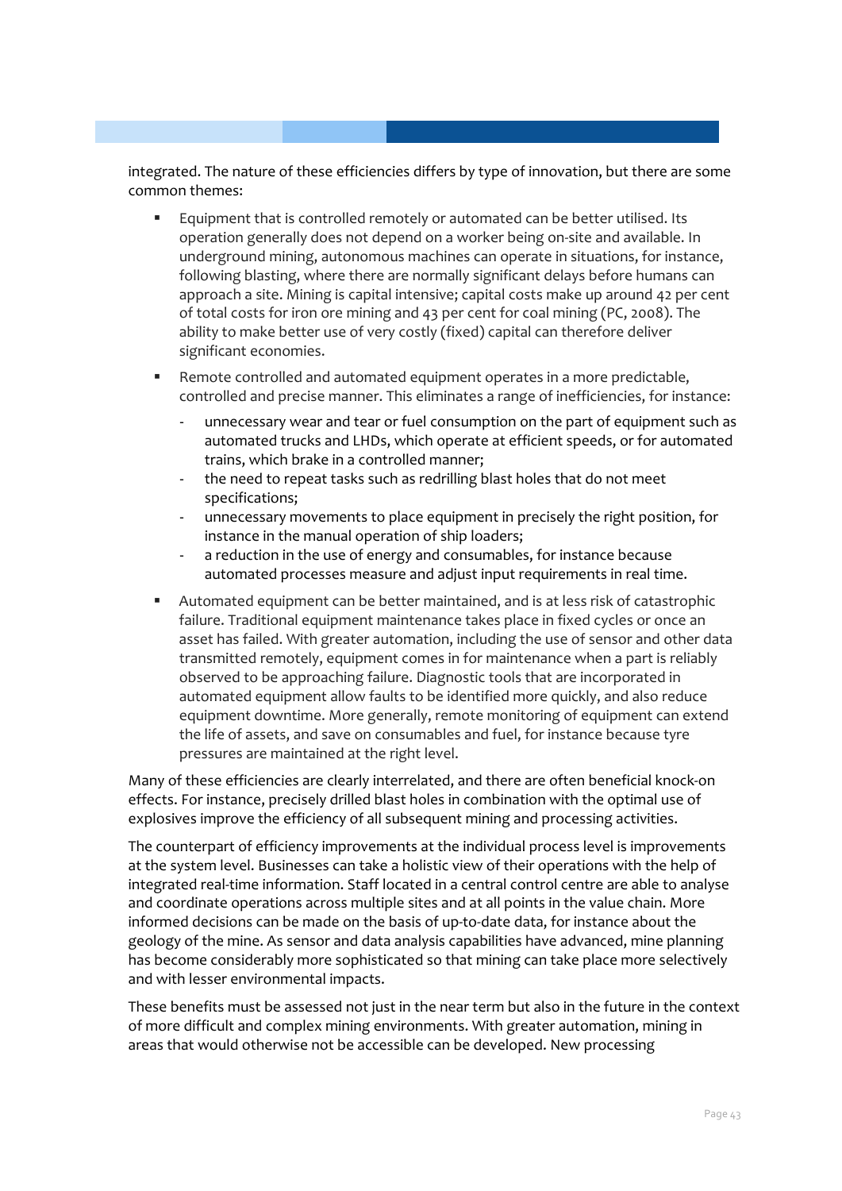integrated. The nature of these efficiencies differs by type of innovation, but there are some common themes:

- Equipment that is controlled remotely or automated can be better utilised. Its operation generally does not depend on a worker being on-site and available. In underground mining, autonomous machines can operate in situations, for instance, following blasting, where there are normally significant delays before humans can approach a site. Mining is capital intensive; capital costs make up around 42 per cent of total costs for iron ore mining and 43 per cent for coal mining (PC, 2008). The ability to make better use of very costly (fixed) capital can therefore deliver significant economies.
- Remote controlled and automated equipment operates in a more predictable, controlled and precise manner. This eliminates a range of inefficiencies, for instance:
  - unnecessary wear and tear or fuel consumption on the part of equipment such as automated trucks and LHDs, which operate at efficient speeds, or for automated trains, which brake in a controlled manner;
  - the need to repeat tasks such as redrilling blast holes that do not meet specifications;
  - unnecessary movements to place equipment in precisely the right position, for instance in the manual operation of ship loaders;
  - a reduction in the use of energy and consumables, for instance because automated processes measure and adjust input requirements in real time.
- Automated equipment can be better maintained, and is at less risk of catastrophic failure. Traditional equipment maintenance takes place in fixed cycles or once an asset has failed. With greater automation, including the use of sensor and other data transmitted remotely, equipment comes in for maintenance when a part is reliably observed to be approaching failure. Diagnostic tools that are incorporated in automated equipment allow faults to be identified more quickly, and also reduce equipment downtime. More generally, remote monitoring of equipment can extend the life of assets, and save on consumables and fuel, for instance because tyre pressures are maintained at the right level.

Many of these efficiencies are clearly interrelated, and there are often beneficial knock-on effects. For instance, precisely drilled blast holes in combination with the optimal use of explosives improve the efficiency of all subsequent mining and processing activities.

The counterpart of efficiency improvements at the individual process level is improvements at the system level. Businesses can take a holistic view of their operations with the help of integrated real-time information. Staff located in a central control centre are able to analyse and coordinate operations across multiple sites and at all points in the value chain. More informed decisions can be made on the basis of up-to-date data, for instance about the geology of the mine. As sensor and data analysis capabilities have advanced, mine planning has become considerably more sophisticated so that mining can take place more selectively and with lesser environmental impacts.

These benefits must be assessed not just in the near term but also in the future in the context of more difficult and complex mining environments. With greater automation, mining in areas that would otherwise not be accessible can be developed. New processing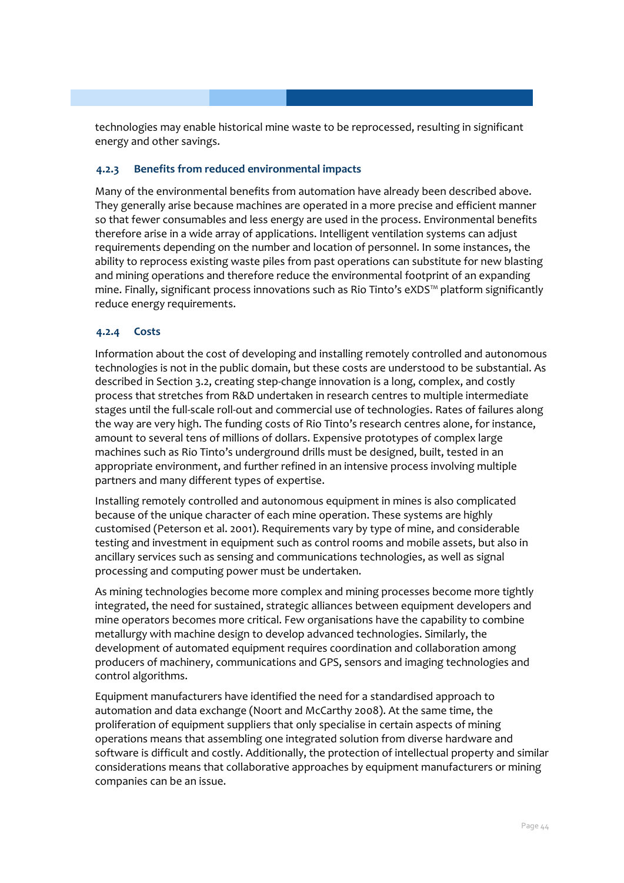technologies may enable historical mine waste to be reprocessed, resulting in significant energy and other savings.

#### 4.2.3 Benefits from reduced environmental impacts

Many of the environmental benefits from automation have already been described above. They generally arise because machines are operated in a more precise and efficient manner so that fewer consumables and less energy are used in the process. Environmental benefits therefore arise in a wide array of applications. Intelligent ventilation systems can adjust requirements depending on the number and location of personnel. In some instances, the ability to reprocess existing waste piles from past operations can substitute for new blasting and mining operations and therefore reduce the environmental footprint of an expanding mine. Finally, significant process innovations such as Rio Tinto's eXDS™ platform significantly reduce energy requirements.

#### 4.2.4 Costs

Information about the cost of developing and installing remotely controlled and autonomous technologies is not in the public domain, but these costs are understood to be substantial. As described in Section 3.2, creating step-change innovation is a long, complex, and costly process that stretches from R&D undertaken in research centres to multiple intermediate stages until the full-scale roll-out and commercial use of technologies. Rates of failures along the way are very high. The funding costs of Rio Tinto's research centres alone, for instance, amount to several tens of millions of dollars. Expensive prototypes of complex large machines such as Rio Tinto's underground drills must be designed, built, tested in an appropriate environment, and further refined in an intensive process involving multiple partners and many different types of expertise.

Installing remotely controlled and autonomous equipment in mines is also complicated because of the unique character of each mine operation. These systems are highly customised (Peterson et al. 2001). Requirements vary by type of mine, and considerable testing and investment in equipment such as control rooms and mobile assets, but also in ancillary services such as sensing and communications technologies, as well as signal processing and computing power must be undertaken.

As mining technologies become more complex and mining processes become more tightly integrated, the need for sustained, strategic alliances between equipment developers and mine operators becomes more critical. Few organisations have the capability to combine metallurgy with machine design to develop advanced technologies. Similarly, the development of automated equipment requires coordination and collaboration among producers of machinery, communications and GPS, sensors and imaging technologies and control algorithms.

Equipment manufacturers have identified the need for a standardised approach to automation and data exchange (Noort and McCarthy 2008). At the same time, the proliferation of equipment suppliers that only specialise in certain aspects of mining operations means that assembling one integrated solution from diverse hardware and software is difficult and costly. Additionally, the protection of intellectual property and similar considerations means that collaborative approaches by equipment manufacturers or mining companies can be an issue.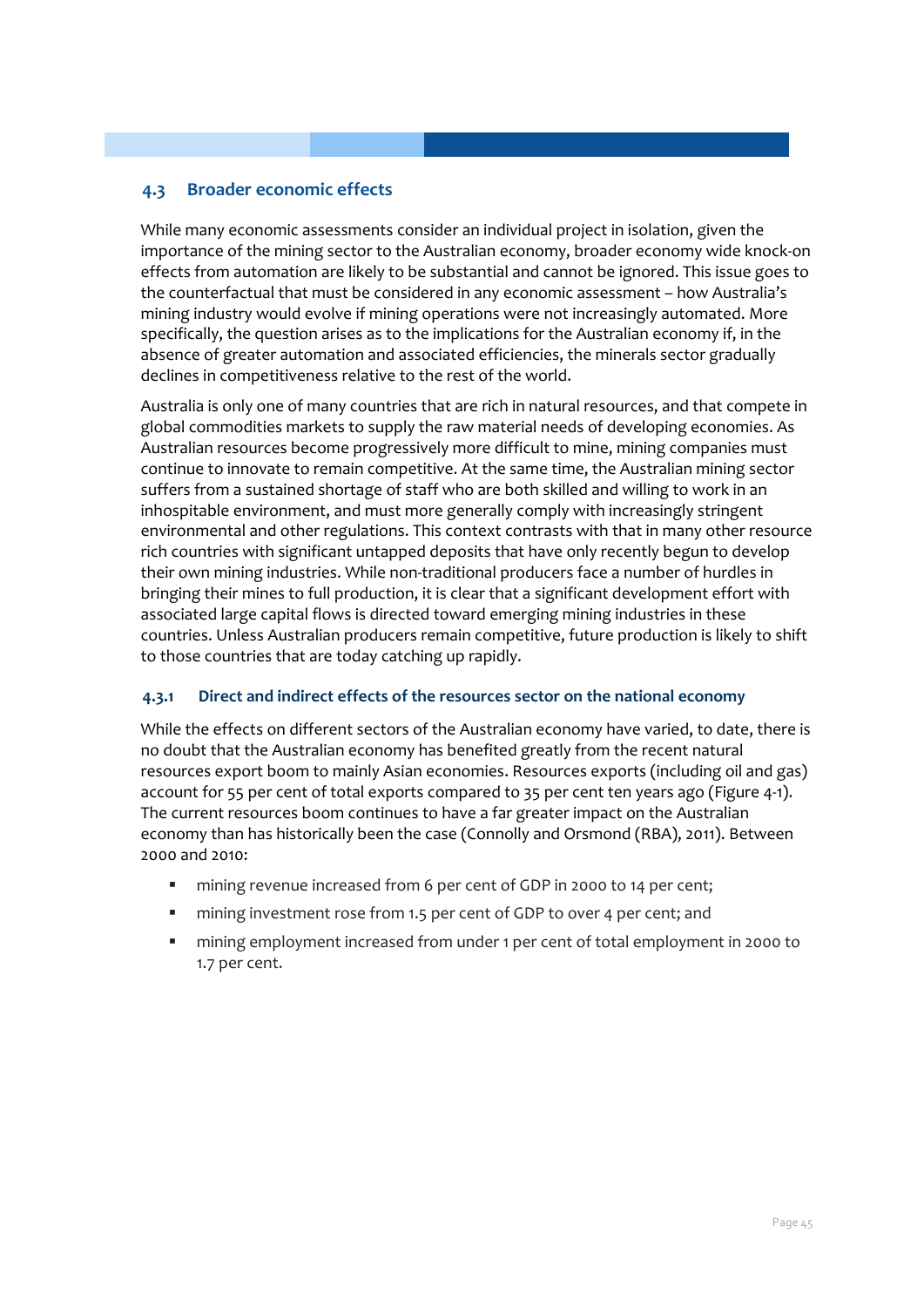## 4.3 Broader economic effects

While many economic assessments consider an individual project in isolation, given the importance of the mining sector to the Australian economy, broader economy wide knock-on effects from automation are likely to be substantial and cannot be ignored. This issue goes to the counterfactual that must be considered in any economic assessment – how Australia's mining industry would evolve if mining operations were not increasingly automated. More specifically, the question arises as to the implications for the Australian economy if, in the absence of greater automation and associated efficiencies, the minerals sector gradually declines in competitiveness relative to the rest of the world.

Australia is only one of many countries that are rich in natural resources, and that compete in global commodities markets to supply the raw material needs of developing economies. As Australian resources become progressively more difficult to mine, mining companies must continue to innovate to remain competitive. At the same time, the Australian mining sector suffers from a sustained shortage of staff who are both skilled and willing to work in an inhospitable environment, and must more generally comply with increasingly stringent environmental and other regulations. This context contrasts with that in many other resource rich countries with significant untapped deposits that have only recently begun to develop their own mining industries. While non-traditional producers face a number of hurdles in bringing their mines to full production, it is clear that a significant development effort with associated large capital flows is directed toward emerging mining industries in these countries. Unless Australian producers remain competitive, future production is likely to shift to those countries that are today catching up rapidly.

### 4.3.1 Direct and indirect effects of the resources sector on the national economy

While the effects on different sectors of the Australian economy have varied, to date, there is no doubt that the Australian economy has benefited greatly from the recent natural resources export boom to mainly Asian economies. Resources exports (including oil and gas) account for 55 per cent of total exports compared to 35 per cent ten years ago (Figure 4-1). The current resources boom continues to have a far greater impact on the Australian economy than has historically been the case (Connolly and Orsmond (RBA), 2011). Between 2000 and 2010:

- mining revenue increased from 6 per cent of GDP in 2000 to 14 per cent;
- mining investment rose from 1.5 per cent of GDP to over 4 per cent; and
- mining employment increased from under 1 per cent of total employment in 2000 to 1.7 per cent.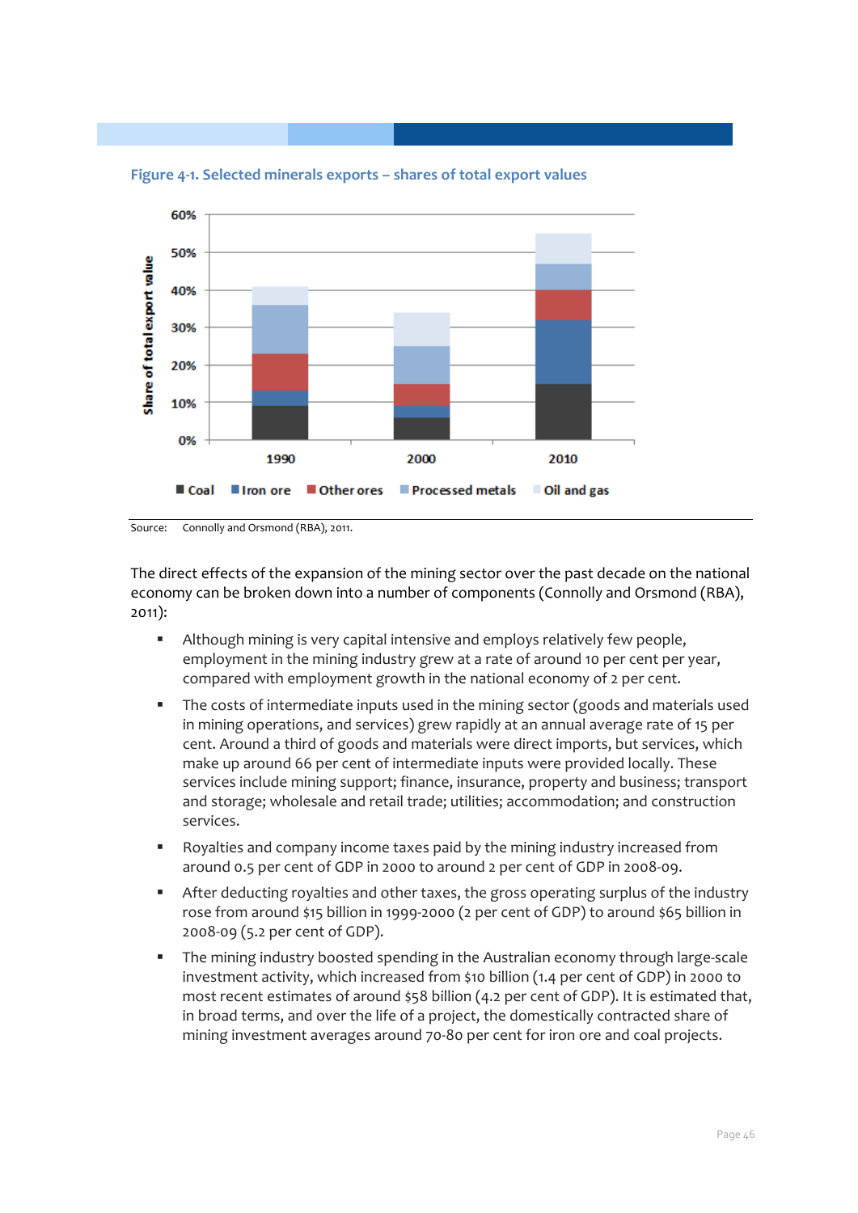**Figure 4-1. Selected minerals exports – shares of total export values**

Source: Connolly and Orsmond (RBA), 2011.

The direct effects of the expansion of the mining sector over the past decade on the national economy can be broken down into a number of components (Connolly and Orsmond (RBA), 2011):

- Although mining is very capital intensive and employs relatively few people, employment in the mining industry grew at a rate of around 10 per cent per year, compared with employment growth in the national economy of 2 per cent.
- The costs of intermediate inputs used in the mining sector (goods and materials used in mining operations, and services) grew rapidly at an annual average rate of 15 per cent. Around a third of goods and materials were direct imports, but services, which make up around 66 per cent of intermediate inputs were provided locally. These services include mining support; finance, insurance, property and business; transport and storage; wholesale and retail trade; utilities; accommodation; and construction services.
- Royalties and company income taxes paid by the mining industry increased from around 0.5 per cent of GDP in 2000 to around 2 per cent of GDP in 2008-09.
- After deducting royalties and other taxes, the gross operating surplus of the industry rose from around $15 billion in 1999-2000 (2 per cent of GDP) to around $65 billion in 2008-09 (5.2 per cent of GDP).
- The mining industry boosted spending in the Australian economy through large-scale investment activity, which increased from $10 billion (1.4 per cent of GDP) in 2000 to most recent estimates of around $58 billion (4.2 per cent of GDP). It is estimated that, in broad terms, and over the life of a project, the domestically contracted share of mining investment averages around 70-80 per cent for iron ore and coal projects.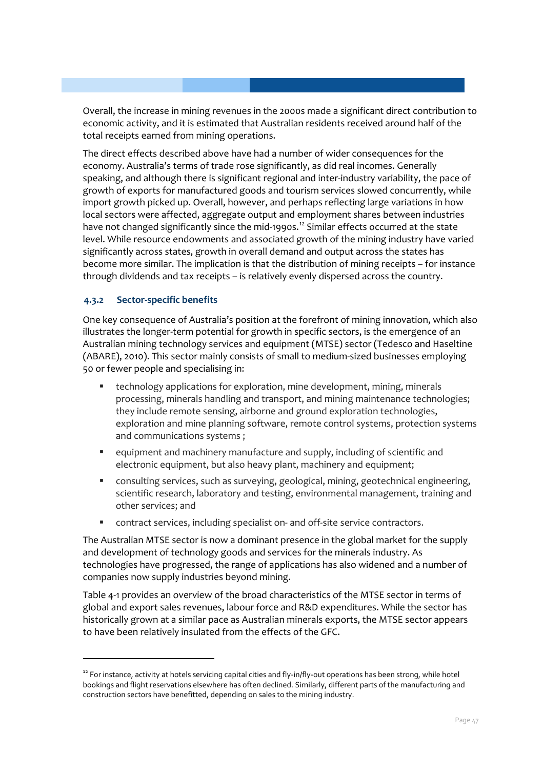Overall, the increase in mining revenues in the 2000s made a significant direct contribution to economic activity, and it is estimated that Australian residents received around half of the total receipts earned from mining operations.

The direct effects described above have had a number of wider consequences for the economy. Australia's terms of trade rose significantly, as did real incomes. Generally speaking, and although there is significant regional and inter-industry variability, the pace of growth of exports for manufactured goods and tourism services slowed concurrently, while import growth picked up. Overall, however, and perhaps reflecting large variations in how local sectors were affected, aggregate output and employment shares between industries have not changed significantly since the mid-1990s.[12] Similar effects occurred at the state level. While resource endowments and associated growth of the mining industry have varied significantly across states, growth in overall demand and output across the states has become more similar. The implication is that the distribution of mining receipts – for instance through dividends and tax receipts – is relatively evenly dispersed across the country.

### 4.3.2 Sector-specific benefits

One key consequence of Australia's position at the forefront of mining innovation, which also illustrates the longer-term potential for growth in specific sectors, is the emergence of an Australian mining technology services and equipment (MTSE) sector (Tedesco and Haseltine (ABARE), 2010). This sector mainly consists of small to medium-sized businesses employing 50 or fewer people and specialising in:

- technology applications for exploration, mine development, mining, minerals processing, minerals handling and transport, and mining maintenance technologies; they include remote sensing, airborne and ground exploration technologies, exploration and mine planning software, remote control systems, protection systems and communications systems ;
- equipment and machinery manufacture and supply, including of scientific and electronic equipment, but also heavy plant, machinery and equipment;
- consulting services, such as surveying, geological, mining, geotechnical engineering, scientific research, laboratory and testing, environmental management, training and other services; and
- contract services, including specialist on- and off-site service contractors.

The Australian MTSE sector is now a dominant presence in the global market for the supply and development of technology goods and services for the minerals industry. As technologies have progressed, the range of applications has also widened and a number of companies now supply industries beyond mining.

Table 4-1 provides an overview of the broad characteristics of the MTSE sector in terms of global and export sales revenues, labour force and R&D expenditures. While the sector has historically grown at a similar pace as Australian minerals exports, the MTSE sector appears to have been relatively insulated from the effects of the GFC.

[12] For instance, activity at hotels servicing capital cities and fly-in/fly-out operations has been strong, while hotel bookings and flight reservations elsewhere has often declined. Similarly, different parts of the manufacturing and construction sectors have benefitted, depending on sales to the mining industry.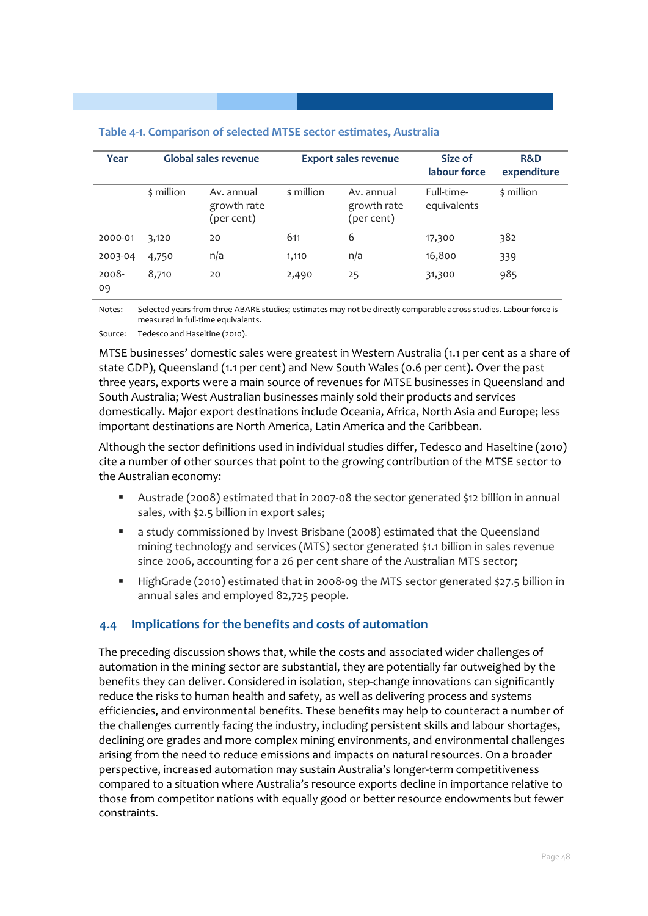**Table 4-1. Comparison of selected MTSE sector estimates, Australia**

| Year | Global sales revenue | | Export sales revenue | | Size of labour force | R&D expenditure |
|---|---|---|---|---|---|---|
| | $ million | Av. annual growth rate (per cent) | $ million | Av. annual growth rate (per cent) | Full-time-equivalents | $ million |
| 2000-01 | 3,120 | 20 | 611 | 6 | 17,300 | 382 |
| 2003-04 | 4,750 | n/a | 1,110 | n/a | 16,800 | 339 |
| 2008-09 | 8,710 | 20 | 2,490 | 25 | 31,300 | 985 |

Notes: Selected years from three ABARE studies; estimates may not be directly comparable across studies. Labour force is measured in full-time equivalents.

Source: Tedesco and Haseltine (2010).

MTSE businesses' domestic sales were greatest in Western Australia (1.1 per cent as a share of state GDP), Queensland (1.1 per cent) and New South Wales (0.6 per cent). Over the past three years, exports were a main source of revenues for MTSE businesses in Queensland and South Australia; West Australian businesses mainly sold their products and services domestically. Major export destinations include Oceania, Africa, North Asia and Europe; less important destinations are North America, Latin America and the Caribbean.

Although the sector definitions used in individual studies differ, Tedesco and Haseltine (2010) cite a number of other sources that point to the growing contribution of the MTSE sector to the Australian economy:

- Austrade (2008) estimated that in 2007-08 the sector generated $12 billion in annual sales, with $2.5 billion in export sales;
- a study commissioned by Invest Brisbane (2008) estimated that the Queensland mining technology and services (MTS) sector generated $1.1 billion in sales revenue since 2006, accounting for a 26 per cent share of the Australian MTS sector;
- HighGrade (2010) estimated that in 2008-09 the MTS sector generated $27.5 billion in annual sales and employed 82,725 people.

## 4.4 Implications for the benefits and costs of automation

The preceding discussion shows that, while the costs and associated wider challenges of automation in the mining sector are substantial, they are potentially far outweighed by the benefits they can deliver. Considered in isolation, step-change innovations can significantly reduce the risks to human health and safety, as well as delivering process and systems efficiencies, and environmental benefits. These benefits may help to counteract a number of the challenges currently facing the industry, including persistent skills and labour shortages, declining ore grades and more complex mining environments, and environmental challenges arising from the need to reduce emissions and impacts on natural resources. On a broader perspective, increased automation may sustain Australia's longer-term competitiveness compared to a situation where Australia's resource exports decline in importance relative to those from competitor nations with equally good or better resource endowments but fewer constraints.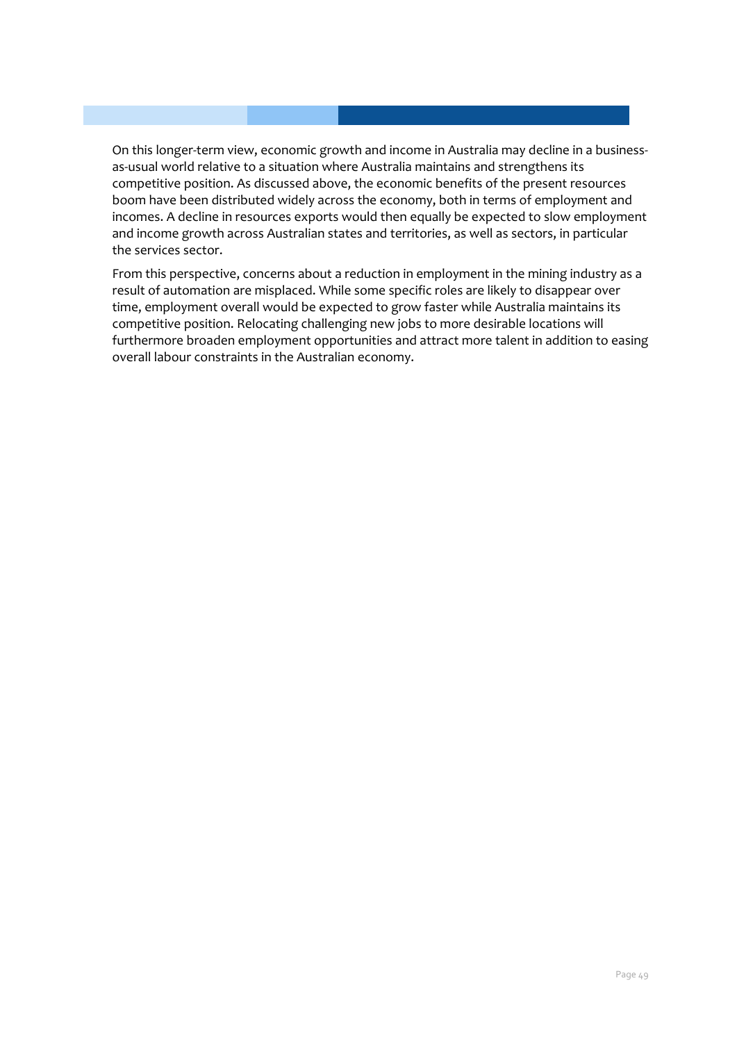On this longer-term view, economic growth and income in Australia may decline in a business-as-usual world relative to a situation where Australia maintains and strengthens its competitive position. As discussed above, the economic benefits of the present resources boom have been distributed widely across the economy, both in terms of employment and incomes. A decline in resources exports would then equally be expected to slow employment and income growth across Australian states and territories, as well as sectors, in particular the services sector.

From this perspective, concerns about a reduction in employment in the mining industry as a result of automation are misplaced. While some specific roles are likely to disappear over time, employment overall would be expected to grow faster while Australia maintains its competitive position. Relocating challenging new jobs to more desirable locations will furthermore broaden employment opportunities and attract more talent in addition to easing overall labour constraints in the Australian economy.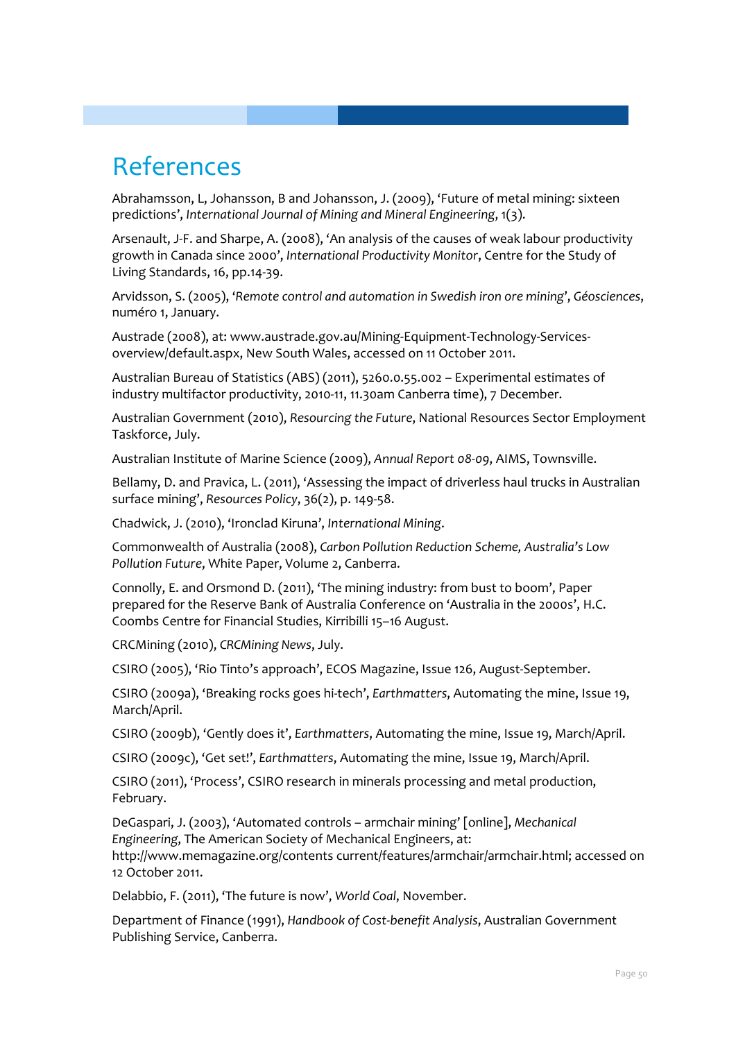# References

Abrahamsson, L, Johansson, B and Johansson, J. (2009), 'Future of metal mining: sixteen predictions', *International Journal of Mining and Mineral Engineering*, 1(3).

Arsenault, J-F. and Sharpe, A. (2008), 'An analysis of the causes of weak labour productivity growth in Canada since 2000', *International Productivity Monitor*, Centre for the Study of Living Standards, 16, pp.14-39.

Arvidsson, S. (2005), '*Remote control and automation in Swedish iron ore mining*', *Géosciences*, numéro 1, January.

Austrade (2008), at: www.austrade.gov.au/Mining-Equipment-Technology-Services-overview/default.aspx, New South Wales, accessed on 11 October 2011.

Australian Bureau of Statistics (ABS) (2011), 5260.0.55.002 – Experimental estimates of industry multifactor productivity, 2010-11, 11.30am Canberra time), 7 December.

Australian Government (2010), *Resourcing the Future*, National Resources Sector Employment Taskforce, July.

Australian Institute of Marine Science (2009), *Annual Report 08-09*, AIMS, Townsville.

Bellamy, D. and Pravica, L. (2011), 'Assessing the impact of driverless haul trucks in Australian surface mining', *Resources Policy*, 36(2), p. 149-58.

Chadwick, J. (2010), 'Ironclad Kiruna', *International Mining*.

Commonwealth of Australia (2008), *Carbon Pollution Reduction Scheme, Australia's Low Pollution Future*, White Paper, Volume 2, Canberra.

Connolly, E. and Orsmond D. (2011), 'The mining industry: from bust to boom', Paper prepared for the Reserve Bank of Australia Conference on 'Australia in the 2000s', H.C. Coombs Centre for Financial Studies, Kirribilli 15–16 August.

CRCMining (2010), *CRCMining News*, July.

CSIRO (2005), 'Rio Tinto's approach', ECOS Magazine, Issue 126, August-September.

CSIRO (2009a), 'Breaking rocks goes hi-tech', *Earthmatters*, Automating the mine, Issue 19, March/April.

CSIRO (2009b), 'Gently does it', *Earthmatters*, Automating the mine, Issue 19, March/April.

CSIRO (2009c), 'Get set!', *Earthmatters*, Automating the mine, Issue 19, March/April.

CSIRO (2011), 'Process', CSIRO research in minerals processing and metal production, February.

DeGaspari, J. (2003), 'Automated controls – armchair mining' [online], *Mechanical Engineering*, The American Society of Mechanical Engineers, at: http://www.memagazine.org/contents current/features/armchair/armchair.html; accessed on 12 October 2011.

Delabbio, F. (2011), 'The future is now', *World Coal*, November.

Department of Finance (1991), *Handbook of Cost-benefit Analysis*, Australian Government Publishing Service, Canberra.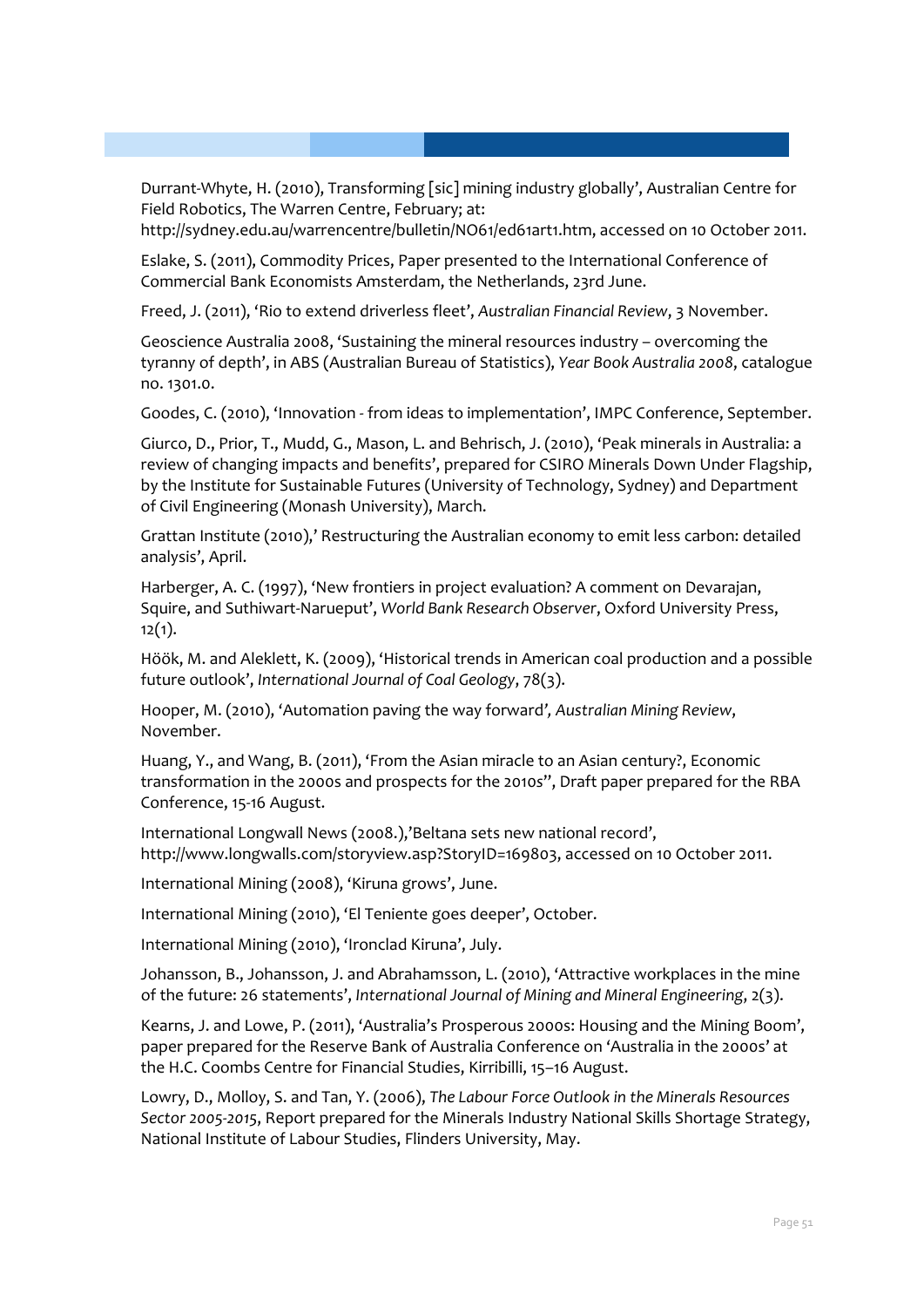Durrant-Whyte, H. (2010), Transforming [sic] mining industry globally', Australian Centre for Field Robotics, The Warren Centre, February; at: http://sydney.edu.au/warrencentre/bulletin/NO61/ed61art1.htm, accessed on 10 October 2011.

Eslake, S. (2011), Commodity Prices, Paper presented to the International Conference of Commercial Bank Economists Amsterdam, the Netherlands, 23rd June.

Freed, J. (2011), 'Rio to extend driverless fleet', *Australian Financial Review*, 3 November.

Geoscience Australia 2008, 'Sustaining the mineral resources industry – overcoming the tyranny of depth', in ABS (Australian Bureau of Statistics), *Year Book Australia 2008*, catalogue no. 1301.0.

Goodes, C. (2010), 'Innovation - from ideas to implementation', IMPC Conference, September.

Giurco, D., Prior, T., Mudd, G., Mason, L. and Behrisch, J. (2010), 'Peak minerals in Australia: a review of changing impacts and benefits', prepared for CSIRO Minerals Down Under Flagship, by the Institute for Sustainable Futures (University of Technology, Sydney) and Department of Civil Engineering (Monash University), March.

Grattan Institute (2010),' Restructuring the Australian economy to emit less carbon: detailed analysis', April.

Harberger, A. C. (1997), 'New frontiers in project evaluation? A comment on Devarajan, Squire, and Suthiwart-Narueput', *World Bank Research Observer*, Oxford University Press, 12(1).

Höök, M. and Aleklett, K. (2009), 'Historical trends in American coal production and a possible future outlook', *International Journal of Coal Geology*, 78(3).

Hooper, M. (2010), 'Automation paving the way forward', *Australian Mining Review*, November.

Huang, Y., and Wang, B. (2011), 'From the Asian miracle to an Asian century?, Economic transformation in the 2000s and prospects for the 2010s'', Draft paper prepared for the RBA Conference, 15-16 August.

International Longwall News (2008.),'Beltana sets new national record', http://www.longwalls.com/storyview.asp?StoryID=169803, accessed on 10 October 2011.

International Mining (2008), 'Kiruna grows', June.

International Mining (2010), 'El Teniente goes deeper', October.

International Mining (2010), 'Ironclad Kiruna', July.

Johansson, B., Johansson, J. and Abrahamsson, L. (2010), 'Attractive workplaces in the mine of the future: 26 statements', *International Journal of Mining and Mineral Engineering*, 2(3).

Kearns, J. and Lowe, P. (2011), 'Australia's Prosperous 2000s: Housing and the Mining Boom', paper prepared for the Reserve Bank of Australia Conference on 'Australia in the 2000s' at the H.C. Coombs Centre for Financial Studies, Kirribilli, 15–16 August.

Lowry, D., Molloy, S. and Tan, Y. (2006), *The Labour Force Outlook in the Minerals Resources Sector 2005-2015*, Report prepared for the Minerals Industry National Skills Shortage Strategy, National Institute of Labour Studies, Flinders University, May.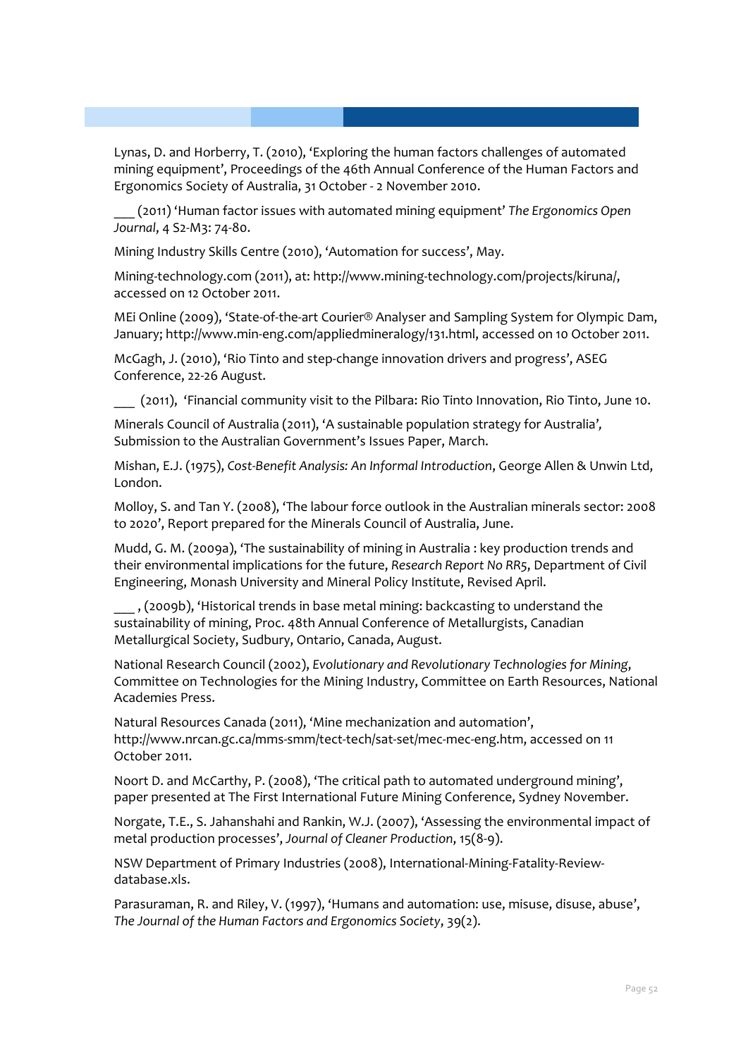Lynas, D. and Horberry, T. (2010), 'Exploring the human factors challenges of automated mining equipment', Proceedings of the 46th Annual Conference of the Human Factors and Ergonomics Society of Australia, 31 October - 2 November 2010.

___ (2011) 'Human factor issues with automated mining equipment' *The Ergonomics Open Journal*, 4 S2-M3: 74-80.

Mining Industry Skills Centre (2010), 'Automation for success', May.

Mining-technology.com (2011), at: http://www.mining-technology.com/projects/kiruna/, accessed on 12 October 2011.

MEi Online (2009), 'State-of-the-art Courier® Analyser and Sampling System for Olympic Dam, January; http://www.min-eng.com/appliedmineralogy/131.html, accessed on 10 October 2011.

McGagh, J. (2010), 'Rio Tinto and step-change innovation drivers and progress', ASEG Conference, 22-26 August.

___ (2011), 'Financial community visit to the Pilbara: Rio Tinto Innovation, Rio Tinto, June 10.

Minerals Council of Australia (2011), 'A sustainable population strategy for Australia', Submission to the Australian Government's Issues Paper, March.

Mishan, E.J. (1975), *Cost-Benefit Analysis: An Informal Introduction*, George Allen & Unwin Ltd, London.

Molloy, S. and Tan Y. (2008), 'The labour force outlook in the Australian minerals sector: 2008 to 2020', Report prepared for the Minerals Council of Australia, June.

Mudd, G. M. (2009a), 'The sustainability of mining in Australia : key production trends and their environmental implications for the future, *Research Report No RR5*, Department of Civil Engineering, Monash University and Mineral Policy Institute, Revised April.

___ , (2009b), 'Historical trends in base metal mining: backcasting to understand the sustainability of mining, Proc. 48th Annual Conference of Metallurgists, Canadian Metallurgical Society, Sudbury, Ontario, Canada, August.

National Research Council (2002), *Evolutionary and Revolutionary Technologies for Mining*, Committee on Technologies for the Mining Industry, Committee on Earth Resources, National Academies Press.

Natural Resources Canada (2011), 'Mine mechanization and automation', http://www.nrcan.gc.ca/mms-smm/tect-tech/sat-set/mec-mec-eng.htm, accessed on 11 October 2011.

Noort D. and McCarthy, P. (2008), 'The critical path to automated underground mining', paper presented at The First International Future Mining Conference, Sydney November.

Norgate, T.E., S. Jahanshahi and Rankin, W.J. (2007), 'Assessing the environmental impact of metal production processes', *Journal of Cleaner Production*, 15(8-9).

NSW Department of Primary Industries (2008), International-Mining-Fatality-Review-database.xls.

Parasuraman, R. and Riley, V. (1997), 'Humans and automation: use, misuse, disuse, abuse', *The Journal of the Human Factors and Ergonomics Society*, 39(2).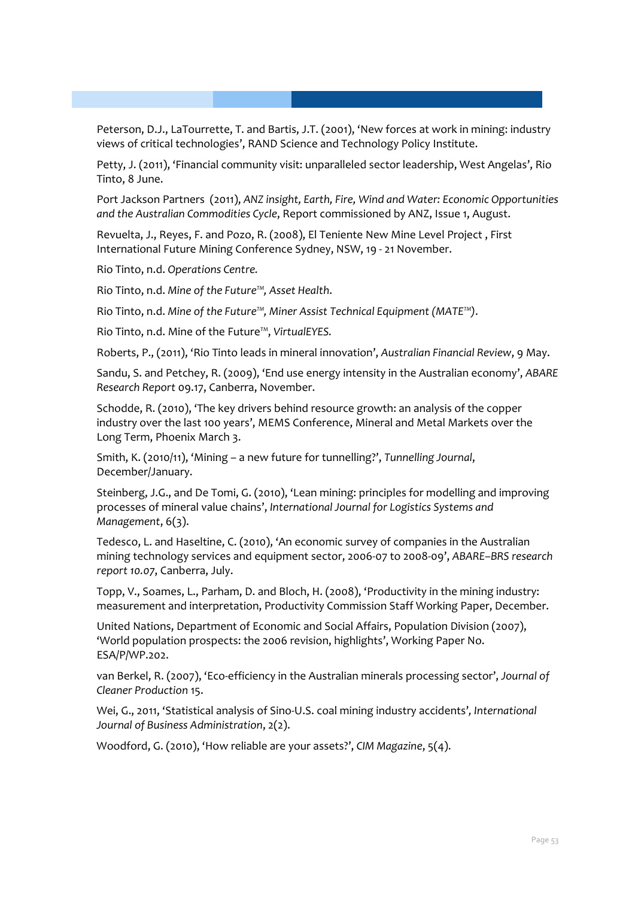Peterson, D.J., LaTourrette, T. and Bartis, J.T. (2001), 'New forces at work in mining: industry views of critical technologies', RAND Science and Technology Policy Institute.

Petty, J. (2011), 'Financial community visit: unparalleled sector leadership, West Angelas', Rio Tinto, 8 June.

Port Jackson Partners (2011), *ANZ insight, Earth, Fire, Wind and Water: Economic Opportunities and the Australian Commodities Cycle*, Report commissioned by ANZ, Issue 1, August.

Revuelta, J., Reyes, F. and Pozo, R. (2008), El Teniente New Mine Level Project , First International Future Mining Conference Sydney, NSW, 19 - 21 November.

Rio Tinto, n.d. *Operations Centre.*

Rio Tinto, n.d. *Mine of the Future™, Asset Health*.

Rio Tinto, n.d. *Mine of the Future™, Miner Assist Technical Equipment (MATE™)*.

Rio Tinto, n.d. Mine of the Future™, *VirtualEYES.*

Roberts, P., (2011), 'Rio Tinto leads in mineral innovation', *Australian Financial Review*, 9 May.

Sandu, S. and Petchey, R. (2009), 'End use energy intensity in the Australian economy', *ABARE Research Report* 09.17, Canberra, November.

Schodde, R. (2010), 'The key drivers behind resource growth: an analysis of the copper industry over the last 100 years', MEMS Conference, Mineral and Metal Markets over the Long Term, Phoenix March 3.

Smith, K. (2010/11), 'Mining – a new future for tunnelling?', *Tunnelling Journal*, December/January.

Steinberg, J.G., and De Tomi, G. (2010), 'Lean mining: principles for modelling and improving processes of mineral value chains', *International Journal for Logistics Systems and Management*, 6(3).

Tedesco, L. and Haseltine, C. (2010), 'An economic survey of companies in the Australian mining technology services and equipment sector, 2006-07 to 2008-09', *ABARE–BRS research report 10.07*, Canberra, July.

Topp, V., Soames, L., Parham, D. and Bloch, H. (2008), 'Productivity in the mining industry: measurement and interpretation, Productivity Commission Staff Working Paper, December.

United Nations, Department of Economic and Social Affairs, Population Division (2007), 'World population prospects: the 2006 revision, highlights', Working Paper No. ESA/P/WP.202.

van Berkel, R. (2007), 'Eco-efficiency in the Australian minerals processing sector', *Journal of Cleaner Production* 15.

Wei, G., 2011, 'Statistical analysis of Sino-U.S. coal mining industry accidents', *International Journal of Business Administration*, 2(2).

Woodford, G. (2010), 'How reliable are your assets?', *CIM Magazine*, 5(4).